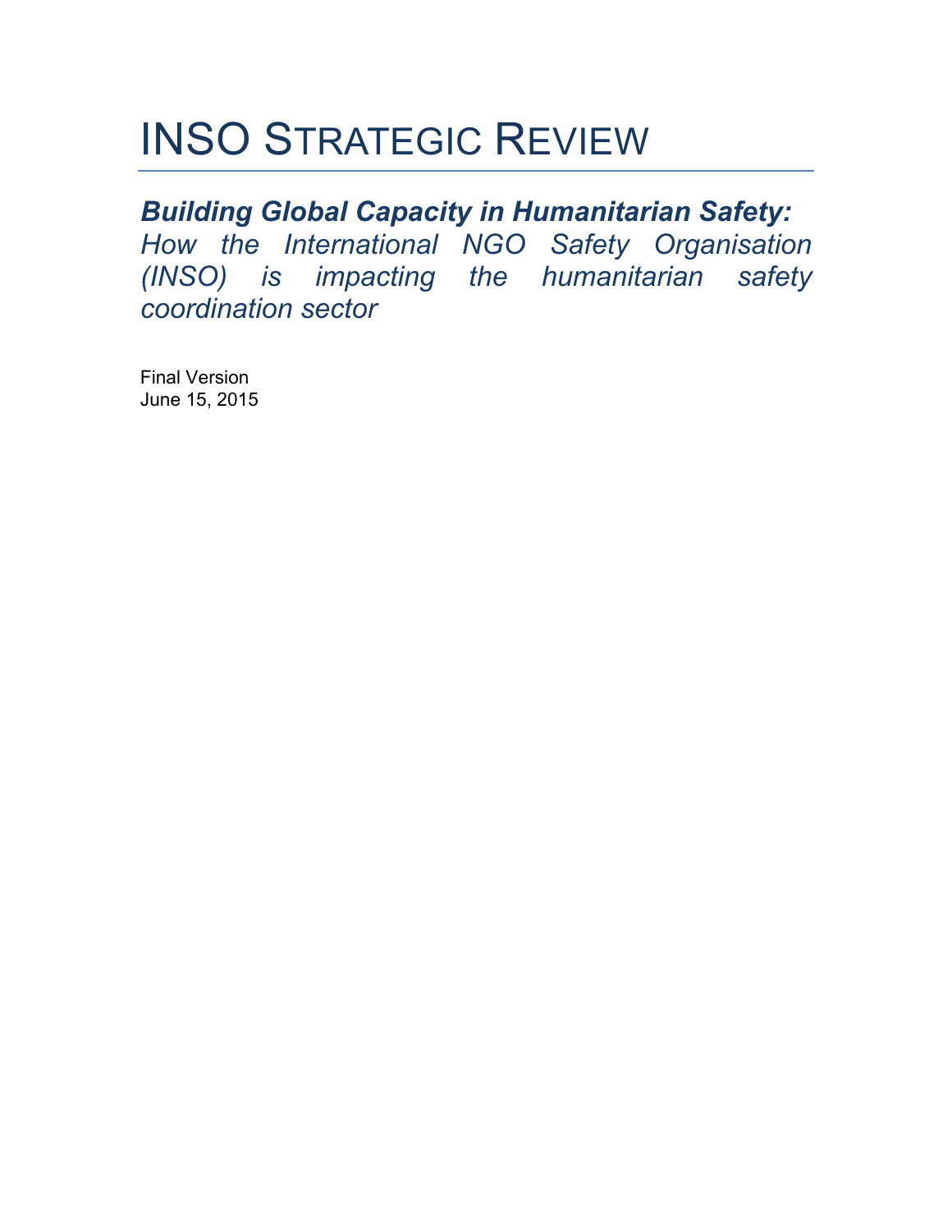# INSO Strategic Review

***Building Global Capacity in Humanitarian Safety:***
*How the International NGO Safety Organisation (INSO) is impacting the humanitarian safety coordination sector*

Final Version
June 15, 2015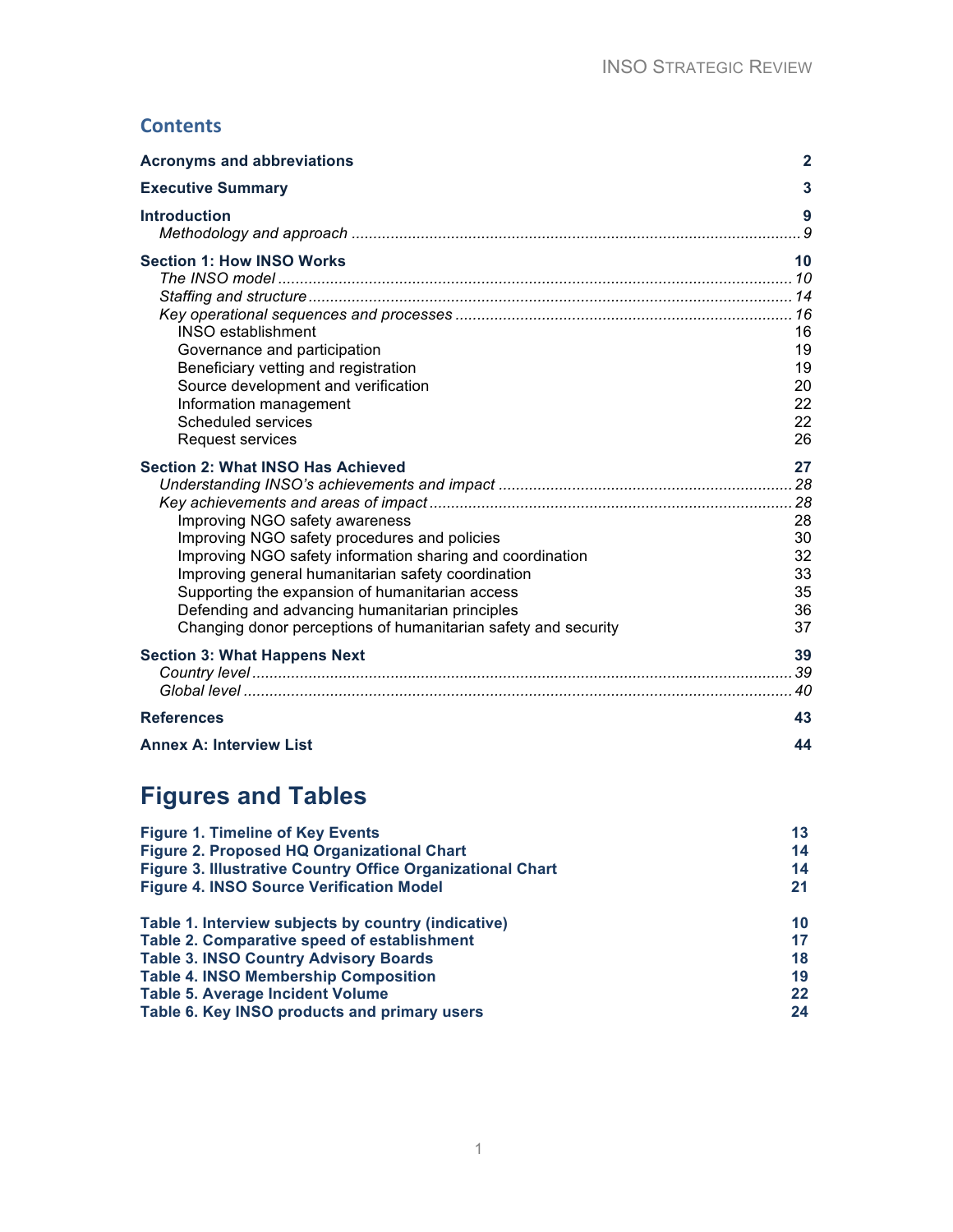## Contents

| | |
|---|---|
| **Acronyms and abbreviations** | **2** |
| **Executive Summary** | **3** |
| **Introduction** | **9** |
| *Methodology and approach* | *9* |
| **Section 1: How INSO Works** | **10** |
| *The INSO model* | *10* |
| *Staffing and structure* | *14* |
| *Key operational sequences and processes* | *16* |
| INSO establishment | 16 |
| Governance and participation | 19 |
| Beneficiary vetting and registration | 19 |
| Source development and verification | 20 |
| Information management | 22 |
| Scheduled services | 22 |
| Request services | 26 |
| **Section 2: What INSO Has Achieved** | **27** |
| *Understanding INSO's achievements and impact* | *28* |
| *Key achievements and areas of impact* | *28* |
| Improving NGO safety awareness | 28 |
| Improving NGO safety procedures and policies | 30 |
| Improving NGO safety information sharing and coordination | 32 |
| Improving general humanitarian safety coordination | 33 |
| Supporting the expansion of humanitarian access | 35 |
| Defending and advancing humanitarian principles | 36 |
| Changing donor perceptions of humanitarian safety and security | 37 |
| **Section 3: What Happens Next** | **39** |
| *Country level* | *39* |
| *Global level* | *40* |
| **References** | **43** |
| **Annex A: Interview List** | **44** |

# Figures and Tables

| | |
|---|---|
| **Figure 1. Timeline of Key Events** | **13** |
| **Figure 2. Proposed HQ Organizational Chart** | **14** |
| **Figure 3. Illustrative Country Office Organizational Chart** | **14** |
| **Figure 4. INSO Source Verification Model** | **21** |

| | |
|---|---|
| **Table 1. Interview subjects by country (indicative)** | **10** |
| **Table 2. Comparative speed of establishment** | **17** |
| **Table 3. INSO Country Advisory Boards** | **18** |
| **Table 4. INSO Membership Composition** | **19** |
| **Table 5. Average Incident Volume** | **22** |
| **Table 6. Key INSO products and primary users** | **24** |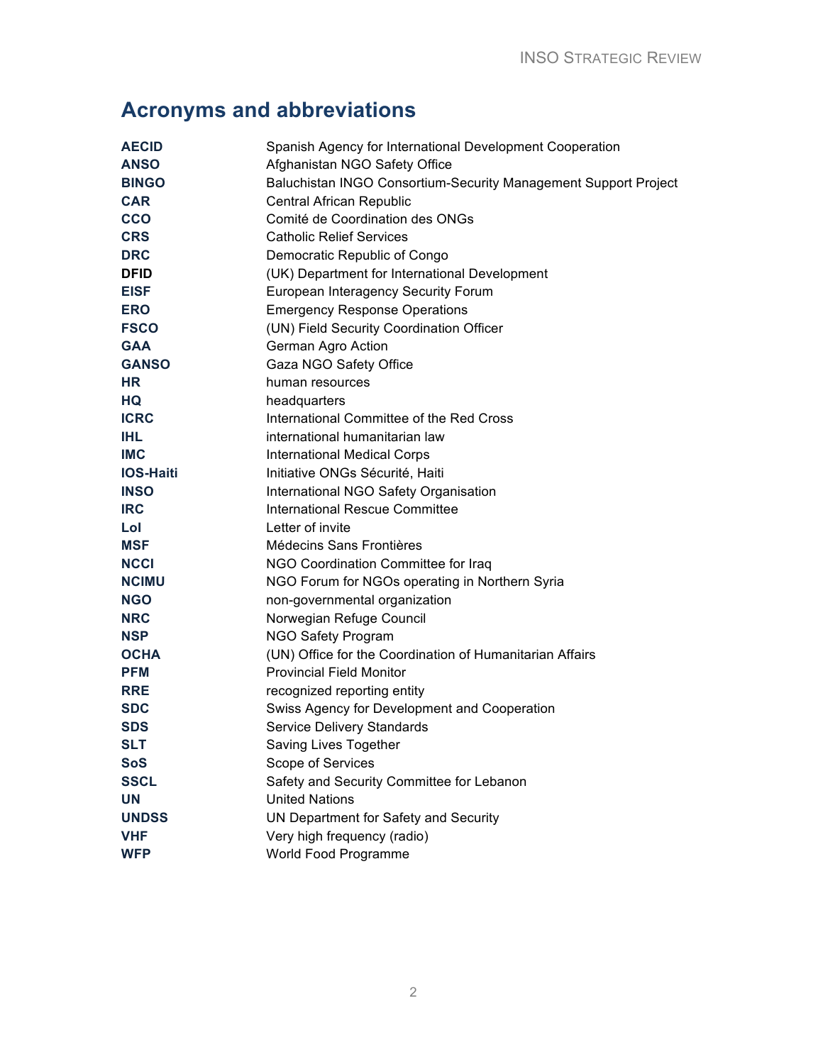## Acronyms and abbreviations

| | |
|---|---|
| **AECID** | Spanish Agency for International Development Cooperation |
| **ANSO** | Afghanistan NGO Safety Office |
| **BINGO** | Baluchistan INGO Consortium-Security Management Support Project |
| **CAR** | Central African Republic |
| **CCO** | Comité de Coordination des ONGs |
| **CRS** | Catholic Relief Services |
| **DRC** | Democratic Republic of Congo |
| **DFID** | (UK) Department for International Development |
| **EISF** | European Interagency Security Forum |
| **ERO** | Emergency Response Operations |
| **FSCO** | (UN) Field Security Coordination Officer |
| **GAA** | German Agro Action |
| **GANSO** | Gaza NGO Safety Office |
| **HR** | human resources |
| **HQ** | headquarters |
| **ICRC** | International Committee of the Red Cross |
| **IHL** | international humanitarian law |
| **IMC** | International Medical Corps |
| **IOS-Haiti** | Initiative ONGs Sécurité, Haiti |
| **INSO** | International NGO Safety Organisation |
| **IRC** | International Rescue Committee |
| **LoI** | Letter of invite |
| **MSF** | Médecins Sans Frontières |
| **NCCI** | NGO Coordination Committee for Iraq |
| **NCIMU** | NGO Forum for NGOs operating in Northern Syria |
| **NGO** | non-governmental organization |
| **NRC** | Norwegian Refuge Council |
| **NSP** | NGO Safety Program |
| **OCHA** | (UN) Office for the Coordination of Humanitarian Affairs |
| **PFM** | Provincial Field Monitor |
| **RRE** | recognized reporting entity |
| **SDC** | Swiss Agency for Development and Cooperation |
| **SDS** | Service Delivery Standards |
| **SLT** | Saving Lives Together |
| **SoS** | Scope of Services |
| **SSCL** | Safety and Security Committee for Lebanon |
| **UN** | United Nations |
| **UNDSS** | UN Department for Safety and Security |
| **VHF** | Very high frequency (radio) |
| **WFP** | World Food Programme |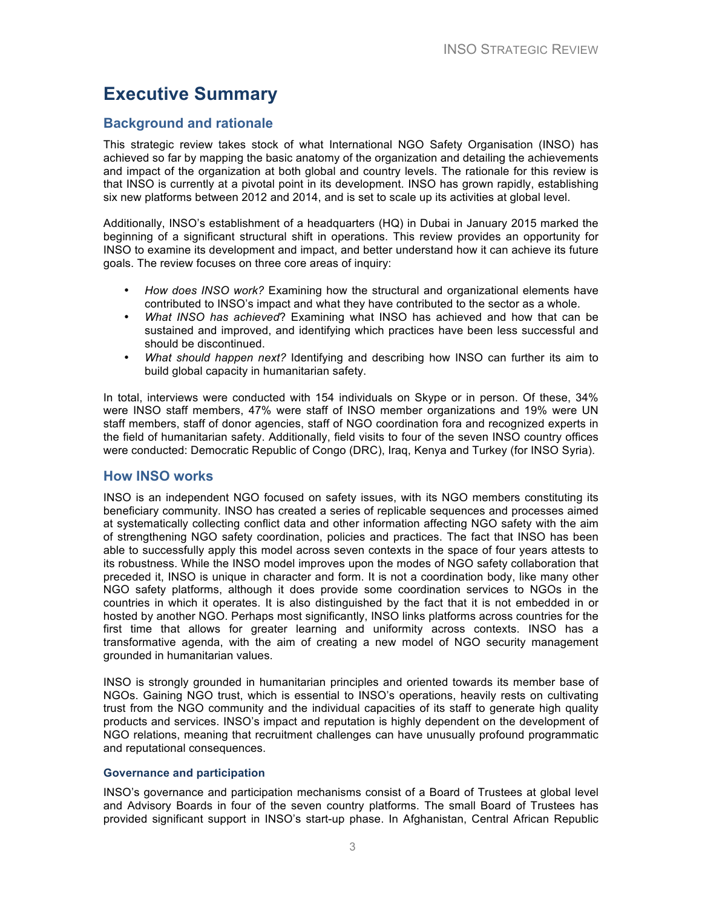# Executive Summary

## Background and rationale

This strategic review takes stock of what International NGO Safety Organisation (INSO) has achieved so far by mapping the basic anatomy of the organization and detailing the achievements and impact of the organization at both global and country levels. The rationale for this review is that INSO is currently at a pivotal point in its development. INSO has grown rapidly, establishing six new platforms between 2012 and 2014, and is set to scale up its activities at global level.

Additionally, INSO's establishment of a headquarters (HQ) in Dubai in January 2015 marked the beginning of a significant structural shift in operations. This review provides an opportunity for INSO to examine its development and impact, and better understand how it can achieve its future goals. The review focuses on three core areas of inquiry:

- *How does INSO work?* Examining how the structural and organizational elements have contributed to INSO's impact and what they have contributed to the sector as a whole.
- *What INSO has achieved*? Examining what INSO has achieved and how that can be sustained and improved, and identifying which practices have been less successful and should be discontinued.
- *What should happen next?* Identifying and describing how INSO can further its aim to build global capacity in humanitarian safety.

In total, interviews were conducted with 154 individuals on Skype or in person. Of these, 34% were INSO staff members, 47% were staff of INSO member organizations and 19% were UN staff members, staff of donor agencies, staff of NGO coordination fora and recognized experts in the field of humanitarian safety. Additionally, field visits to four of the seven INSO country offices were conducted: Democratic Republic of Congo (DRC), Iraq, Kenya and Turkey (for INSO Syria).

## How INSO works

INSO is an independent NGO focused on safety issues, with its NGO members constituting its beneficiary community. INSO has created a series of replicable sequences and processes aimed at systematically collecting conflict data and other information affecting NGO safety with the aim of strengthening NGO safety coordination, policies and practices. The fact that INSO has been able to successfully apply this model across seven contexts in the space of four years attests to its robustness. While the INSO model improves upon the modes of NGO safety collaboration that preceded it, INSO is unique in character and form. It is not a coordination body, like many other NGO safety platforms, although it does provide some coordination services to NGOs in the countries in which it operates. It is also distinguished by the fact that it is not embedded in or hosted by another NGO. Perhaps most significantly, INSO links platforms across countries for the first time that allows for greater learning and uniformity across contexts. INSO has a transformative agenda, with the aim of creating a new model of NGO security management grounded in humanitarian values.

INSO is strongly grounded in humanitarian principles and oriented towards its member base of NGOs. Gaining NGO trust, which is essential to INSO's operations, heavily rests on cultivating trust from the NGO community and the individual capacities of its staff to generate high quality products and services. INSO's impact and reputation is highly dependent on the development of NGO relations, meaning that recruitment challenges can have unusually profound programmatic and reputational consequences.

### Governance and participation

INSO's governance and participation mechanisms consist of a Board of Trustees at global level and Advisory Boards in four of the seven country platforms. The small Board of Trustees has provided significant support in INSO's start-up phase. In Afghanistan, Central African Republic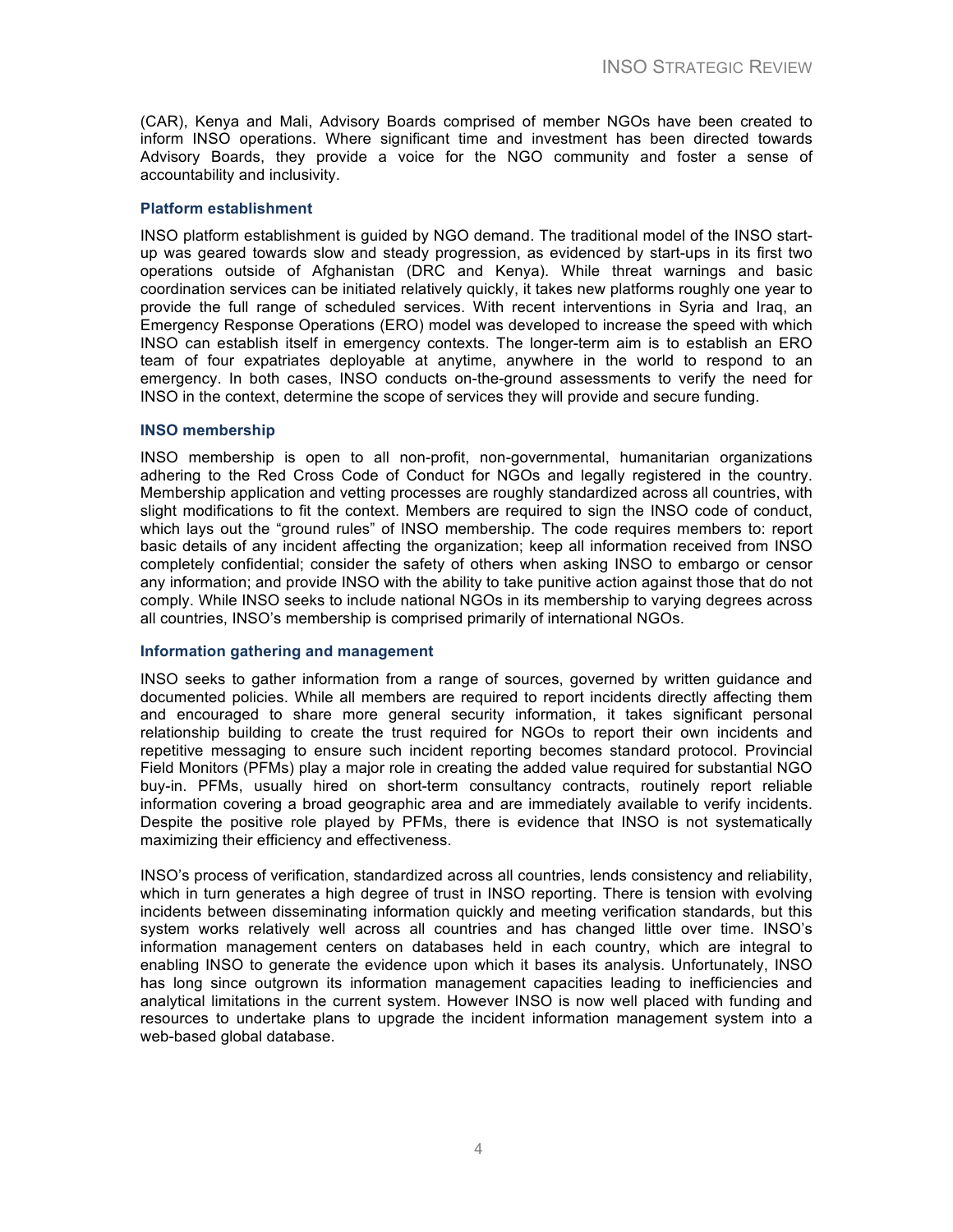(CAR), Kenya and Mali, Advisory Boards comprised of member NGOs have been created to inform INSO operations. Where significant time and investment has been directed towards Advisory Boards, they provide a voice for the NGO community and foster a sense of accountability and inclusivity.

#### Platform establishment

INSO platform establishment is guided by NGO demand. The traditional model of the INSO start-up was geared towards slow and steady progression, as evidenced by start-ups in its first two operations outside of Afghanistan (DRC and Kenya). While threat warnings and basic coordination services can be initiated relatively quickly, it takes new platforms roughly one year to provide the full range of scheduled services. With recent interventions in Syria and Iraq, an Emergency Response Operations (ERO) model was developed to increase the speed with which INSO can establish itself in emergency contexts. The longer-term aim is to establish an ERO team of four expatriates deployable at anytime, anywhere in the world to respond to an emergency. In both cases, INSO conducts on-the-ground assessments to verify the need for INSO in the context, determine the scope of services they will provide and secure funding.

#### INSO membership

INSO membership is open to all non-profit, non-governmental, humanitarian organizations adhering to the Red Cross Code of Conduct for NGOs and legally registered in the country. Membership application and vetting processes are roughly standardized across all countries, with slight modifications to fit the context. Members are required to sign the INSO code of conduct, which lays out the "ground rules" of INSO membership. The code requires members to: report basic details of any incident affecting the organization; keep all information received from INSO completely confidential; consider the safety of others when asking INSO to embargo or censor any information; and provide INSO with the ability to take punitive action against those that do not comply. While INSO seeks to include national NGOs in its membership to varying degrees across all countries, INSO's membership is comprised primarily of international NGOs.

#### Information gathering and management

INSO seeks to gather information from a range of sources, governed by written guidance and documented policies. While all members are required to report incidents directly affecting them and encouraged to share more general security information, it takes significant personal relationship building to create the trust required for NGOs to report their own incidents and repetitive messaging to ensure such incident reporting becomes standard protocol. Provincial Field Monitors (PFMs) play a major role in creating the added value required for substantial NGO buy-in. PFMs, usually hired on short-term consultancy contracts, routinely report reliable information covering a broad geographic area and are immediately available to verify incidents. Despite the positive role played by PFMs, there is evidence that INSO is not systematically maximizing their efficiency and effectiveness.

INSO's process of verification, standardized across all countries, lends consistency and reliability, which in turn generates a high degree of trust in INSO reporting. There is tension with evolving incidents between disseminating information quickly and meeting verification standards, but this system works relatively well across all countries and has changed little over time. INSO's information management centers on databases held in each country, which are integral to enabling INSO to generate the evidence upon which it bases its analysis. Unfortunately, INSO has long since outgrown its information management capacities leading to inefficiencies and analytical limitations in the current system. However INSO is now well placed with funding and resources to undertake plans to upgrade the incident information management system into a web-based global database.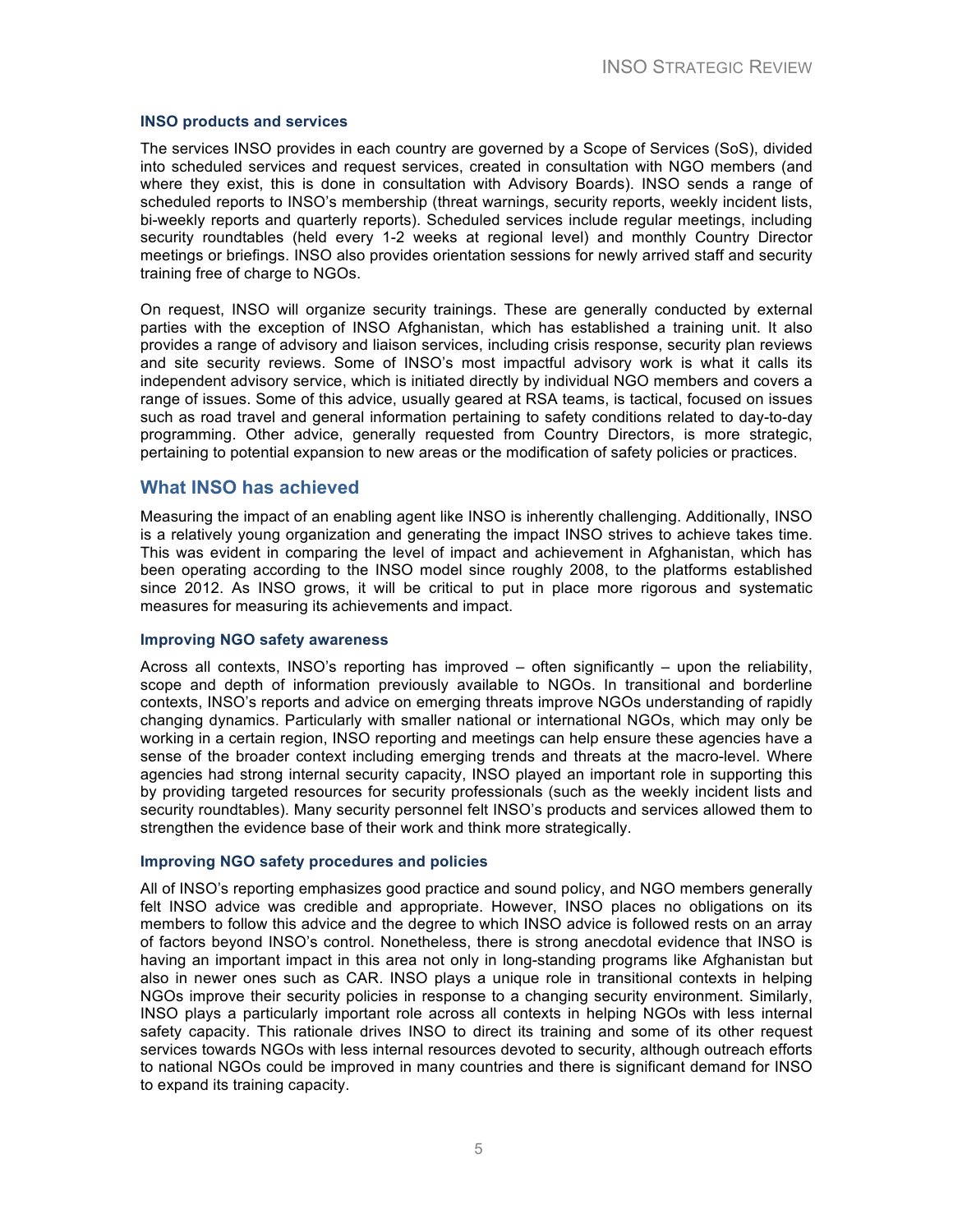### INSO products and services

The services INSO provides in each country are governed by a Scope of Services (SoS), divided into scheduled services and request services, created in consultation with NGO members (and where they exist, this is done in consultation with Advisory Boards). INSO sends a range of scheduled reports to INSO's membership (threat warnings, security reports, weekly incident lists, bi-weekly reports and quarterly reports). Scheduled services include regular meetings, including security roundtables (held every 1-2 weeks at regional level) and monthly Country Director meetings or briefings. INSO also provides orientation sessions for newly arrived staff and security training free of charge to NGOs.

On request, INSO will organize security trainings. These are generally conducted by external parties with the exception of INSO Afghanistan, which has established a training unit. It also provides a range of advisory and liaison services, including crisis response, security plan reviews and site security reviews. Some of INSO's most impactful advisory work is what it calls its independent advisory service, which is initiated directly by individual NGO members and covers a range of issues. Some of this advice, usually geared at RSA teams, is tactical, focused on issues such as road travel and general information pertaining to safety conditions related to day-to-day programming. Other advice, generally requested from Country Directors, is more strategic, pertaining to potential expansion to new areas or the modification of safety policies or practices.

## What INSO has achieved

Measuring the impact of an enabling agent like INSO is inherently challenging. Additionally, INSO is a relatively young organization and generating the impact INSO strives to achieve takes time. This was evident in comparing the level of impact and achievement in Afghanistan, which has been operating according to the INSO model since roughly 2008, to the platforms established since 2012. As INSO grows, it will be critical to put in place more rigorous and systematic measures for measuring its achievements and impact.

### Improving NGO safety awareness

Across all contexts, INSO's reporting has improved – often significantly – upon the reliability, scope and depth of information previously available to NGOs. In transitional and borderline contexts, INSO's reports and advice on emerging threats improve NGOs understanding of rapidly changing dynamics. Particularly with smaller national or international NGOs, which may only be working in a certain region, INSO reporting and meetings can help ensure these agencies have a sense of the broader context including emerging trends and threats at the macro-level. Where agencies had strong internal security capacity, INSO played an important role in supporting this by providing targeted resources for security professionals (such as the weekly incident lists and security roundtables). Many security personnel felt INSO's products and services allowed them to strengthen the evidence base of their work and think more strategically.

### Improving NGO safety procedures and policies

All of INSO's reporting emphasizes good practice and sound policy, and NGO members generally felt INSO advice was credible and appropriate. However, INSO places no obligations on its members to follow this advice and the degree to which INSO advice is followed rests on an array of factors beyond INSO's control. Nonetheless, there is strong anecdotal evidence that INSO is having an important impact in this area not only in long-standing programs like Afghanistan but also in newer ones such as CAR. INSO plays a unique role in transitional contexts in helping NGOs improve their security policies in response to a changing security environment. Similarly, INSO plays a particularly important role across all contexts in helping NGOs with less internal safety capacity. This rationale drives INSO to direct its training and some of its other request services towards NGOs with less internal resources devoted to security, although outreach efforts to national NGOs could be improved in many countries and there is significant demand for INSO to expand its training capacity.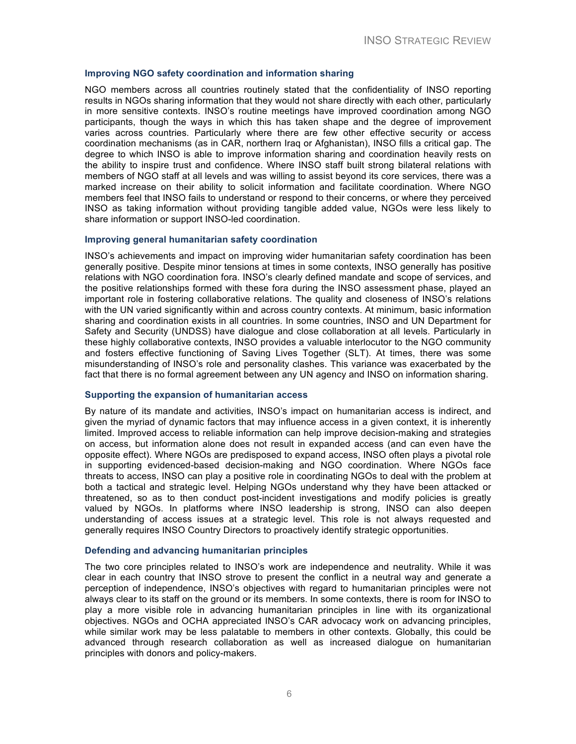### Improving NGO safety coordination and information sharing

NGO members across all countries routinely stated that the confidentiality of INSO reporting results in NGOs sharing information that they would not share directly with each other, particularly in more sensitive contexts. INSO's routine meetings have improved coordination among NGO participants, though the ways in which this has taken shape and the degree of improvement varies across countries. Particularly where there are few other effective security or access coordination mechanisms (as in CAR, northern Iraq or Afghanistan), INSO fills a critical gap. The degree to which INSO is able to improve information sharing and coordination heavily rests on the ability to inspire trust and confidence. Where INSO staff built strong bilateral relations with members of NGO staff at all levels and was willing to assist beyond its core services, there was a marked increase on their ability to solicit information and facilitate coordination. Where NGO members feel that INSO fails to understand or respond to their concerns, or where they perceived INSO as taking information without providing tangible added value, NGOs were less likely to share information or support INSO-led coordination.

### Improving general humanitarian safety coordination

INSO's achievements and impact on improving wider humanitarian safety coordination has been generally positive. Despite minor tensions at times in some contexts, INSO generally has positive relations with NGO coordination fora. INSO's clearly defined mandate and scope of services, and the positive relationships formed with these fora during the INSO assessment phase, played an important role in fostering collaborative relations. The quality and closeness of INSO's relations with the UN varied significantly within and across country contexts. At minimum, basic information sharing and coordination exists in all countries. In some countries, INSO and UN Department for Safety and Security (UNDSS) have dialogue and close collaboration at all levels. Particularly in these highly collaborative contexts, INSO provides a valuable interlocutor to the NGO community and fosters effective functioning of Saving Lives Together (SLT). At times, there was some misunderstanding of INSO's role and personality clashes. This variance was exacerbated by the fact that there is no formal agreement between any UN agency and INSO on information sharing.

### Supporting the expansion of humanitarian access

By nature of its mandate and activities, INSO's impact on humanitarian access is indirect, and given the myriad of dynamic factors that may influence access in a given context, it is inherently limited. Improved access to reliable information can help improve decision-making and strategies on access, but information alone does not result in expanded access (and can even have the opposite effect). Where NGOs are predisposed to expand access, INSO often plays a pivotal role in supporting evidenced-based decision-making and NGO coordination. Where NGOs face threats to access, INSO can play a positive role in coordinating NGOs to deal with the problem at both a tactical and strategic level. Helping NGOs understand why they have been attacked or threatened, so as to then conduct post-incident investigations and modify policies is greatly valued by NGOs. In platforms where INSO leadership is strong, INSO can also deepen understanding of access issues at a strategic level. This role is not always requested and generally requires INSO Country Directors to proactively identify strategic opportunities.

### Defending and advancing humanitarian principles

The two core principles related to INSO's work are independence and neutrality. While it was clear in each country that INSO strove to present the conflict in a neutral way and generate a perception of independence, INSO's objectives with regard to humanitarian principles were not always clear to its staff on the ground or its members. In some contexts, there is room for INSO to play a more visible role in advancing humanitarian principles in line with its organizational objectives. NGOs and OCHA appreciated INSO's CAR advocacy work on advancing principles, while similar work may be less palatable to members in other contexts. Globally, this could be advanced through research collaboration as well as increased dialogue on humanitarian principles with donors and policy-makers.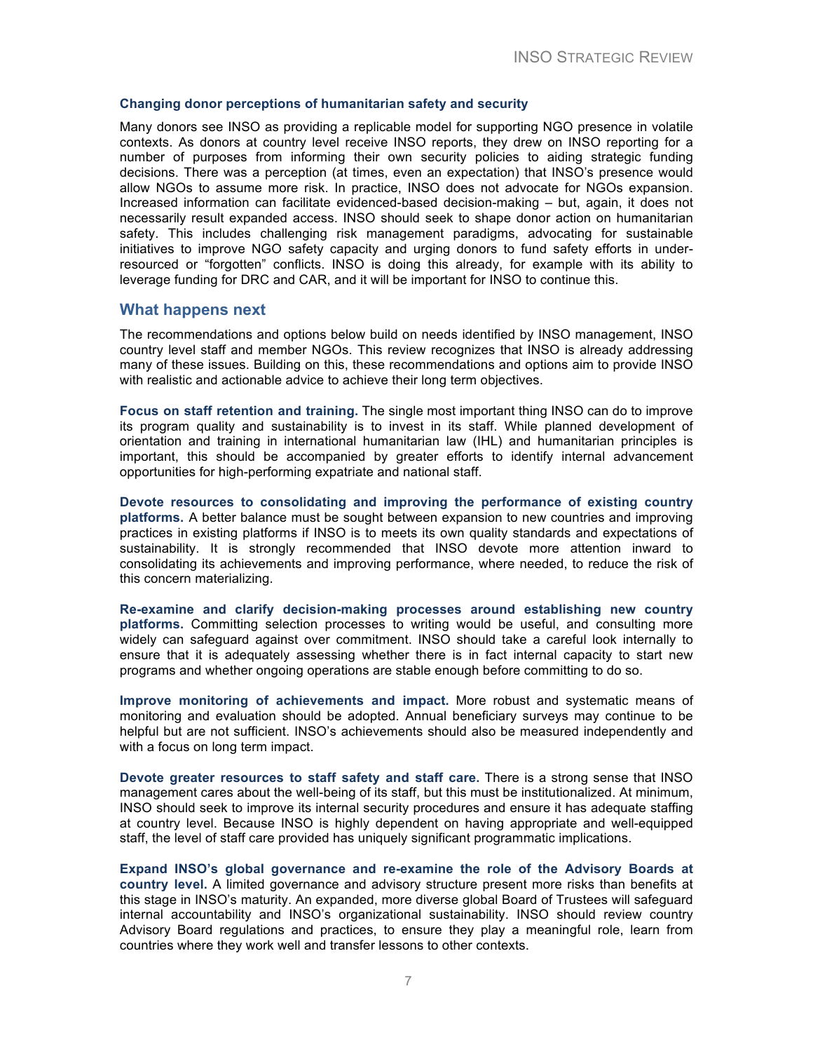### Changing donor perceptions of humanitarian safety and security

Many donors see INSO as providing a replicable model for supporting NGO presence in volatile contexts. As donors at country level receive INSO reports, they drew on INSO reporting for a number of purposes from informing their own security policies to aiding strategic funding decisions. There was a perception (at times, even an expectation) that INSO's presence would allow NGOs to assume more risk. In practice, INSO does not advocate for NGOs expansion. Increased information can facilitate evidenced-based decision-making – but, again, it does not necessarily result expanded access. INSO should seek to shape donor action on humanitarian safety. This includes challenging risk management paradigms, advocating for sustainable initiatives to improve NGO safety capacity and urging donors to fund safety efforts in under-resourced or "forgotten" conflicts. INSO is doing this already, for example with its ability to leverage funding for DRC and CAR, and it will be important for INSO to continue this.

## What happens next

The recommendations and options below build on needs identified by INSO management, INSO country level staff and member NGOs. This review recognizes that INSO is already addressing many of these issues. Building on this, these recommendations and options aim to provide INSO with realistic and actionable advice to achieve their long term objectives.

**Focus on staff retention and training.** The single most important thing INSO can do to improve its program quality and sustainability is to invest in its staff. While planned development of orientation and training in international humanitarian law (IHL) and humanitarian principles is important, this should be accompanied by greater efforts to identify internal advancement opportunities for high-performing expatriate and national staff.

**Devote resources to consolidating and improving the performance of existing country platforms.** A better balance must be sought between expansion to new countries and improving practices in existing platforms if INSO is to meets its own quality standards and expectations of sustainability. It is strongly recommended that INSO devote more attention inward to consolidating its achievements and improving performance, where needed, to reduce the risk of this concern materializing.

**Re-examine and clarify decision-making processes around establishing new country platforms.** Committing selection processes to writing would be useful, and consulting more widely can safeguard against over commitment. INSO should take a careful look internally to ensure that it is adequately assessing whether there is in fact internal capacity to start new programs and whether ongoing operations are stable enough before committing to do so.

**Improve monitoring of achievements and impact.** More robust and systematic means of monitoring and evaluation should be adopted. Annual beneficiary surveys may continue to be helpful but are not sufficient. INSO's achievements should also be measured independently and with a focus on long term impact.

**Devote greater resources to staff safety and staff care.** There is a strong sense that INSO management cares about the well-being of its staff, but this must be institutionalized. At minimum, INSO should seek to improve its internal security procedures and ensure it has adequate staffing at country level. Because INSO is highly dependent on having appropriate and well-equipped staff, the level of staff care provided has uniquely significant programmatic implications.

**Expand INSO's global governance and re-examine the role of the Advisory Boards at country level.** A limited governance and advisory structure present more risks than benefits at this stage in INSO's maturity. An expanded, more diverse global Board of Trustees will safeguard internal accountability and INSO's organizational sustainability. INSO should review country Advisory Board regulations and practices, to ensure they play a meaningful role, learn from countries where they work well and transfer lessons to other contexts.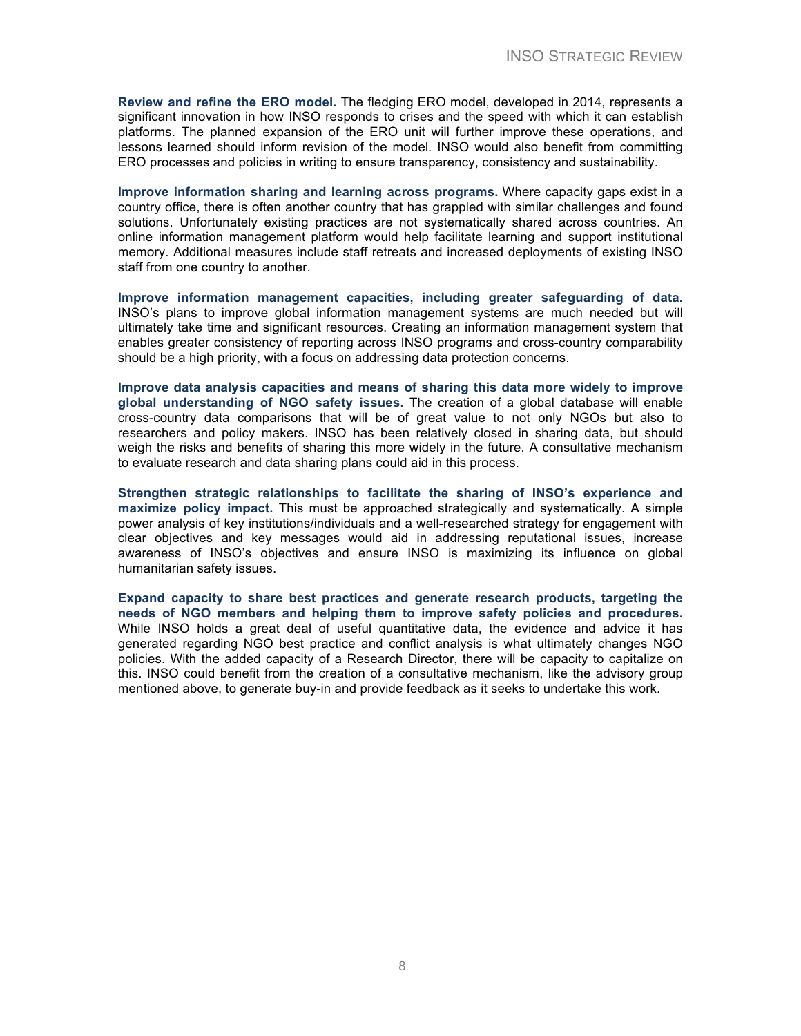**Review and refine the ERO model.** The fledging ERO model, developed in 2014, represents a significant innovation in how INSO responds to crises and the speed with which it can establish platforms. The planned expansion of the ERO unit will further improve these operations, and lessons learned should inform revision of the model. INSO would also benefit from committing ERO processes and policies in writing to ensure transparency, consistency and sustainability.

**Improve information sharing and learning across programs.** Where capacity gaps exist in a country office, there is often another country that has grappled with similar challenges and found solutions. Unfortunately existing practices are not systematically shared across countries. An online information management platform would help facilitate learning and support institutional memory. Additional measures include staff retreats and increased deployments of existing INSO staff from one country to another.

**Improve information management capacities, including greater safeguarding of data.** INSO's plans to improve global information management systems are much needed but will ultimately take time and significant resources. Creating an information management system that enables greater consistency of reporting across INSO programs and cross-country comparability should be a high priority, with a focus on addressing data protection concerns.

**Improve data analysis capacities and means of sharing this data more widely to improve global understanding of NGO safety issues.** The creation of a global database will enable cross-country data comparisons that will be of great value to not only NGOs but also to researchers and policy makers. INSO has been relatively closed in sharing data, but should weigh the risks and benefits of sharing this more widely in the future. A consultative mechanism to evaluate research and data sharing plans could aid in this process.

**Strengthen strategic relationships to facilitate the sharing of INSO's experience and maximize policy impact.** This must be approached strategically and systematically. A simple power analysis of key institutions/individuals and a well-researched strategy for engagement with clear objectives and key messages would aid in addressing reputational issues, increase awareness of INSO's objectives and ensure INSO is maximizing its influence on global humanitarian safety issues.

**Expand capacity to share best practices and generate research products, targeting the needs of NGO members and helping them to improve safety policies and procedures.** While INSO holds a great deal of useful quantitative data, the evidence and advice it has generated regarding NGO best practice and conflict analysis is what ultimately changes NGO policies. With the added capacity of a Research Director, there will be capacity to capitalize on this. INSO could benefit from the creation of a consultative mechanism, like the advisory group mentioned above, to generate buy-in and provide feedback as it seeks to undertake this work.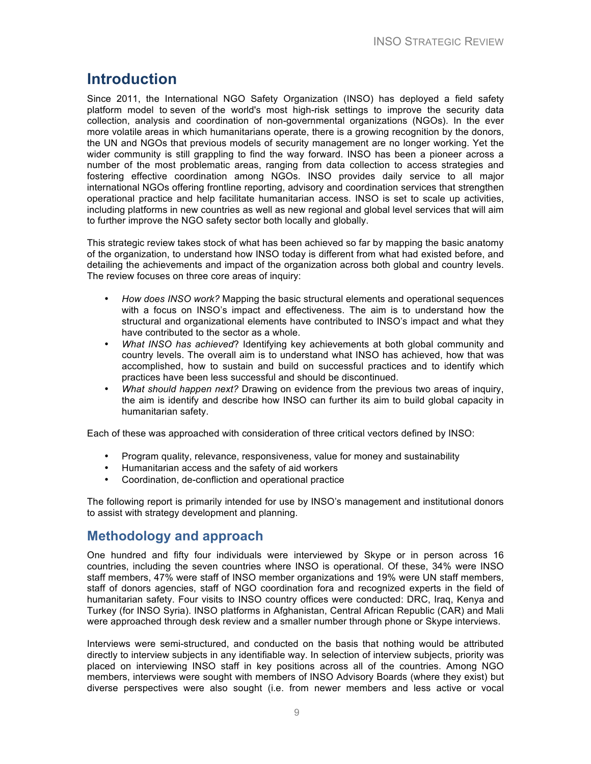# Introduction

Since 2011, the International NGO Safety Organization (INSO) has deployed a field safety platform model to seven of the world's most high-risk settings to improve the security data collection, analysis and coordination of non-governmental organizations (NGOs). In the ever more volatile areas in which humanitarians operate, there is a growing recognition by the donors, the UN and NGOs that previous models of security management are no longer working. Yet the wider community is still grappling to find the way forward. INSO has been a pioneer across a number of the most problematic areas, ranging from data collection to access strategies and fostering effective coordination among NGOs. INSO provides daily service to all major international NGOs offering frontline reporting, advisory and coordination services that strengthen operational practice and help facilitate humanitarian access. INSO is set to scale up activities, including platforms in new countries as well as new regional and global level services that will aim to further improve the NGO safety sector both locally and globally.

This strategic review takes stock of what has been achieved so far by mapping the basic anatomy of the organization, to understand how INSO today is different from what had existed before, and detailing the achievements and impact of the organization across both global and country levels. The review focuses on three core areas of inquiry:

- *How does INSO work?* Mapping the basic structural elements and operational sequences with a focus on INSO's impact and effectiveness. The aim is to understand how the structural and organizational elements have contributed to INSO's impact and what they have contributed to the sector as a whole.
- *What INSO has achieved*? Identifying key achievements at both global community and country levels. The overall aim is to understand what INSO has achieved, how that was accomplished, how to sustain and build on successful practices and to identify which practices have been less successful and should be discontinued.
- *What should happen next?* Drawing on evidence from the previous two areas of inquiry, the aim is identify and describe how INSO can further its aim to build global capacity in humanitarian safety.

Each of these was approached with consideration of three critical vectors defined by INSO:

- Program quality, relevance, responsiveness, value for money and sustainability
- Humanitarian access and the safety of aid workers
- Coordination, de-confliction and operational practice

The following report is primarily intended for use by INSO's management and institutional donors to assist with strategy development and planning.

## Methodology and approach

One hundred and fifty four individuals were interviewed by Skype or in person across 16 countries, including the seven countries where INSO is operational. Of these, 34% were INSO staff members, 47% were staff of INSO member organizations and 19% were UN staff members, staff of donors agencies, staff of NGO coordination fora and recognized experts in the field of humanitarian safety. Four visits to INSO country offices were conducted: DRC, Iraq, Kenya and Turkey (for INSO Syria). INSO platforms in Afghanistan, Central African Republic (CAR) and Mali were approached through desk review and a smaller number through phone or Skype interviews.

Interviews were semi-structured, and conducted on the basis that nothing would be attributed directly to interview subjects in any identifiable way. In selection of interview subjects, priority was placed on interviewing INSO staff in key positions across all of the countries. Among NGO members, interviews were sought with members of INSO Advisory Boards (where they exist) but diverse perspectives were also sought (i.e. from newer members and less active or vocal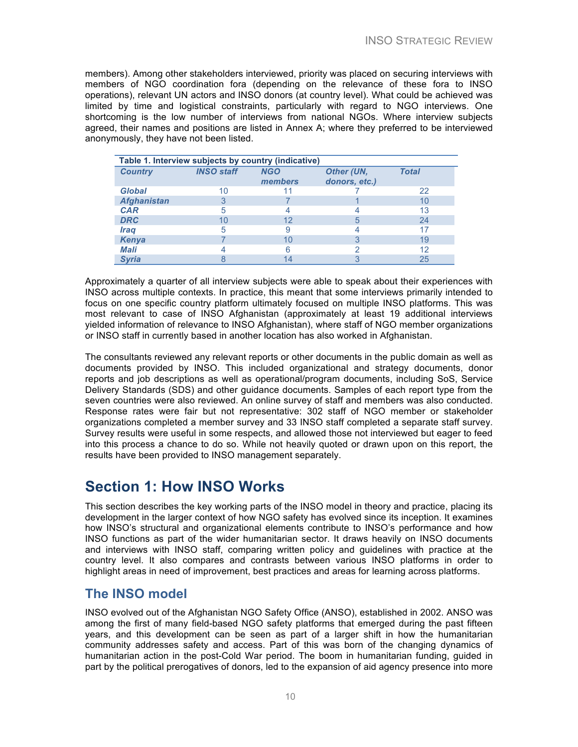members). Among other stakeholders interviewed, priority was placed on securing interviews with members of NGO coordination fora (depending on the relevance of these fora to INSO operations), relevant UN actors and INSO donors (at country level). What could be achieved was limited by time and logistical constraints, particularly with regard to NGO interviews. One shortcoming is the low number of interviews from national NGOs. Where interview subjects agreed, their names and positions are listed in Annex A; where they preferred to be interviewed anonymously, they have not been listed.

**Table 1. Interview subjects by country (indicative)**

| *Country* | *INSO staff* | *NGO members* | *Other (UN, donors, etc.)* | *Total* |
|---|---|---|---|---|
| ***Global*** | 10 | 11 | 7 | 22 |
| ***Afghanistan*** | 3 | 7 | 1 | 10 |
| ***CAR*** | 5 | 4 | 4 | 13 |
| ***DRC*** | 10 | 12 | 5 | 24 |
| ***Iraq*** | 5 | 9 | 4 | 17 |
| ***Kenya*** | 7 | 10 | 3 | 19 |
| ***Mali*** | 4 | 6 | 2 | 12 |
| ***Syria*** | 8 | 14 | 3 | 25 |

Approximately a quarter of all interview subjects were able to speak about their experiences with INSO across multiple contexts. In practice, this meant that some interviews primarily intended to focus on one specific country platform ultimately focused on multiple INSO platforms. This was most relevant to case of INSO Afghanistan (approximately at least 19 additional interviews yielded information of relevance to INSO Afghanistan), where staff of NGO member organizations or INSO staff in currently based in another location has also worked in Afghanistan.

The consultants reviewed any relevant reports or other documents in the public domain as well as documents provided by INSO. This included organizational and strategy documents, donor reports and job descriptions as well as operational/program documents, including SoS, Service Delivery Standards (SDS) and other guidance documents. Samples of each report type from the seven countries were also reviewed. An online survey of staff and members was also conducted. Response rates were fair but not representative: 302 staff of NGO member or stakeholder organizations completed a member survey and 33 INSO staff completed a separate staff survey. Survey results were useful in some respects, and allowed those not interviewed but eager to feed into this process a chance to do so. While not heavily quoted or drawn upon on this report, the results have been provided to INSO management separately.

# Section 1: How INSO Works

This section describes the key working parts of the INSO model in theory and practice, placing its development in the larger context of how NGO safety has evolved since its inception. It examines how INSO's structural and organizational elements contribute to INSO's performance and how INSO functions as part of the wider humanitarian sector. It draws heavily on INSO documents and interviews with INSO staff, comparing written policy and guidelines with practice at the country level. It also compares and contrasts between various INSO platforms in order to highlight areas in need of improvement, best practices and areas for learning across platforms.

## The INSO model

INSO evolved out of the Afghanistan NGO Safety Office (ANSO), established in 2002. ANSO was among the first of many field-based NGO safety platforms that emerged during the past fifteen years, and this development can be seen as part of a larger shift in how the humanitarian community addresses safety and access. Part of this was born of the changing dynamics of humanitarian action in the post-Cold War period. The boom in humanitarian funding, guided in part by the political prerogatives of donors, led to the expansion of aid agency presence into more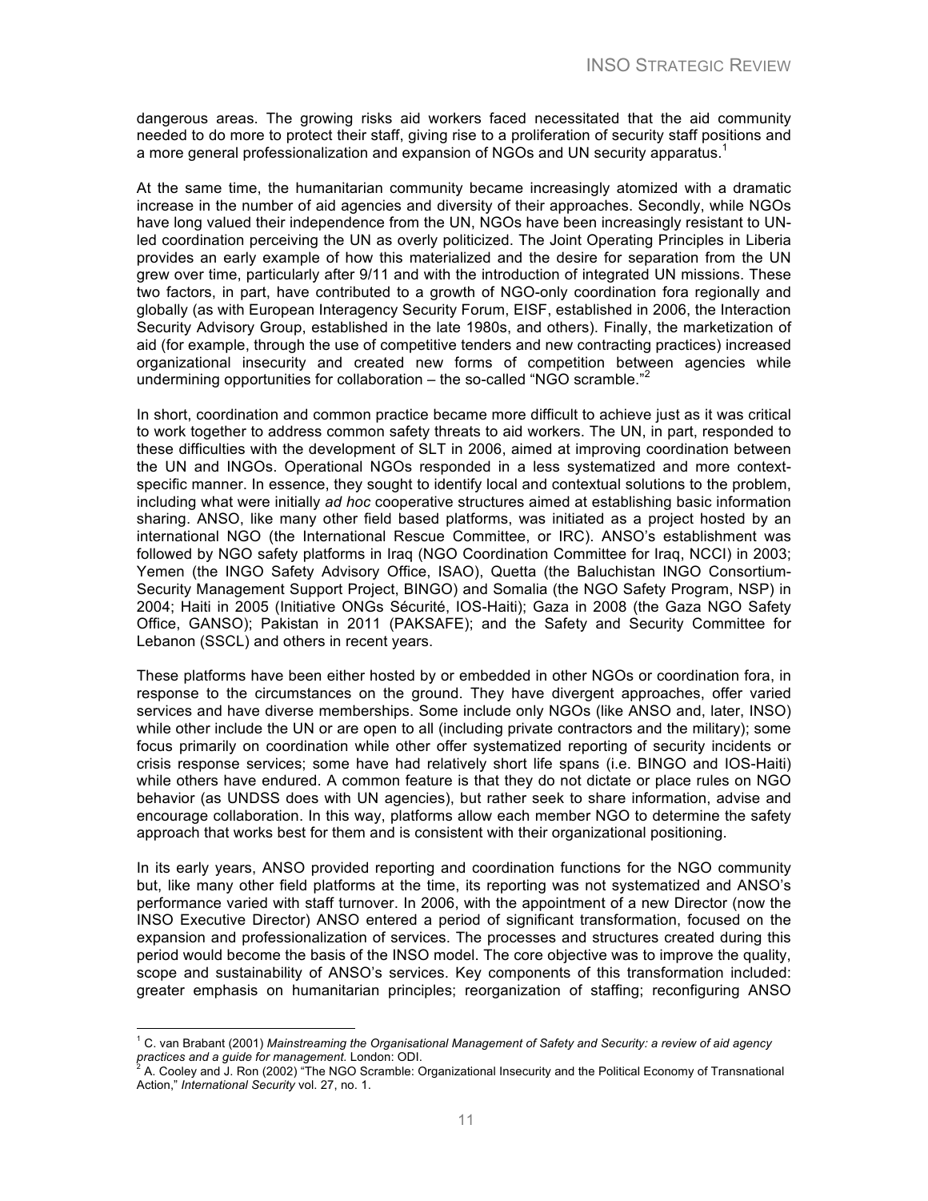dangerous areas. The growing risks aid workers faced necessitated that the aid community needed to do more to protect their staff, giving rise to a proliferation of security staff positions and a more general professionalization and expansion of NGOs and UN security apparatus.[1]

At the same time, the humanitarian community became increasingly atomized with a dramatic increase in the number of aid agencies and diversity of their approaches. Secondly, while NGOs have long valued their independence from the UN, NGOs have been increasingly resistant to UN-led coordination perceiving the UN as overly politicized. The Joint Operating Principles in Liberia provides an early example of how this materialized and the desire for separation from the UN grew over time, particularly after 9/11 and with the introduction of integrated UN missions. These two factors, in part, have contributed to a growth of NGO-only coordination fora regionally and globally (as with European Interagency Security Forum, EISF, established in 2006, the Interaction Security Advisory Group, established in the late 1980s, and others). Finally, the marketization of aid (for example, through the use of competitive tenders and new contracting practices) increased organizational insecurity and created new forms of competition between agencies while undermining opportunities for collaboration – the so-called "NGO scramble."[2]

In short, coordination and common practice became more difficult to achieve just as it was critical to work together to address common safety threats to aid workers. The UN, in part, responded to these difficulties with the development of SLT in 2006, aimed at improving coordination between the UN and INGOs. Operational NGOs responded in a less systematized and more context-specific manner. In essence, they sought to identify local and contextual solutions to the problem, including what were initially *ad hoc* cooperative structures aimed at establishing basic information sharing. ANSO, like many other field based platforms, was initiated as a project hosted by an international NGO (the International Rescue Committee, or IRC). ANSO's establishment was followed by NGO safety platforms in Iraq (NGO Coordination Committee for Iraq, NCCI) in 2003; Yemen (the INGO Safety Advisory Office, ISAO), Quetta (the Baluchistan INGO Consortium-Security Management Support Project, BINGO) and Somalia (the NGO Safety Program, NSP) in 2004; Haiti in 2005 (Initiative ONGs Sécurité, IOS-Haiti); Gaza in 2008 (the Gaza NGO Safety Office, GANSO); Pakistan in 2011 (PAKSAFE); and the Safety and Security Committee for Lebanon (SSCL) and others in recent years.

These platforms have been either hosted by or embedded in other NGOs or coordination fora, in response to the circumstances on the ground. They have divergent approaches, offer varied services and have diverse memberships. Some include only NGOs (like ANSO and, later, INSO) while other include the UN or are open to all (including private contractors and the military); some focus primarily on coordination while other offer systematized reporting of security incidents or crisis response services; some have had relatively short life spans (i.e. BINGO and IOS-Haiti) while others have endured. A common feature is that they do not dictate or place rules on NGO behavior (as UNDSS does with UN agencies), but rather seek to share information, advise and encourage collaboration. In this way, platforms allow each member NGO to determine the safety approach that works best for them and is consistent with their organizational positioning.

In its early years, ANSO provided reporting and coordination functions for the NGO community but, like many other field platforms at the time, its reporting was not systematized and ANSO's performance varied with staff turnover. In 2006, with the appointment of a new Director (now the INSO Executive Director) ANSO entered a period of significant transformation, focused on the expansion and professionalization of services. The processes and structures created during this period would become the basis of the INSO model. The core objective was to improve the quality, scope and sustainability of ANSO's services. Key components of this transformation included: greater emphasis on humanitarian principles; reorganization of staffing; reconfiguring ANSO

---

[1] C. van Brabant (2001) *Mainstreaming the Organisational Management of Safety and Security: a review of aid agency practices and a guide for management.* London: ODI.

[2] A. Cooley and J. Ron (2002) "The NGO Scramble: Organizational Insecurity and the Political Economy of Transnational Action," *International Security* vol. 27, no. 1.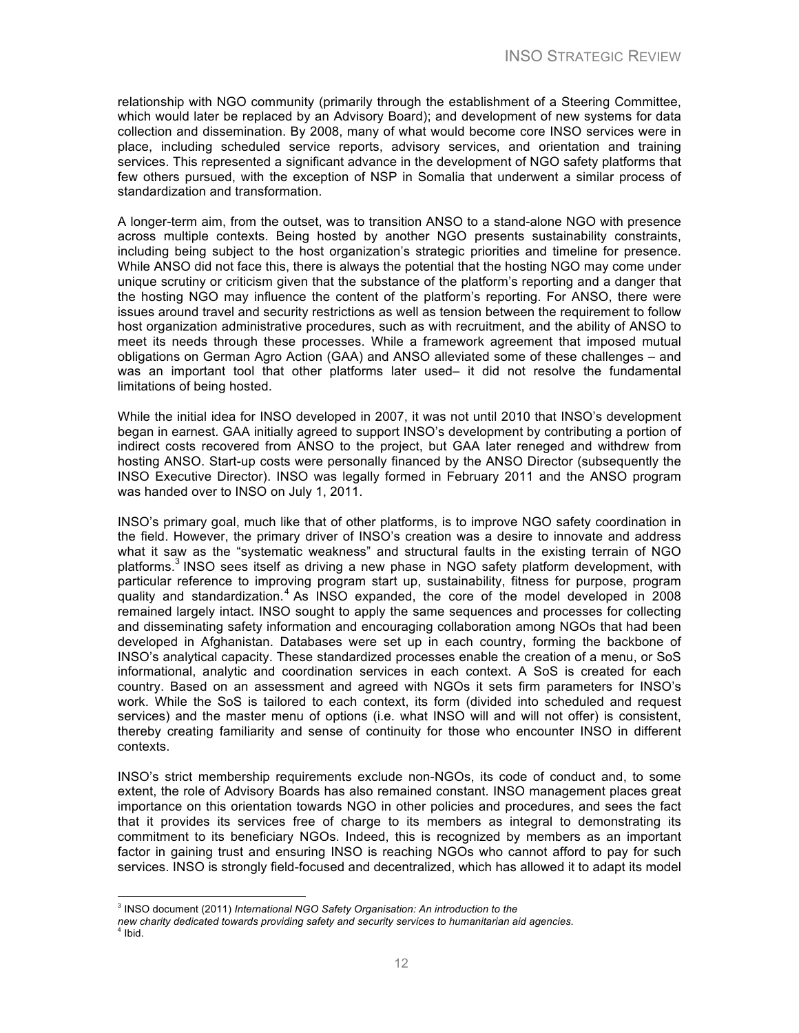relationship with NGO community (primarily through the establishment of a Steering Committee, which would later be replaced by an Advisory Board); and development of new systems for data collection and dissemination. By 2008, many of what would become core INSO services were in place, including scheduled service reports, advisory services, and orientation and training services. This represented a significant advance in the development of NGO safety platforms that few others pursued, with the exception of NSP in Somalia that underwent a similar process of standardization and transformation.

A longer-term aim, from the outset, was to transition ANSO to a stand-alone NGO with presence across multiple contexts. Being hosted by another NGO presents sustainability constraints, including being subject to the host organization's strategic priorities and timeline for presence. While ANSO did not face this, there is always the potential that the hosting NGO may come under unique scrutiny or criticism given that the substance of the platform's reporting and a danger that the hosting NGO may influence the content of the platform's reporting. For ANSO, there were issues around travel and security restrictions as well as tension between the requirement to follow host organization administrative procedures, such as with recruitment, and the ability of ANSO to meet its needs through these processes. While a framework agreement that imposed mutual obligations on German Agro Action (GAA) and ANSO alleviated some of these challenges – and was an important tool that other platforms later used– it did not resolve the fundamental limitations of being hosted.

While the initial idea for INSO developed in 2007, it was not until 2010 that INSO's development began in earnest. GAA initially agreed to support INSO's development by contributing a portion of indirect costs recovered from ANSO to the project, but GAA later reneged and withdrew from hosting ANSO. Start-up costs were personally financed by the ANSO Director (subsequently the INSO Executive Director). INSO was legally formed in February 2011 and the ANSO program was handed over to INSO on July 1, 2011.

INSO's primary goal, much like that of other platforms, is to improve NGO safety coordination in the field. However, the primary driver of INSO's creation was a desire to innovate and address what it saw as the "systematic weakness" and structural faults in the existing terrain of NGO platforms.[3] INSO sees itself as driving a new phase in NGO safety platform development, with particular reference to improving program start up, sustainability, fitness for purpose, program quality and standardization.[4] As INSO expanded, the core of the model developed in 2008 remained largely intact. INSO sought to apply the same sequences and processes for collecting and disseminating safety information and encouraging collaboration among NGOs that had been developed in Afghanistan. Databases were set up in each country, forming the backbone of INSO's analytical capacity. These standardized processes enable the creation of a menu, or SoS informational, analytic and coordination services in each context. A SoS is created for each country. Based on an assessment and agreed with NGOs it sets firm parameters for INSO's work. While the SoS is tailored to each context, its form (divided into scheduled and request services) and the master menu of options (i.e. what INSO will and will not offer) is consistent, thereby creating familiarity and sense of continuity for those who encounter INSO in different contexts.

INSO's strict membership requirements exclude non-NGOs, its code of conduct and, to some extent, the role of Advisory Boards has also remained constant. INSO management places great importance on this orientation towards NGO in other policies and procedures, and sees the fact that it provides its services free of charge to its members as integral to demonstrating its commitment to its beneficiary NGOs. Indeed, this is recognized by members as an important factor in gaining trust and ensuring INSO is reaching NGOs who cannot afford to pay for such services. INSO is strongly field-focused and decentralized, which has allowed it to adapt its model

---

[3] INSO document (2011) *International NGO Safety Organisation: An introduction to the new charity dedicated towards providing safety and security services to humanitarian aid agencies.*

[4] Ibid.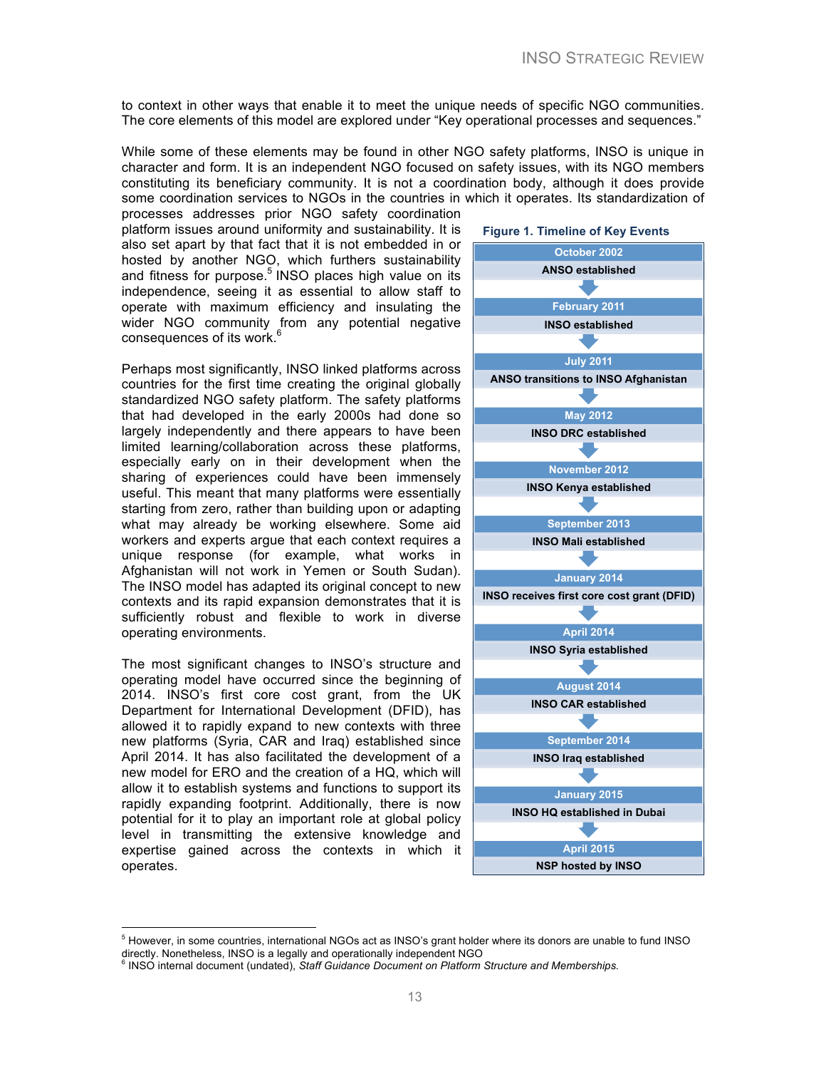to context in other ways that enable it to meet the unique needs of specific NGO communities. The core elements of this model are explored under "Key operational processes and sequences."

While some of these elements may be found in other NGO safety platforms, INSO is unique in character and form. It is an independent NGO focused on safety issues, with its NGO members constituting its beneficiary community. It is not a coordination body, although it does provide some coordination services to NGOs in the countries in which it operates. Its standardization of processes addresses prior NGO safety coordination platform issues around uniformity and sustainability. It is also set apart by that fact that it is not embedded in or hosted by another NGO, which furthers sustainability and fitness for purpose.[5] INSO places high value on its independence, seeing it as essential to allow staff to operate with maximum efficiency and insulating the wider NGO community from any potential negative consequences of its work.[6]

Perhaps most significantly, INSO linked platforms across countries for the first time creating the original globally standardized NGO safety platform. The safety platforms that had developed in the early 2000s had done so largely independently and there appears to have been limited learning/collaboration across these platforms, especially early on in their development when the sharing of experiences could have been immensely useful. This meant that many platforms were essentially starting from zero, rather than building upon or adapting what may already be working elsewhere. Some aid workers and experts argue that each context requires a unique response (for example, what works in Afghanistan will not work in Yemen or South Sudan). The INSO model has adapted its original concept to new contexts and its rapid expansion demonstrates that it is sufficiently robust and flexible to work in diverse operating environments.

The most significant changes to INSO's structure and operating model have occurred since the beginning of 2014. INSO's first core cost grant, from the UK Department for International Development (DFID), has allowed it to rapidly expand to new contexts with three new platforms (Syria, CAR and Iraq) established since April 2014. It has also facilitated the development of a new model for ERO and the creation of a HQ, which will allow it to establish systems and functions to support its rapidly expanding footprint. Additionally, there is now potential for it to play an important role at global policy level in transmitting the extensive knowledge and expertise gained across the contexts in which it operates.

**Figure 1. Timeline of Key Events**

| Date | Event |
|---|---|
| October 2002 | ANSO established |
| February 2011 | INSO established |
| July 2011 | ANSO transitions to INSO Afghanistan |
| May 2012 | INSO DRC established |
| November 2012 | INSO Kenya established |
| September 2013 | INSO Mali established |
| January 2014 | INSO receives first core cost grant (DFID) |
| April 2014 | INSO Syria established |
| August 2014 | INSO CAR established |
| September 2014 | INSO Iraq established |
| January 2015 | INSO HQ established in Dubai |
| April 2015 | NSP hosted by INSO |

[5] However, in some countries, international NGOs act as INSO's grant holder where its donors are unable to fund INSO directly. Nonetheless, INSO is a legally and operationally independent NGO

[6] INSO internal document (undated), *Staff Guidance Document on Platform Structure and Memberships.*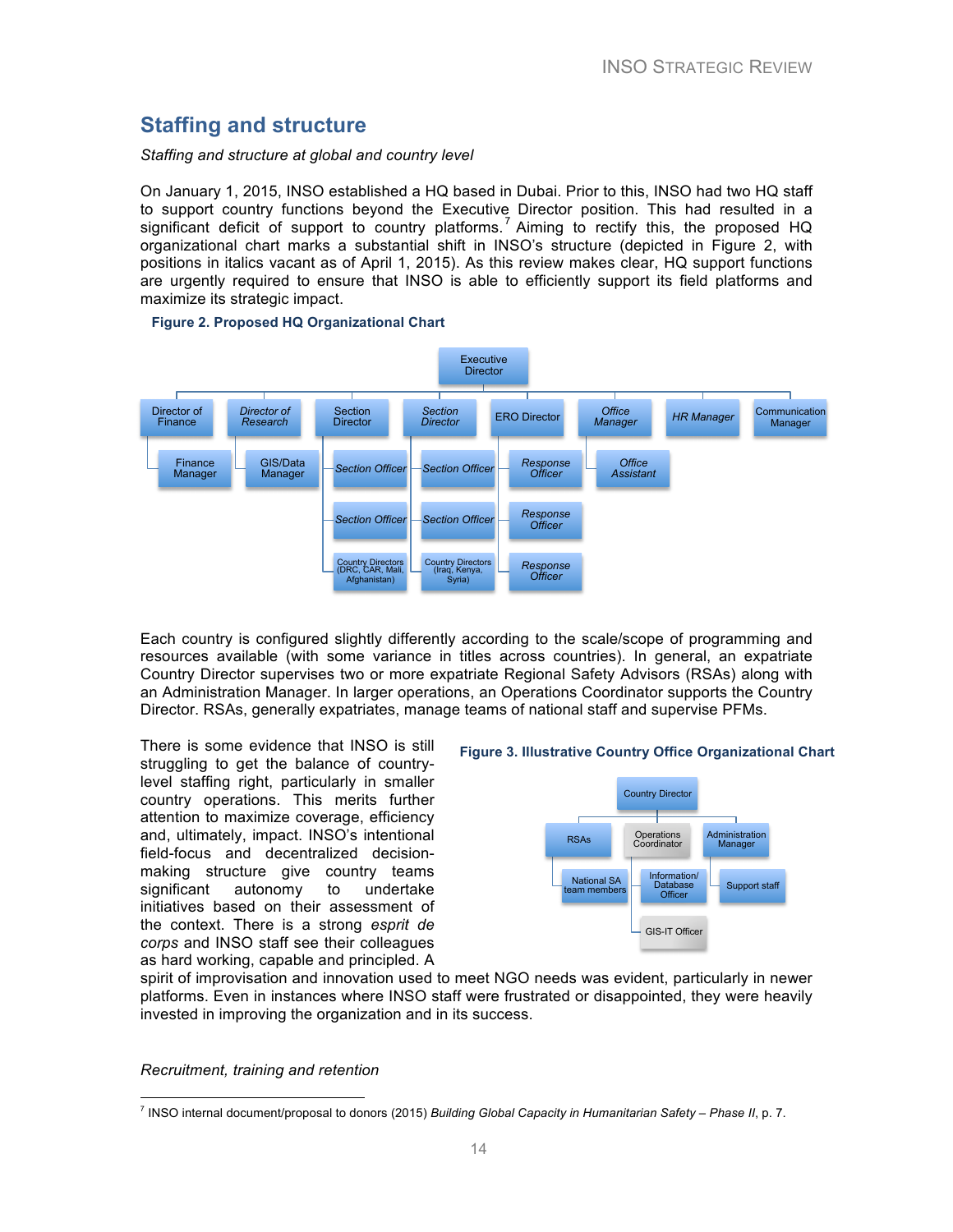## Staffing and structure

*Staffing and structure at global and country level*

On January 1, 2015, INSO established a HQ based in Dubai. Prior to this, INSO had two HQ staff to support country functions beyond the Executive Director position. This had resulted in a significant deficit of support to country platforms.[7] Aiming to rectify this, the proposed HQ organizational chart marks a substantial shift in INSO's structure (depicted in Figure 2, with positions in italics vacant as of April 1, 2015). As this review makes clear, HQ support functions are urgently required to ensure that INSO is able to efficiently support its field platforms and maximize its strategic impact.

**Figure 2. Proposed HQ Organizational Chart**

Each country is configured slightly differently according to the scale/scope of programming and resources available (with some variance in titles across countries). In general, an expatriate Country Director supervises two or more expatriate Regional Safety Advisors (RSAs) along with an Administration Manager. In larger operations, an Operations Coordinator supports the Country Director. RSAs, generally expatriates, manage teams of national staff and supervise PFMs.

**Figure 3. Illustrative Country Office Organizational Chart**

There is some evidence that INSO is still struggling to get the balance of country-level staffing right, particularly in smaller country operations. This merits further attention to maximize coverage, efficiency and, ultimately, impact. INSO's intentional field-focus and decentralized decision-making structure give country teams significant autonomy to undertake initiatives based on their assessment of the context. There is a strong *esprit de corps* and INSO staff see their colleagues as hard working, capable and principled. A spirit of improvisation and innovation used to meet NGO needs was evident, particularly in newer platforms. Even in instances where INSO staff were frustrated or disappointed, they were heavily invested in improving the organization and in its success.

*Recruitment, training and retention*

[7] INSO internal document/proposal to donors (2015) *Building Global Capacity in Humanitarian Safety – Phase II*, p. 7.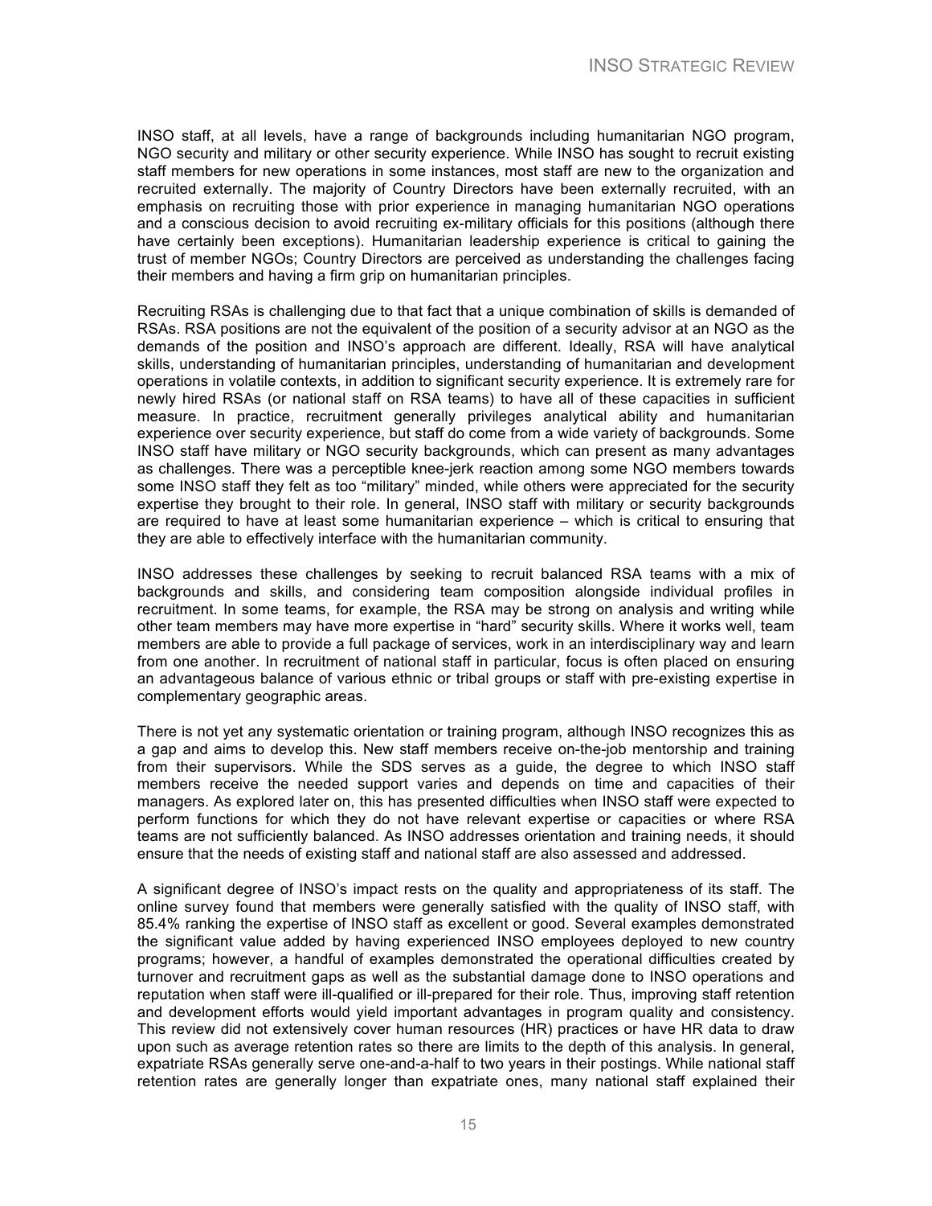INSO staff, at all levels, have a range of backgrounds including humanitarian NGO program, NGO security and military or other security experience. While INSO has sought to recruit existing staff members for new operations in some instances, most staff are new to the organization and recruited externally. The majority of Country Directors have been externally recruited, with an emphasis on recruiting those with prior experience in managing humanitarian NGO operations and a conscious decision to avoid recruiting ex-military officials for this positions (although there have certainly been exceptions). Humanitarian leadership experience is critical to gaining the trust of member NGOs; Country Directors are perceived as understanding the challenges facing their members and having a firm grip on humanitarian principles.

Recruiting RSAs is challenging due to that fact that a unique combination of skills is demanded of RSAs. RSA positions are not the equivalent of the position of a security advisor at an NGO as the demands of the position and INSO's approach are different. Ideally, RSA will have analytical skills, understanding of humanitarian principles, understanding of humanitarian and development operations in volatile contexts, in addition to significant security experience. It is extremely rare for newly hired RSAs (or national staff on RSA teams) to have all of these capacities in sufficient measure. In practice, recruitment generally privileges analytical ability and humanitarian experience over security experience, but staff do come from a wide variety of backgrounds. Some INSO staff have military or NGO security backgrounds, which can present as many advantages as challenges. There was a perceptible knee-jerk reaction among some NGO members towards some INSO staff they felt as too "military" minded, while others were appreciated for the security expertise they brought to their role. In general, INSO staff with military or security backgrounds are required to have at least some humanitarian experience – which is critical to ensuring that they are able to effectively interface with the humanitarian community.

INSO addresses these challenges by seeking to recruit balanced RSA teams with a mix of backgrounds and skills, and considering team composition alongside individual profiles in recruitment. In some teams, for example, the RSA may be strong on analysis and writing while other team members may have more expertise in "hard" security skills. Where it works well, team members are able to provide a full package of services, work in an interdisciplinary way and learn from one another. In recruitment of national staff in particular, focus is often placed on ensuring an advantageous balance of various ethnic or tribal groups or staff with pre-existing expertise in complementary geographic areas.

There is not yet any systematic orientation or training program, although INSO recognizes this as a gap and aims to develop this. New staff members receive on-the-job mentorship and training from their supervisors. While the SDS serves as a guide, the degree to which INSO staff members receive the needed support varies and depends on time and capacities of their managers. As explored later on, this has presented difficulties when INSO staff were expected to perform functions for which they do not have relevant expertise or capacities or where RSA teams are not sufficiently balanced. As INSO addresses orientation and training needs, it should ensure that the needs of existing staff and national staff are also assessed and addressed.

A significant degree of INSO's impact rests on the quality and appropriateness of its staff. The online survey found that members were generally satisfied with the quality of INSO staff, with 85.4% ranking the expertise of INSO staff as excellent or good. Several examples demonstrated the significant value added by having experienced INSO employees deployed to new country programs; however, a handful of examples demonstrated the operational difficulties created by turnover and recruitment gaps as well as the substantial damage done to INSO operations and reputation when staff were ill-qualified or ill-prepared for their role. Thus, improving staff retention and development efforts would yield important advantages in program quality and consistency. This review did not extensively cover human resources (HR) practices or have HR data to draw upon such as average retention rates so there are limits to the depth of this analysis. In general, expatriate RSAs generally serve one-and-a-half to two years in their postings. While national staff retention rates are generally longer than expatriate ones, many national staff explained their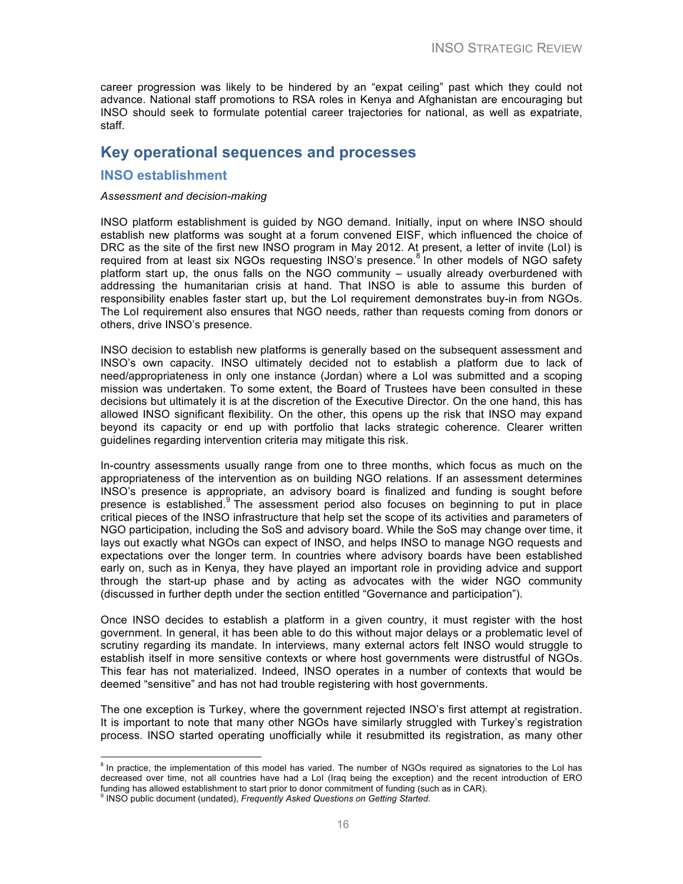career progression was likely to be hindered by an "expat ceiling" past which they could not advance. National staff promotions to RSA roles in Kenya and Afghanistan are encouraging but INSO should seek to formulate potential career trajectories for national, as well as expatriate, staff.

## Key operational sequences and processes

### INSO establishment

*Assessment and decision-making*

INSO platform establishment is guided by NGO demand. Initially, input on where INSO should establish new platforms was sought at a forum convened EISF, which influenced the choice of DRC as the site of the first new INSO program in May 2012. At present, a letter of invite (LoI) is required from at least six NGOs requesting INSO's presence.[8] In other models of NGO safety platform start up, the onus falls on the NGO community – usually already overburdened with addressing the humanitarian crisis at hand. That INSO is able to assume this burden of responsibility enables faster start up, but the LoI requirement demonstrates buy-in from NGOs. The LoI requirement also ensures that NGO needs, rather than requests coming from donors or others, drive INSO's presence.

INSO decision to establish new platforms is generally based on the subsequent assessment and INSO's own capacity. INSO ultimately decided not to establish a platform due to lack of need/appropriateness in only one instance (Jordan) where a LoI was submitted and a scoping mission was undertaken. To some extent, the Board of Trustees have been consulted in these decisions but ultimately it is at the discretion of the Executive Director. On the one hand, this has allowed INSO significant flexibility. On the other, this opens up the risk that INSO may expand beyond its capacity or end up with portfolio that lacks strategic coherence. Clearer written guidelines regarding intervention criteria may mitigate this risk.

In-country assessments usually range from one to three months, which focus as much on the appropriateness of the intervention as on building NGO relations. If an assessment determines INSO's presence is appropriate, an advisory board is finalized and funding is sought before presence is established.[9] The assessment period also focuses on beginning to put in place critical pieces of the INSO infrastructure that help set the scope of its activities and parameters of NGO participation, including the SoS and advisory board. While the SoS may change over time, it lays out exactly what NGOs can expect of INSO, and helps INSO to manage NGO requests and expectations over the longer term. In countries where advisory boards have been established early on, such as in Kenya, they have played an important role in providing advice and support through the start-up phase and by acting as advocates with the wider NGO community (discussed in further depth under the section entitled "Governance and participation").

Once INSO decides to establish a platform in a given country, it must register with the host government. In general, it has been able to do this without major delays or a problematic level of scrutiny regarding its mandate. In interviews, many external actors felt INSO would struggle to establish itself in more sensitive contexts or where host governments were distrustful of NGOs. This fear has not materialized. Indeed, INSO operates in a number of contexts that would be deemed "sensitive" and has not had trouble registering with host governments.

The one exception is Turkey, where the government rejected INSO's first attempt at registration. It is important to note that many other NGOs have similarly struggled with Turkey's registration process. INSO started operating unofficially while it resubmitted its registration, as many other

---

[8] In practice, the implementation of this model has varied. The number of NGOs required as signatories to the LoI has decreased over time, not all countries have had a LoI (Iraq being the exception) and the recent introduction of ERO funding has allowed establishment to start prior to donor commitment of funding (such as in CAR).

[9] INSO public document (undated), *Frequently Asked Questions on Getting Started*.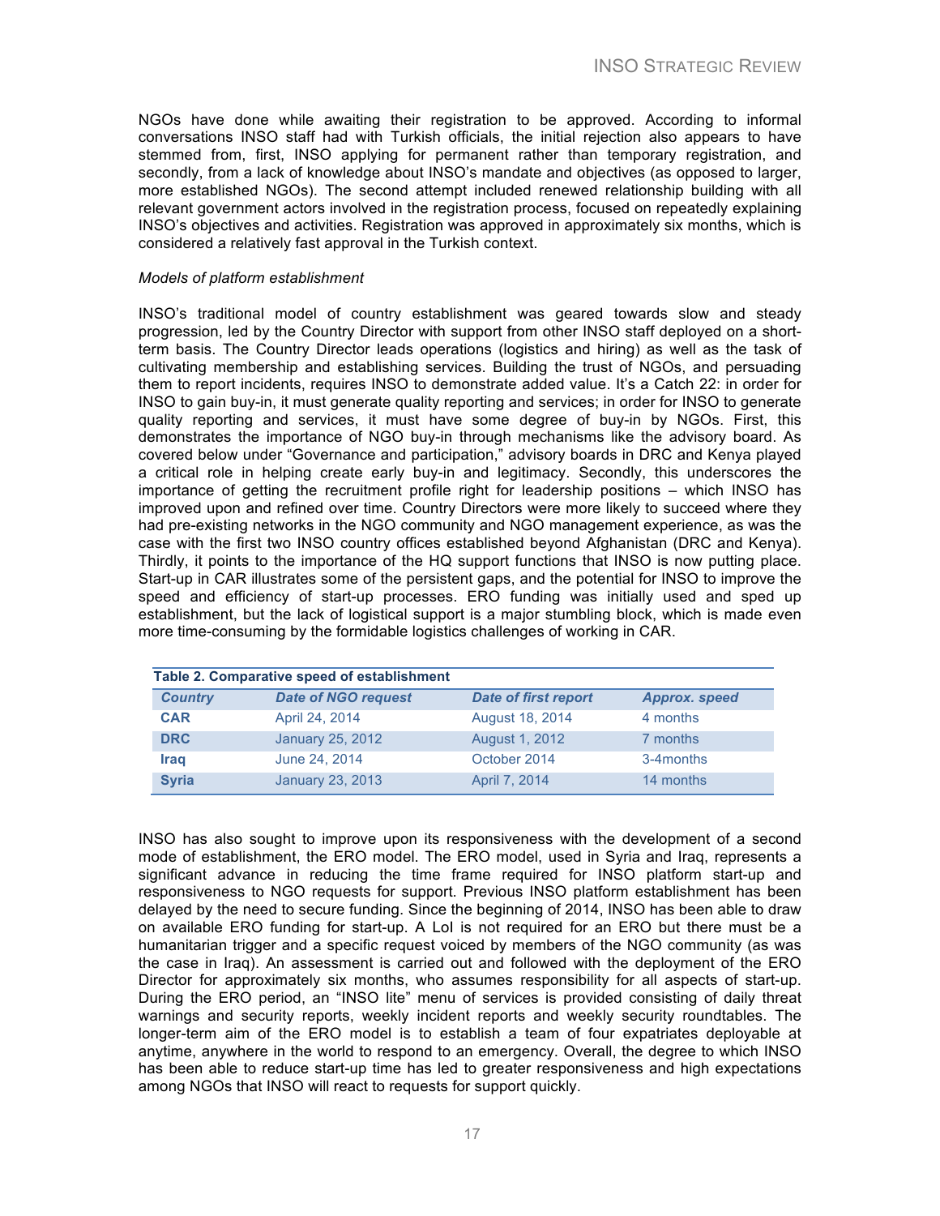NGOs have done while awaiting their registration to be approved. According to informal conversations INSO staff had with Turkish officials, the initial rejection also appears to have stemmed from, first, INSO applying for permanent rather than temporary registration, and secondly, from a lack of knowledge about INSO's mandate and objectives (as opposed to larger, more established NGOs). The second attempt included renewed relationship building with all relevant government actors involved in the registration process, focused on repeatedly explaining INSO's objectives and activities. Registration was approved in approximately six months, which is considered a relatively fast approval in the Turkish context.

*Models of platform establishment*

INSO's traditional model of country establishment was geared towards slow and steady progression, led by the Country Director with support from other INSO staff deployed on a short-term basis. The Country Director leads operations (logistics and hiring) as well as the task of cultivating membership and establishing services. Building the trust of NGOs, and persuading them to report incidents, requires INSO to demonstrate added value. It's a Catch 22: in order for INSO to gain buy-in, it must generate quality reporting and services; in order for INSO to generate quality reporting and services, it must have some degree of buy-in by NGOs. First, this demonstrates the importance of NGO buy-in through mechanisms like the advisory board. As covered below under "Governance and participation," advisory boards in DRC and Kenya played a critical role in helping create early buy-in and legitimacy. Secondly, this underscores the importance of getting the recruitment profile right for leadership positions – which INSO has improved upon and refined over time. Country Directors were more likely to succeed where they had pre-existing networks in the NGO community and NGO management experience, as was the case with the first two INSO country offices established beyond Afghanistan (DRC and Kenya). Thirdly, it points to the importance of the HQ support functions that INSO is now putting place. Start-up in CAR illustrates some of the persistent gaps, and the potential for INSO to improve the speed and efficiency of start-up processes. ERO funding was initially used and sped up establishment, but the lack of logistical support is a major stumbling block, which is made even more time-consuming by the formidable logistics challenges of working in CAR.

**Table 2. Comparative speed of establishment**

| *Country* | *Date of NGO request* | *Date of first report* | *Approx. speed* |
|---|---|---|---|
| **CAR** | April 24, 2014 | August 18, 2014 | 4 months |
| **DRC** | January 25, 2012 | August 1, 2012 | 7 months |
| **Iraq** | June 24, 2014 | October 2014 | 3-4months |
| **Syria** | January 23, 2013 | April 7, 2014 | 14 months |

INSO has also sought to improve upon its responsiveness with the development of a second mode of establishment, the ERO model. The ERO model, used in Syria and Iraq, represents a significant advance in reducing the time frame required for INSO platform start-up and responsiveness to NGO requests for support. Previous INSO platform establishment has been delayed by the need to secure funding. Since the beginning of 2014, INSO has been able to draw on available ERO funding for start-up. A LoI is not required for an ERO but there must be a humanitarian trigger and a specific request voiced by members of the NGO community (as was the case in Iraq). An assessment is carried out and followed with the deployment of the ERO Director for approximately six months, who assumes responsibility for all aspects of start-up. During the ERO period, an "INSO lite" menu of services is provided consisting of daily threat warnings and security reports, weekly incident reports and weekly security roundtables. The longer-term aim of the ERO model is to establish a team of four expatriates deployable at anytime, anywhere in the world to respond to an emergency. Overall, the degree to which INSO has been able to reduce start-up time has led to greater responsiveness and high expectations among NGOs that INSO will react to requests for support quickly.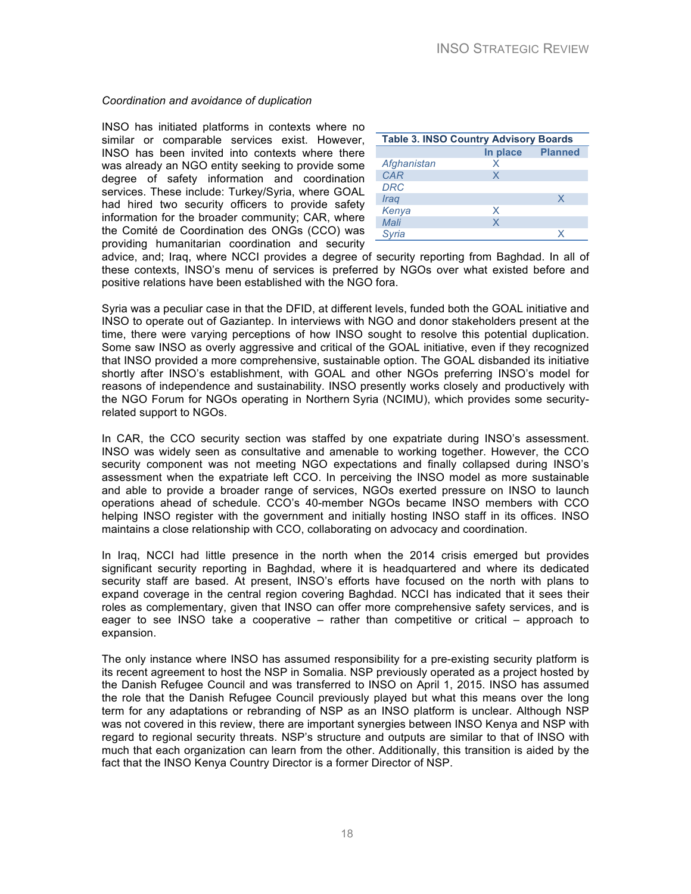*Coordination and avoidance of duplication*

INSO has initiated platforms in contexts where no similar or comparable services exist. However, INSO has been invited into contexts where there was already an NGO entity seeking to provide some degree of safety information and coordination services. These include: Turkey/Syria, where GOAL had hired two security officers to provide safety information for the broader community; CAR, where the Comité de Coordination des ONGs (CCO) was providing humanitarian coordination and security advice, and; Iraq, where NCCI provides a degree of security reporting from Baghdad. In all of these contexts, INSO's menu of services is preferred by NGOs over what existed before and positive relations have been established with the NGO fora.

**Table 3. INSO Country Advisory Boards**

| | In place | Planned |
|---|---|---|
| *Afghanistan* | X | |
| *CAR* | X | |
| *DRC* | | |
| *Iraq* | | X |
| *Kenya* | X | |
| *Mali* | X | |
| *Syria* | | X |

Syria was a peculiar case in that the DFID, at different levels, funded both the GOAL initiative and INSO to operate out of Gaziantep. In interviews with NGO and donor stakeholders present at the time, there were varying perceptions of how INSO sought to resolve this potential duplication. Some saw INSO as overly aggressive and critical of the GOAL initiative, even if they recognized that INSO provided a more comprehensive, sustainable option. The GOAL disbanded its initiative shortly after INSO's establishment, with GOAL and other NGOs preferring INSO's model for reasons of independence and sustainability. INSO presently works closely and productively with the NGO Forum for NGOs operating in Northern Syria (NCIMU), which provides some security-related support to NGOs.

In CAR, the CCO security section was staffed by one expatriate during INSO's assessment. INSO was widely seen as consultative and amenable to working together. However, the CCO security component was not meeting NGO expectations and finally collapsed during INSO's assessment when the expatriate left CCO. In perceiving the INSO model as more sustainable and able to provide a broader range of services, NGOs exerted pressure on INSO to launch operations ahead of schedule. CCO's 40-member NGOs became INSO members with CCO helping INSO register with the government and initially hosting INSO staff in its offices. INSO maintains a close relationship with CCO, collaborating on advocacy and coordination.

In Iraq, NCCI had little presence in the north when the 2014 crisis emerged but provides significant security reporting in Baghdad, where it is headquartered and where its dedicated security staff are based. At present, INSO's efforts have focused on the north with plans to expand coverage in the central region covering Baghdad. NCCI has indicated that it sees their roles as complementary, given that INSO can offer more comprehensive safety services, and is eager to see INSO take a cooperative – rather than competitive or critical – approach to expansion.

The only instance where INSO has assumed responsibility for a pre-existing security platform is its recent agreement to host the NSP in Somalia. NSP previously operated as a project hosted by the Danish Refugee Council and was transferred to INSO on April 1, 2015. INSO has assumed the role that the Danish Refugee Council previously played but what this means over the long term for any adaptations or rebranding of NSP as an INSO platform is unclear. Although NSP was not covered in this review, there are important synergies between INSO Kenya and NSP with regard to regional security threats. NSP's structure and outputs are similar to that of INSO with much that each organization can learn from the other. Additionally, this transition is aided by the fact that the INSO Kenya Country Director is a former Director of NSP.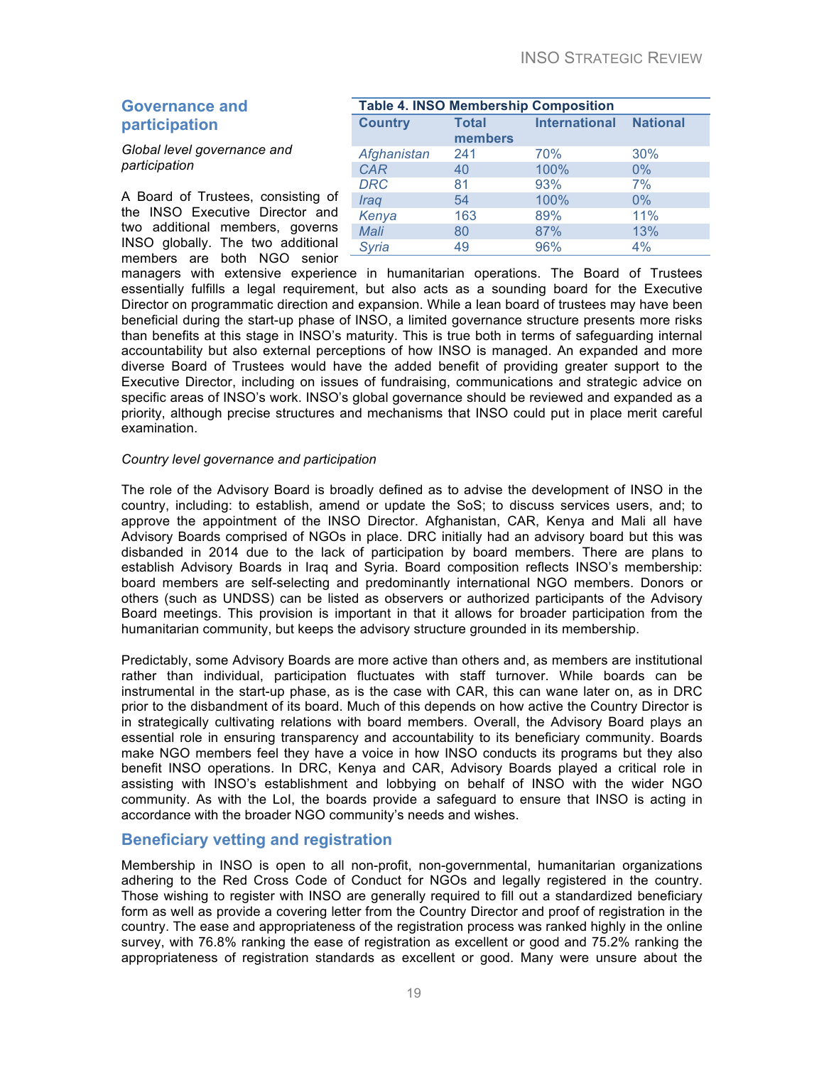## Governance and participation

*Global level governance and participation*

| Table 4. INSO Membership Composition | | | |
|---|---|---|---|
| **Country** | **Total members** | **International** | **National** |
| *Afghanistan* | 241 | 70% | 30% |
| *CAR* | 40 | 100% | 0% |
| *DRC* | 81 | 93% | 7% |
| *Iraq* | 54 | 100% | 0% |
| *Kenya* | 163 | 89% | 11% |
| *Mali* | 80 | 87% | 13% |
| *Syria* | 49 | 96% | 4% |

A Board of Trustees, consisting of the INSO Executive Director and two additional members, governs INSO globally. The two additional members are both NGO senior managers with extensive experience in humanitarian operations. The Board of Trustees essentially fulfills a legal requirement, but also acts as a sounding board for the Executive Director on programmatic direction and expansion. While a lean board of trustees may have been beneficial during the start-up phase of INSO, a limited governance structure presents more risks than benefits at this stage in INSO's maturity. This is true both in terms of safeguarding internal accountability but also external perceptions of how INSO is managed. An expanded and more diverse Board of Trustees would have the added benefit of providing greater support to the Executive Director, including on issues of fundraising, communications and strategic advice on specific areas of INSO's work. INSO's global governance should be reviewed and expanded as a priority, although precise structures and mechanisms that INSO could put in place merit careful examination.

*Country level governance and participation*

The role of the Advisory Board is broadly defined as to advise the development of INSO in the country, including: to establish, amend or update the SoS; to discuss services users, and; to approve the appointment of the INSO Director. Afghanistan, CAR, Kenya and Mali all have Advisory Boards comprised of NGOs in place. DRC initially had an advisory board but this was disbanded in 2014 due to the lack of participation by board members. There are plans to establish Advisory Boards in Iraq and Syria. Board composition reflects INSO's membership: board members are self-selecting and predominantly international NGO members. Donors or others (such as UNDSS) can be listed as observers or authorized participants of the Advisory Board meetings. This provision is important in that it allows for broader participation from the humanitarian community, but keeps the advisory structure grounded in its membership.

Predictably, some Advisory Boards are more active than others and, as members are institutional rather than individual, participation fluctuates with staff turnover. While boards can be instrumental in the start-up phase, as is the case with CAR, this can wane later on, as in DRC prior to the disbandment of its board. Much of this depends on how active the Country Director is in strategically cultivating relations with board members. Overall, the Advisory Board plays an essential role in ensuring transparency and accountability to its beneficiary community. Boards make NGO members feel they have a voice in how INSO conducts its programs but they also benefit INSO operations. In DRC, Kenya and CAR, Advisory Boards played a critical role in assisting with INSO's establishment and lobbying on behalf of INSO with the wider NGO community. As with the LoI, the boards provide a safeguard to ensure that INSO is acting in accordance with the broader NGO community's needs and wishes.

## Beneficiary vetting and registration

Membership in INSO is open to all non-profit, non-governmental, humanitarian organizations adhering to the Red Cross Code of Conduct for NGOs and legally registered in the country. Those wishing to register with INSO are generally required to fill out a standardized beneficiary form as well as provide a covering letter from the Country Director and proof of registration in the country. The ease and appropriateness of the registration process was ranked highly in the online survey, with 76.8% ranking the ease of registration as excellent or good and 75.2% ranking the appropriateness of registration standards as excellent or good. Many were unsure about the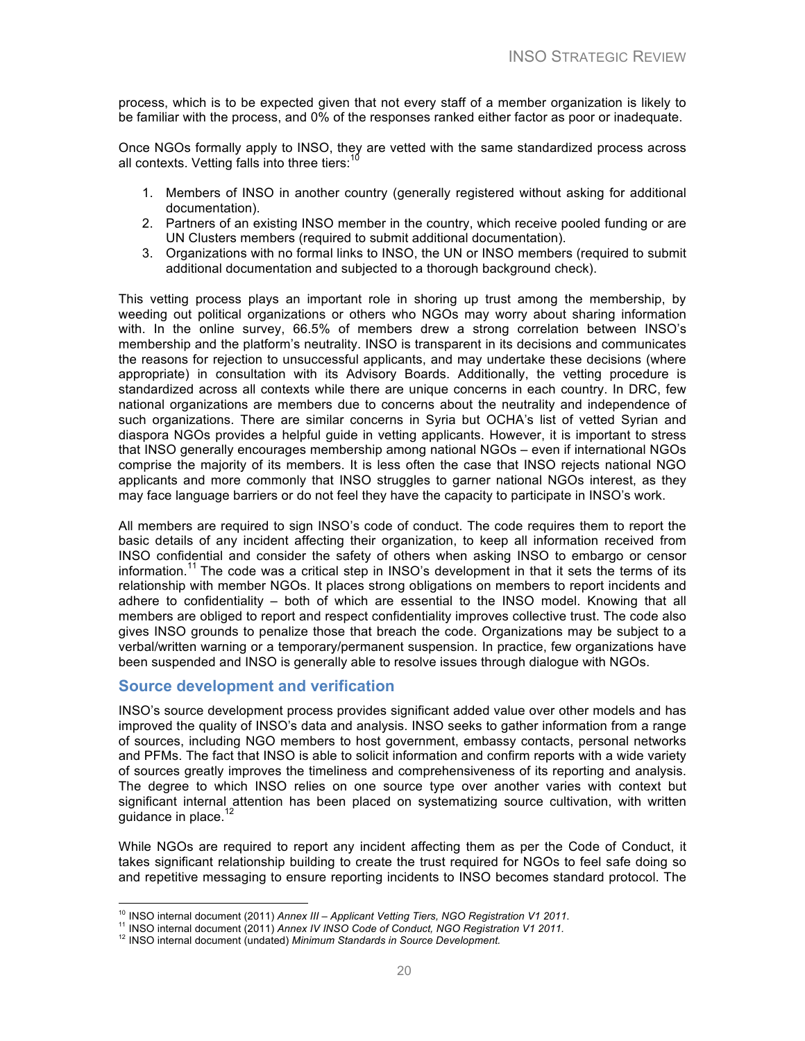process, which is to be expected given that not every staff of a member organization is likely to be familiar with the process, and 0% of the responses ranked either factor as poor or inadequate.

Once NGOs formally apply to INSO, they are vetted with the same standardized process across all contexts. Vetting falls into three tiers:[10]

1. Members of INSO in another country (generally registered without asking for additional documentation).
2. Partners of an existing INSO member in the country, which receive pooled funding or are UN Clusters members (required to submit additional documentation).
3. Organizations with no formal links to INSO, the UN or INSO members (required to submit additional documentation and subjected to a thorough background check).

This vetting process plays an important role in shoring up trust among the membership, by weeding out political organizations or others who NGOs may worry about sharing information with. In the online survey, 66.5% of members drew a strong correlation between INSO's membership and the platform's neutrality. INSO is transparent in its decisions and communicates the reasons for rejection to unsuccessful applicants, and may undertake these decisions (where appropriate) in consultation with its Advisory Boards. Additionally, the vetting procedure is standardized across all contexts while there are unique concerns in each country. In DRC, few national organizations are members due to concerns about the neutrality and independence of such organizations. There are similar concerns in Syria but OCHA's list of vetted Syrian and diaspora NGOs provides a helpful guide in vetting applicants. However, it is important to stress that INSO generally encourages membership among national NGOs – even if international NGOs comprise the majority of its members. It is less often the case that INSO rejects national NGO applicants and more commonly that INSO struggles to garner national NGOs interest, as they may face language barriers or do not feel they have the capacity to participate in INSO's work.

All members are required to sign INSO's code of conduct. The code requires them to report the basic details of any incident affecting their organization, to keep all information received from INSO confidential and consider the safety of others when asking INSO to embargo or censor information.[11] The code was a critical step in INSO's development in that it sets the terms of its relationship with member NGOs. It places strong obligations on members to report incidents and adhere to confidentiality – both of which are essential to the INSO model. Knowing that all members are obliged to report and respect confidentiality improves collective trust. The code also gives INSO grounds to penalize those that breach the code. Organizations may be subject to a verbal/written warning or a temporary/permanent suspension. In practice, few organizations have been suspended and INSO is generally able to resolve issues through dialogue with NGOs.

## Source development and verification

INSO's source development process provides significant added value over other models and has improved the quality of INSO's data and analysis. INSO seeks to gather information from a range of sources, including NGO members to host government, embassy contacts, personal networks and PFMs. The fact that INSO is able to solicit information and confirm reports with a wide variety of sources greatly improves the timeliness and comprehensiveness of its reporting and analysis. The degree to which INSO relies on one source type over another varies with context but significant internal attention has been placed on systematizing source cultivation, with written guidance in place.[12]

While NGOs are required to report any incident affecting them as per the Code of Conduct, it takes significant relationship building to create the trust required for NGOs to feel safe doing so and repetitive messaging to ensure reporting incidents to INSO becomes standard protocol. The

---

[10] INSO internal document (2011) *Annex III – Applicant Vetting Tiers, NGO Registration V1 2011.*

[11] INSO internal document (2011) *Annex IV INSO Code of Conduct, NGO Registration V1 2011.*

[12] INSO internal document (undated) *Minimum Standards in Source Development.*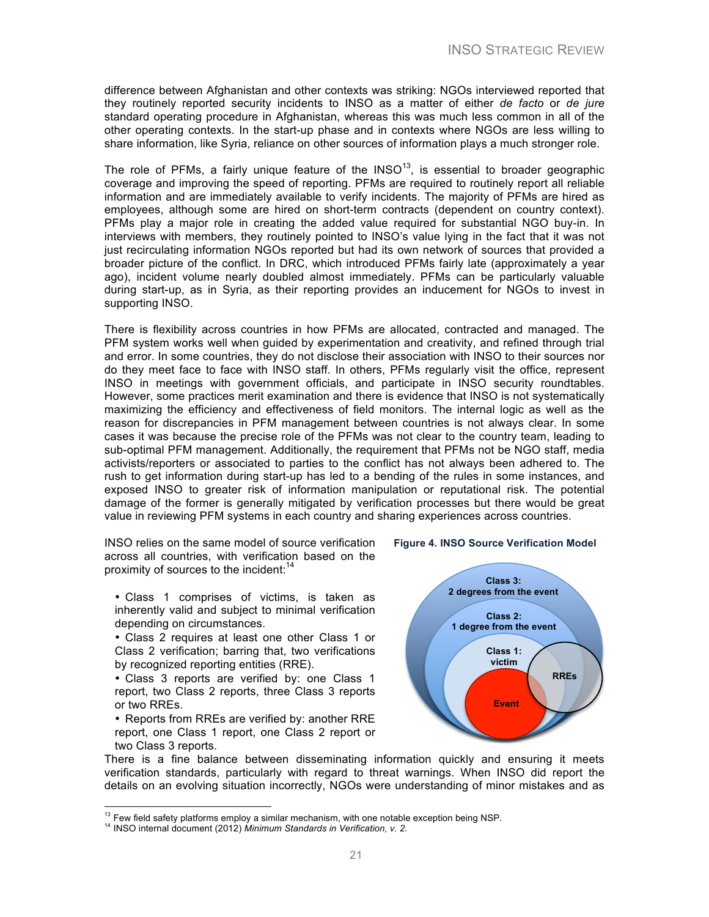difference between Afghanistan and other contexts was striking: NGOs interviewed reported that they routinely reported security incidents to INSO as a matter of either *de facto* or *de jure* standard operating procedure in Afghanistan, whereas this was much less common in all of the other operating contexts. In the start-up phase and in contexts where NGOs are less willing to share information, like Syria, reliance on other sources of information plays a much stronger role.

The role of PFMs, a fairly unique feature of the INSO[13], is essential to broader geographic coverage and improving the speed of reporting. PFMs are required to routinely report all reliable information and are immediately available to verify incidents. The majority of PFMs are hired as employees, although some are hired on short-term contracts (dependent on country context). PFMs play a major role in creating the added value required for substantial NGO buy-in. In interviews with members, they routinely pointed to INSO's value lying in the fact that it was not just recirculating information NGOs reported but had its own network of sources that provided a broader picture of the conflict. In DRC, which introduced PFMs fairly late (approximately a year ago), incident volume nearly doubled almost immediately. PFMs can be particularly valuable during start-up, as in Syria, as their reporting provides an inducement for NGOs to invest in supporting INSO.

There is flexibility across countries in how PFMs are allocated, contracted and managed. The PFM system works well when guided by experimentation and creativity, and refined through trial and error. In some countries, they do not disclose their association with INSO to their sources nor do they meet face to face with INSO staff. In others, PFMs regularly visit the office, represent INSO in meetings with government officials, and participate in INSO security roundtables. However, some practices merit examination and there is evidence that INSO is not systematically maximizing the efficiency and effectiveness of field monitors. The internal logic as well as the reason for discrepancies in PFM management between countries is not always clear. In some cases it was because the precise role of the PFMs was not clear to the country team, leading to sub-optimal PFM management. Additionally, the requirement that PFMs not be NGO staff, media activists/reporters or associated to parties to the conflict has not always been adhered to. The rush to get information during start-up has led to a bending of the rules in some instances, and exposed INSO to greater risk of information manipulation or reputational risk. The potential damage of the former is generally mitigated by verification processes but there would be great value in reviewing PFM systems in each country and sharing experiences across countries.

INSO relies on the same model of source verification across all countries, with verification based on the proximity of sources to the incident:[14]

- Class 1 comprises of victims, is taken as inherently valid and subject to minimal verification depending on circumstances.
- Class 2 requires at least one other Class 1 or Class 2 verification; barring that, two verifications by recognized reporting entities (RRE).
- Class 3 reports are verified by: one Class 1 report, two Class 2 reports, three Class 3 reports or two RREs.
- Reports from RREs are verified by: another RRE report, one Class 1 report, one Class 2 report or two Class 3 reports.

**Figure 4. INSO Source Verification Model**

Class 3: 2 degrees from the event
Class 2: 1 degree from the event
Class 1: victim
RREs
Event

There is a fine balance between disseminating information quickly and ensuring it meets verification standards, particularly with regard to threat warnings. When INSO did report the details on an evolving situation incorrectly, NGOs were understanding of minor mistakes and as

---

[13] Few field safety platforms employ a similar mechanism, with one notable exception being NSP.

[14] INSO internal document (2012) *Minimum Standards in Verification, v. 2.*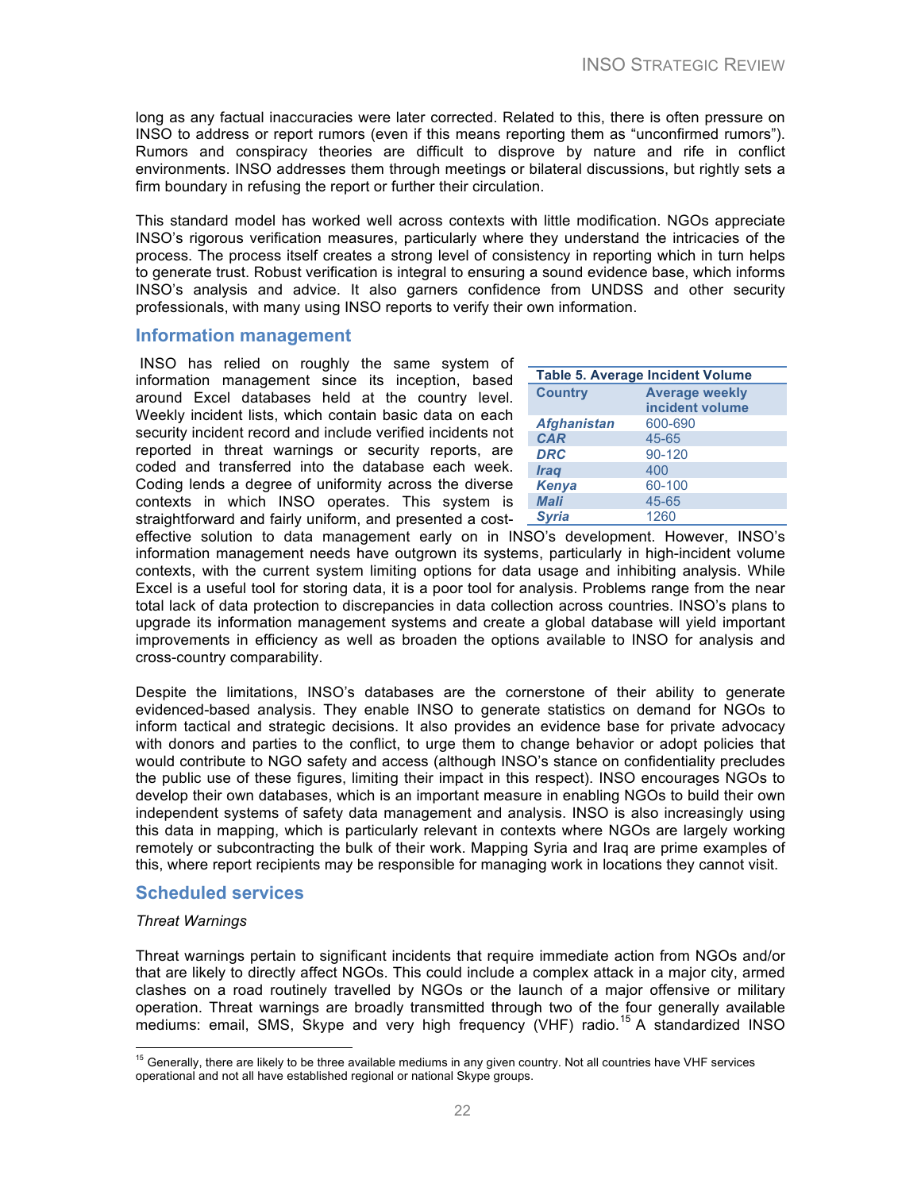long as any factual inaccuracies were later corrected. Related to this, there is often pressure on INSO to address or report rumors (even if this means reporting them as "unconfirmed rumors"). Rumors and conspiracy theories are difficult to disprove by nature and rife in conflict environments. INSO addresses them through meetings or bilateral discussions, but rightly sets a firm boundary in refusing the report or further their circulation.

This standard model has worked well across contexts with little modification. NGOs appreciate INSO's rigorous verification measures, particularly where they understand the intricacies of the process. The process itself creates a strong level of consistency in reporting which in turn helps to generate trust. Robust verification is integral to ensuring a sound evidence base, which informs INSO's analysis and advice. It also garners confidence from UNDSS and other security professionals, with many using INSO reports to verify their own information.

## Information management

INSO has relied on roughly the same system of information management since its inception, based around Excel databases held at the country level. Weekly incident lists, which contain basic data on each security incident record and include verified incidents not reported in threat warnings or security reports, are coded and transferred into the database each week. Coding lends a degree of uniformity across the diverse contexts in which INSO operates. This system is straightforward and fairly uniform, and presented a cost-effective solution to data management early on in INSO's development. However, INSO's information management needs have outgrown its systems, particularly in high-incident volume contexts, with the current system limiting options for data usage and inhibiting analysis. While Excel is a useful tool for storing data, it is a poor tool for analysis. Problems range from the near total lack of data protection to discrepancies in data collection across countries. INSO's plans to upgrade its information management systems and create a global database will yield important improvements in efficiency as well as broaden the options available to INSO for analysis and cross-country comparability.

**Table 5. Average Incident Volume**

| Country | Average weekly incident volume |
|---|---|
| *Afghanistan* | 600-690 |
| *CAR* | 45-65 |
| *DRC* | 90-120 |
| *Iraq* | 400 |
| *Kenya* | 60-100 |
| *Mali* | 45-65 |
| *Syria* | 1260 |

Despite the limitations, INSO's databases are the cornerstone of their ability to generate evidenced-based analysis. They enable INSO to generate statistics on demand for NGOs to inform tactical and strategic decisions. It also provides an evidence base for private advocacy with donors and parties to the conflict, to urge them to change behavior or adopt policies that would contribute to NGO safety and access (although INSO's stance on confidentiality precludes the public use of these figures, limiting their impact in this respect). INSO encourages NGOs to develop their own databases, which is an important measure in enabling NGOs to build their own independent systems of safety data management and analysis. INSO is also increasingly using this data in mapping, which is particularly relevant in contexts where NGOs are largely working remotely or subcontracting the bulk of their work. Mapping Syria and Iraq are prime examples of this, where report recipients may be responsible for managing work in locations they cannot visit.

## Scheduled services

*Threat Warnings*

Threat warnings pertain to significant incidents that require immediate action from NGOs and/or that are likely to directly affect NGOs. This could include a complex attack in a major city, armed clashes on a road routinely travelled by NGOs or the launch of a major offensive or military operation. Threat warnings are broadly transmitted through two of the four generally available mediums: email, SMS, Skype and very high frequency (VHF) radio.[15] A standardized INSO

[15] Generally, there are likely to be three available mediums in any given country. Not all countries have VHF services operational and not all have established regional or national Skype groups.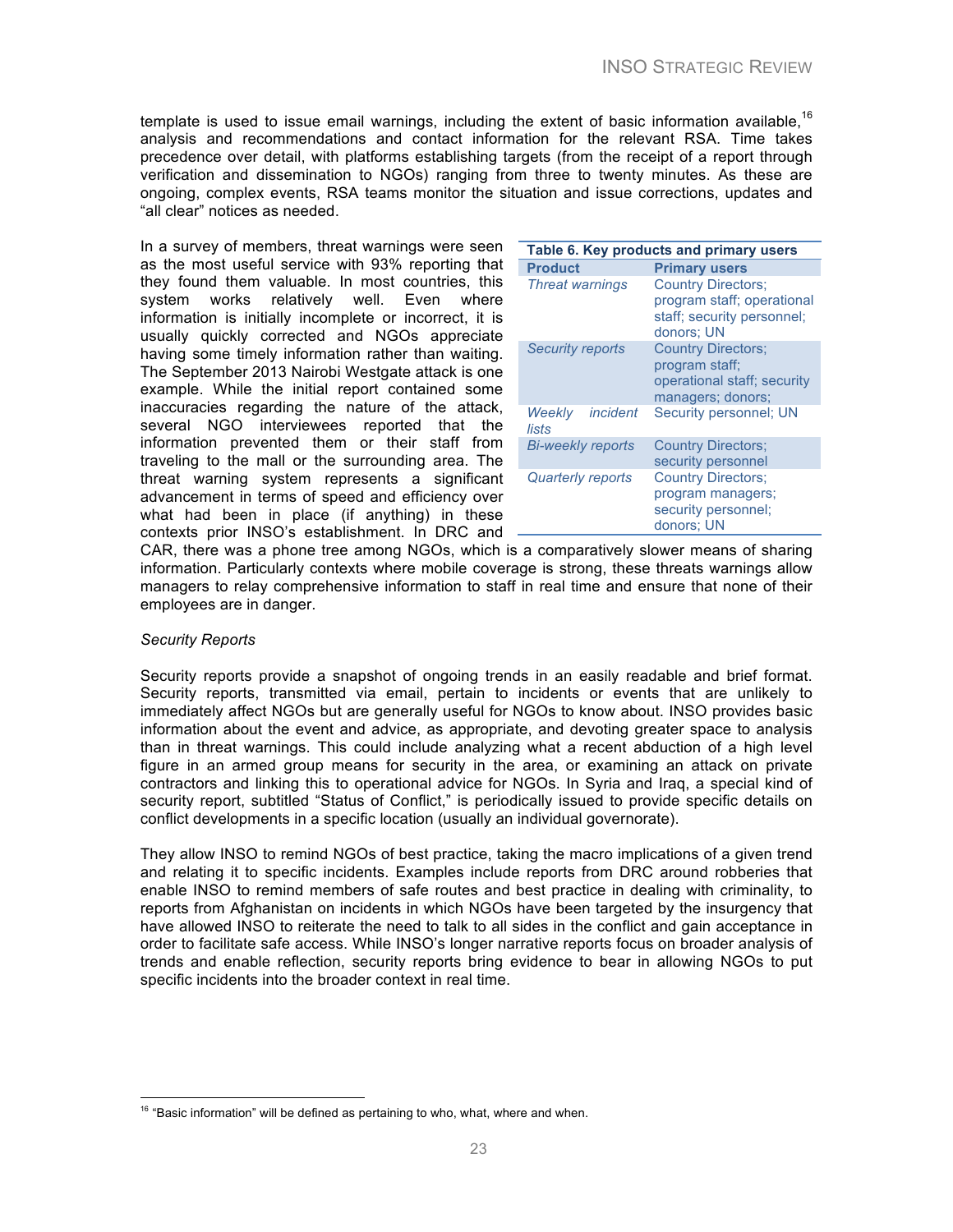template is used to issue email warnings, including the extent of basic information available,[16] analysis and recommendations and contact information for the relevant RSA. Time takes precedence over detail, with platforms establishing targets (from the receipt of a report through verification and dissemination to NGOs) ranging from three to twenty minutes. As these are ongoing, complex events, RSA teams monitor the situation and issue corrections, updates and "all clear" notices as needed.

In a survey of members, threat warnings were seen as the most useful service with 93% reporting that they found them valuable. In most countries, this system works relatively well. Even where information is initially incomplete or incorrect, it is usually quickly corrected and NGOs appreciate having some timely information rather than waiting. The September 2013 Nairobi Westgate attack is one example. While the initial report contained some inaccuracies regarding the nature of the attack, several NGO interviewees reported that the information prevented them or their staff from traveling to the mall or the surrounding area. The threat warning system represents a significant advancement in terms of speed and efficiency over what had been in place (if anything) in these contexts prior INSO's establishment. In DRC and CAR, there was a phone tree among NGOs, which is a comparatively slower means of sharing information. Particularly contexts where mobile coverage is strong, these threats warnings allow managers to relay comprehensive information to staff in real time and ensure that none of their employees are in danger.

**Table 6. Key products and primary users**

| Product | Primary users |
|---|---|
| *Threat warnings* | Country Directors; program staff; operational staff; security personnel; donors; UN |
| *Security reports* | Country Directors; program staff; operational staff; security managers; donors; |
| *Weekly incident lists* | Security personnel; UN |
| *Bi-weekly reports* | Country Directors; security personnel |
| *Quarterly reports* | Country Directors; program managers; security personnel; donors; UN |

*Security Reports*

Security reports provide a snapshot of ongoing trends in an easily readable and brief format. Security reports, transmitted via email, pertain to incidents or events that are unlikely to immediately affect NGOs but are generally useful for NGOs to know about. INSO provides basic information about the event and advice, as appropriate, and devoting greater space to analysis than in threat warnings. This could include analyzing what a recent abduction of a high level figure in an armed group means for security in the area, or examining an attack on private contractors and linking this to operational advice for NGOs. In Syria and Iraq, a special kind of security report, subtitled "Status of Conflict," is periodically issued to provide specific details on conflict developments in a specific location (usually an individual governorate).

They allow INSO to remind NGOs of best practice, taking the macro implications of a given trend and relating it to specific incidents. Examples include reports from DRC around robberies that enable INSO to remind members of safe routes and best practice in dealing with criminality, to reports from Afghanistan on incidents in which NGOs have been targeted by the insurgency that have allowed INSO to reiterate the need to talk to all sides in the conflict and gain acceptance in order to facilitate safe access. While INSO's longer narrative reports focus on broader analysis of trends and enable reflection, security reports bring evidence to bear in allowing NGOs to put specific incidents into the broader context in real time.

[16] "Basic information" will be defined as pertaining to who, what, where and when.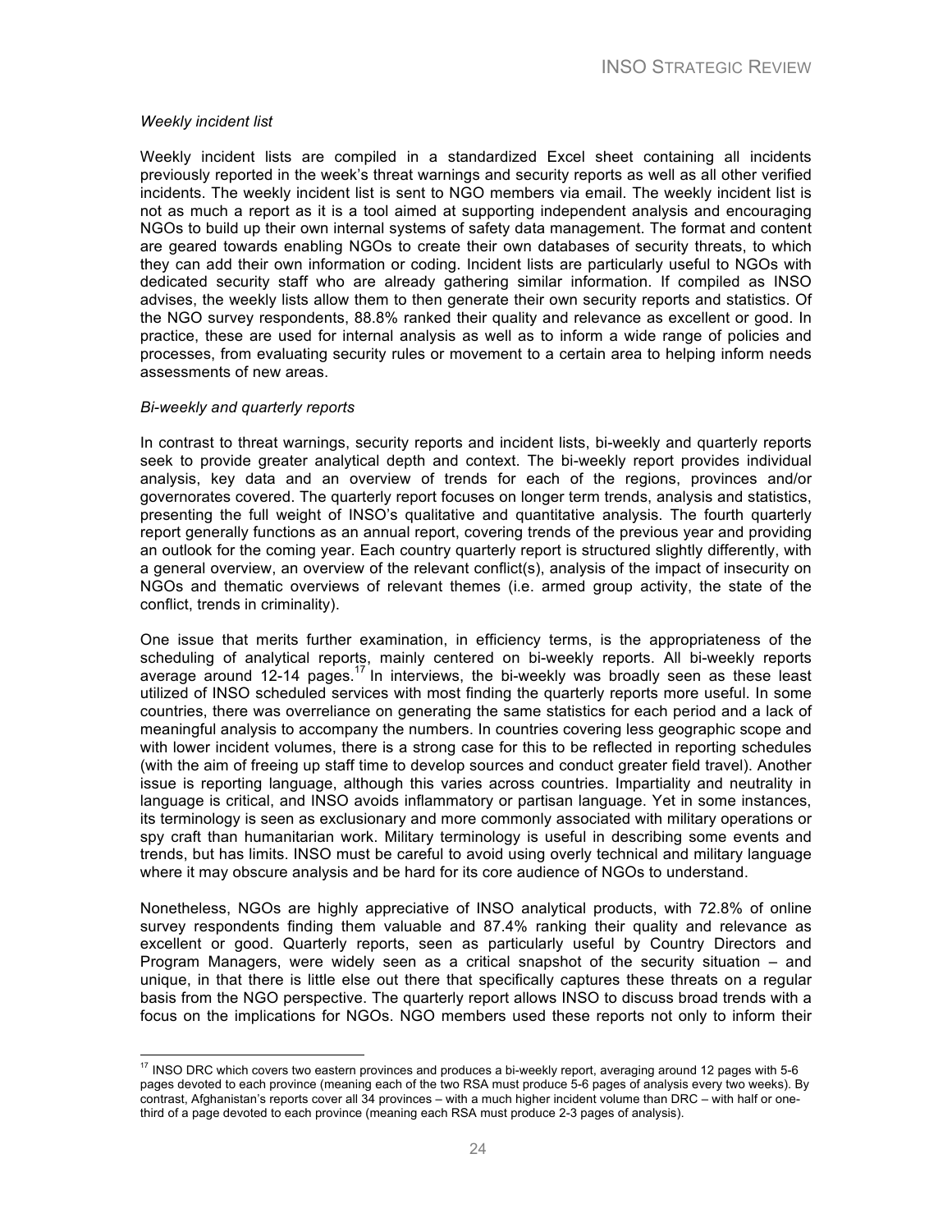*Weekly incident list*

Weekly incident lists are compiled in a standardized Excel sheet containing all incidents previously reported in the week's threat warnings and security reports as well as all other verified incidents. The weekly incident list is sent to NGO members via email. The weekly incident list is not as much a report as it is a tool aimed at supporting independent analysis and encouraging NGOs to build up their own internal systems of safety data management. The format and content are geared towards enabling NGOs to create their own databases of security threats, to which they can add their own information or coding. Incident lists are particularly useful to NGOs with dedicated security staff who are already gathering similar information. If compiled as INSO advises, the weekly lists allow them to then generate their own security reports and statistics. Of the NGO survey respondents, 88.8% ranked their quality and relevance as excellent or good. In practice, these are used for internal analysis as well as to inform a wide range of policies and processes, from evaluating security rules or movement to a certain area to helping inform needs assessments of new areas.

*Bi-weekly and quarterly reports*

In contrast to threat warnings, security reports and incident lists, bi-weekly and quarterly reports seek to provide greater analytical depth and context. The bi-weekly report provides individual analysis, key data and an overview of trends for each of the regions, provinces and/or governorates covered. The quarterly report focuses on longer term trends, analysis and statistics, presenting the full weight of INSO's qualitative and quantitative analysis. The fourth quarterly report generally functions as an annual report, covering trends of the previous year and providing an outlook for the coming year. Each country quarterly report is structured slightly differently, with a general overview, an overview of the relevant conflict(s), analysis of the impact of insecurity on NGOs and thematic overviews of relevant themes (i.e. armed group activity, the state of the conflict, trends in criminality).

One issue that merits further examination, in efficiency terms, is the appropriateness of the scheduling of analytical reports, mainly centered on bi-weekly reports. All bi-weekly reports average around 12-14 pages.[17] In interviews, the bi-weekly was broadly seen as these least utilized of INSO scheduled services with most finding the quarterly reports more useful. In some countries, there was overreliance on generating the same statistics for each period and a lack of meaningful analysis to accompany the numbers. In countries covering less geographic scope and with lower incident volumes, there is a strong case for this to be reflected in reporting schedules (with the aim of freeing up staff time to develop sources and conduct greater field travel). Another issue is reporting language, although this varies across countries. Impartiality and neutrality in language is critical, and INSO avoids inflammatory or partisan language. Yet in some instances, its terminology is seen as exclusionary and more commonly associated with military operations or spy craft than humanitarian work. Military terminology is useful in describing some events and trends, but has limits. INSO must be careful to avoid using overly technical and military language where it may obscure analysis and be hard for its core audience of NGOs to understand.

Nonetheless, NGOs are highly appreciative of INSO analytical products, with 72.8% of online survey respondents finding them valuable and 87.4% ranking their quality and relevance as excellent or good. Quarterly reports, seen as particularly useful by Country Directors and Program Managers, were widely seen as a critical snapshot of the security situation – and unique, in that there is little else out there that specifically captures these threats on a regular basis from the NGO perspective. The quarterly report allows INSO to discuss broad trends with a focus on the implications for NGOs. NGO members used these reports not only to inform their

[17] INSO DRC which covers two eastern provinces and produces a bi-weekly report, averaging around 12 pages with 5-6 pages devoted to each province (meaning each of the two RSA must produce 5-6 pages of analysis every two weeks). By contrast, Afghanistan's reports cover all 34 provinces – with a much higher incident volume than DRC – with half or one-third of a page devoted to each province (meaning each RSA must produce 2-3 pages of analysis).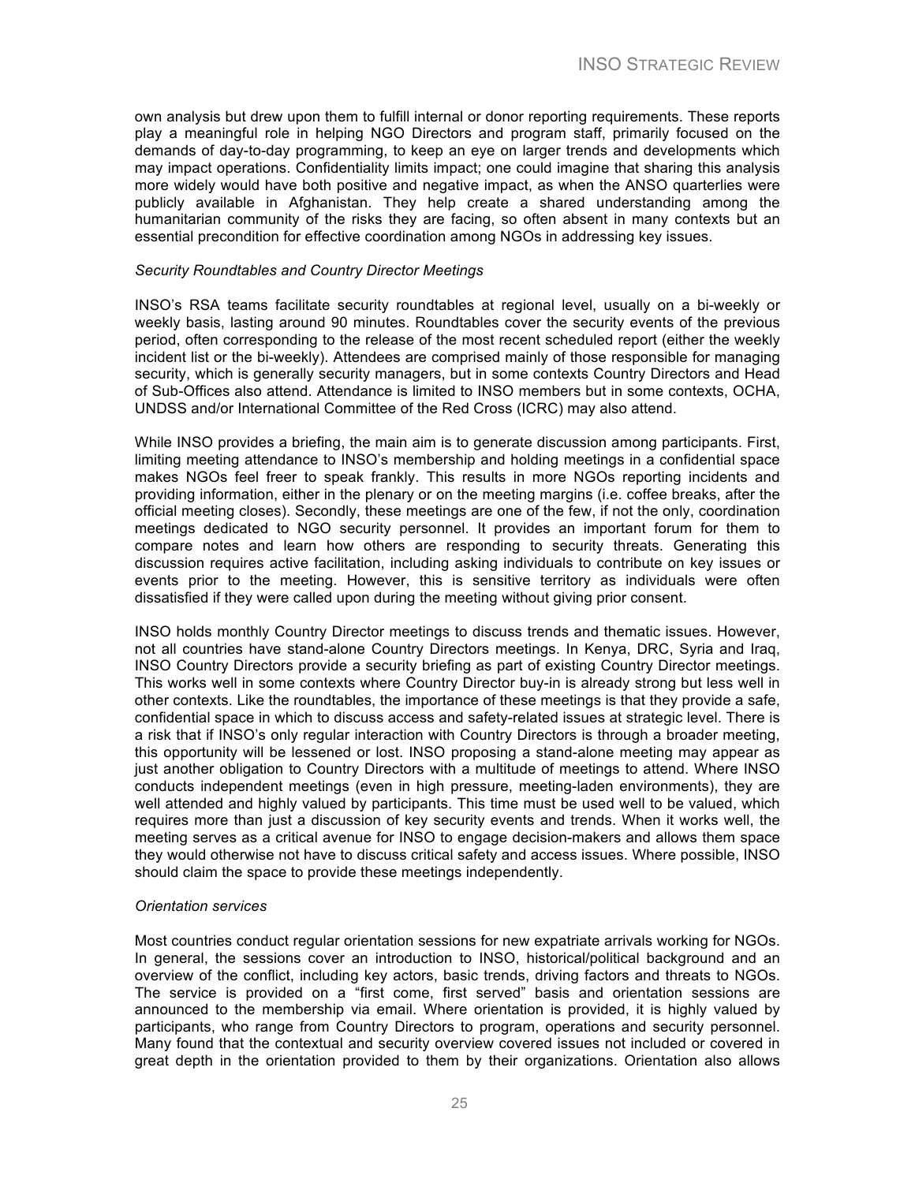own analysis but drew upon them to fulfill internal or donor reporting requirements. These reports play a meaningful role in helping NGO Directors and program staff, primarily focused on the demands of day-to-day programming, to keep an eye on larger trends and developments which may impact operations. Confidentiality limits impact; one could imagine that sharing this analysis more widely would have both positive and negative impact, as when the ANSO quarterlies were publicly available in Afghanistan. They help create a shared understanding among the humanitarian community of the risks they are facing, so often absent in many contexts but an essential precondition for effective coordination among NGOs in addressing key issues.

*Security Roundtables and Country Director Meetings*

INSO's RSA teams facilitate security roundtables at regional level, usually on a bi-weekly or weekly basis, lasting around 90 minutes. Roundtables cover the security events of the previous period, often corresponding to the release of the most recent scheduled report (either the weekly incident list or the bi-weekly). Attendees are comprised mainly of those responsible for managing security, which is generally security managers, but in some contexts Country Directors and Head of Sub-Offices also attend. Attendance is limited to INSO members but in some contexts, OCHA, UNDSS and/or International Committee of the Red Cross (ICRC) may also attend.

While INSO provides a briefing, the main aim is to generate discussion among participants. First, limiting meeting attendance to INSO's membership and holding meetings in a confidential space makes NGOs feel freer to speak frankly. This results in more NGOs reporting incidents and providing information, either in the plenary or on the meeting margins (i.e. coffee breaks, after the official meeting closes). Secondly, these meetings are one of the few, if not the only, coordination meetings dedicated to NGO security personnel. It provides an important forum for them to compare notes and learn how others are responding to security threats. Generating this discussion requires active facilitation, including asking individuals to contribute on key issues or events prior to the meeting. However, this is sensitive territory as individuals were often dissatisfied if they were called upon during the meeting without giving prior consent.

INSO holds monthly Country Director meetings to discuss trends and thematic issues. However, not all countries have stand-alone Country Directors meetings. In Kenya, DRC, Syria and Iraq, INSO Country Directors provide a security briefing as part of existing Country Director meetings. This works well in some contexts where Country Director buy-in is already strong but less well in other contexts. Like the roundtables, the importance of these meetings is that they provide a safe, confidential space in which to discuss access and safety-related issues at strategic level. There is a risk that if INSO's only regular interaction with Country Directors is through a broader meeting, this opportunity will be lessened or lost. INSO proposing a stand-alone meeting may appear as just another obligation to Country Directors with a multitude of meetings to attend. Where INSO conducts independent meetings (even in high pressure, meeting-laden environments), they are well attended and highly valued by participants. This time must be used well to be valued, which requires more than just a discussion of key security events and trends. When it works well, the meeting serves as a critical avenue for INSO to engage decision-makers and allows them space they would otherwise not have to discuss critical safety and access issues. Where possible, INSO should claim the space to provide these meetings independently.

*Orientation services*

Most countries conduct regular orientation sessions for new expatriate arrivals working for NGOs. In general, the sessions cover an introduction to INSO, historical/political background and an overview of the conflict, including key actors, basic trends, driving factors and threats to NGOs. The service is provided on a "first come, first served" basis and orientation sessions are announced to the membership via email. Where orientation is provided, it is highly valued by participants, who range from Country Directors to program, operations and security personnel. Many found that the contextual and security overview covered issues not included or covered in great depth in the orientation provided to them by their organizations. Orientation also allows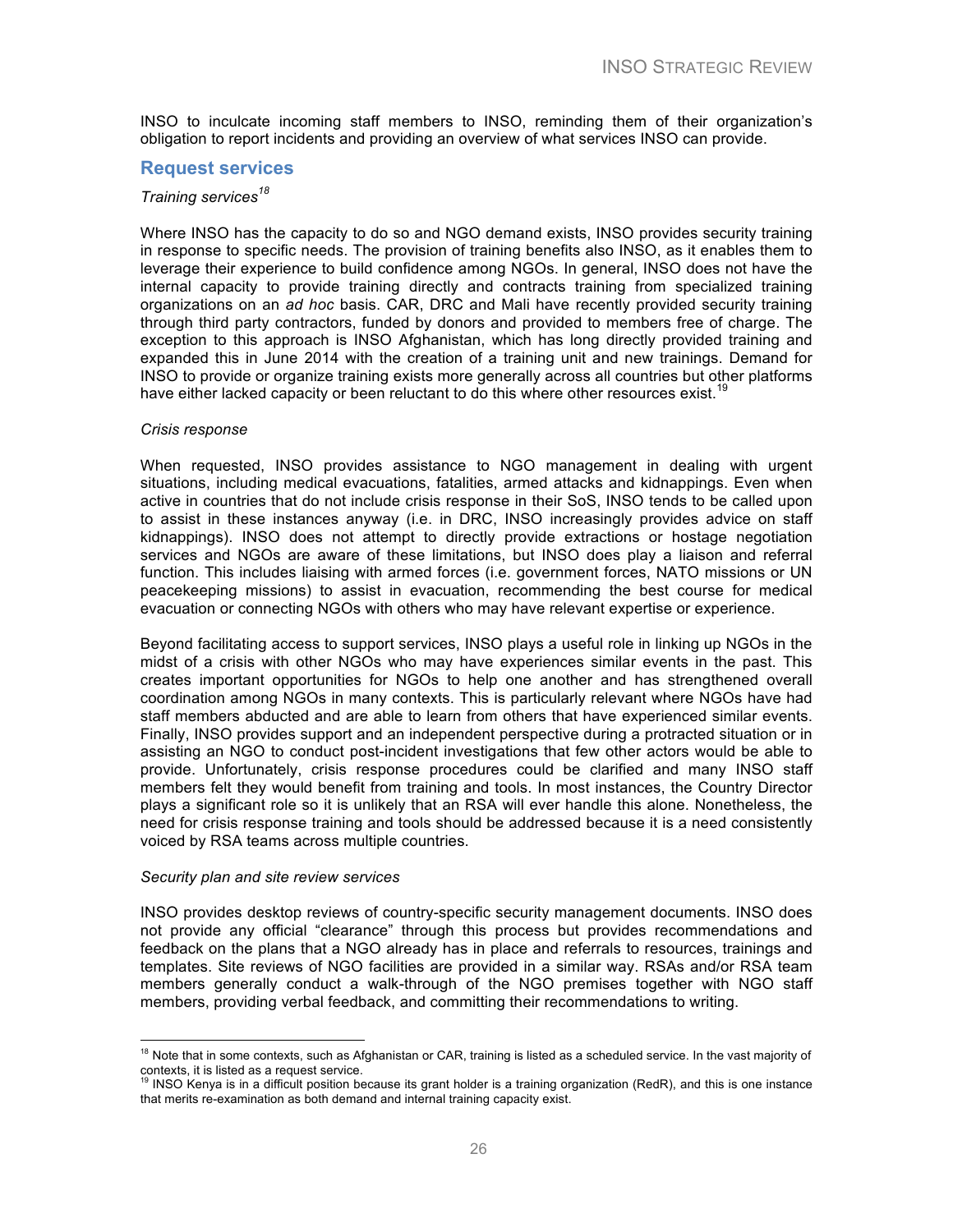INSO to inculcate incoming staff members to INSO, reminding them of their organization's obligation to report incidents and providing an overview of what services INSO can provide.

## Request services

*Training services*[18]

Where INSO has the capacity to do so and NGO demand exists, INSO provides security training in response to specific needs. The provision of training benefits also INSO, as it enables them to leverage their experience to build confidence among NGOs. In general, INSO does not have the internal capacity to provide training directly and contracts training from specialized training organizations on an *ad hoc* basis. CAR, DRC and Mali have recently provided security training through third party contractors, funded by donors and provided to members free of charge. The exception to this approach is INSO Afghanistan, which has long directly provided training and expanded this in June 2014 with the creation of a training unit and new trainings. Demand for INSO to provide or organize training exists more generally across all countries but other platforms have either lacked capacity or been reluctant to do this where other resources exist.[19]

*Crisis response*

When requested, INSO provides assistance to NGO management in dealing with urgent situations, including medical evacuations, fatalities, armed attacks and kidnappings. Even when active in countries that do not include crisis response in their SoS, INSO tends to be called upon to assist in these instances anyway (i.e. in DRC, INSO increasingly provides advice on staff kidnappings). INSO does not attempt to directly provide extractions or hostage negotiation services and NGOs are aware of these limitations, but INSO does play a liaison and referral function. This includes liaising with armed forces (i.e. government forces, NATO missions or UN peacekeeping missions) to assist in evacuation, recommending the best course for medical evacuation or connecting NGOs with others who may have relevant expertise or experience.

Beyond facilitating access to support services, INSO plays a useful role in linking up NGOs in the midst of a crisis with other NGOs who may have experiences similar events in the past. This creates important opportunities for NGOs to help one another and has strengthened overall coordination among NGOs in many contexts. This is particularly relevant where NGOs have had staff members abducted and are able to learn from others that have experienced similar events. Finally, INSO provides support and an independent perspective during a protracted situation or in assisting an NGO to conduct post-incident investigations that few other actors would be able to provide. Unfortunately, crisis response procedures could be clarified and many INSO staff members felt they would benefit from training and tools. In most instances, the Country Director plays a significant role so it is unlikely that an RSA will ever handle this alone. Nonetheless, the need for crisis response training and tools should be addressed because it is a need consistently voiced by RSA teams across multiple countries.

*Security plan and site review services*

INSO provides desktop reviews of country-specific security management documents. INSO does not provide any official "clearance" through this process but provides recommendations and feedback on the plans that a NGO already has in place and referrals to resources, trainings and templates. Site reviews of NGO facilities are provided in a similar way. RSAs and/or RSA team members generally conduct a walk-through of the NGO premises together with NGO staff members, providing verbal feedback, and committing their recommendations to writing.

---

[18] Note that in some contexts, such as Afghanistan or CAR, training is listed as a scheduled service. In the vast majority of contexts, it is listed as a request service.

[19] INSO Kenya is in a difficult position because its grant holder is a training organization (RedR), and this is one instance that merits re-examination as both demand and internal training capacity exist.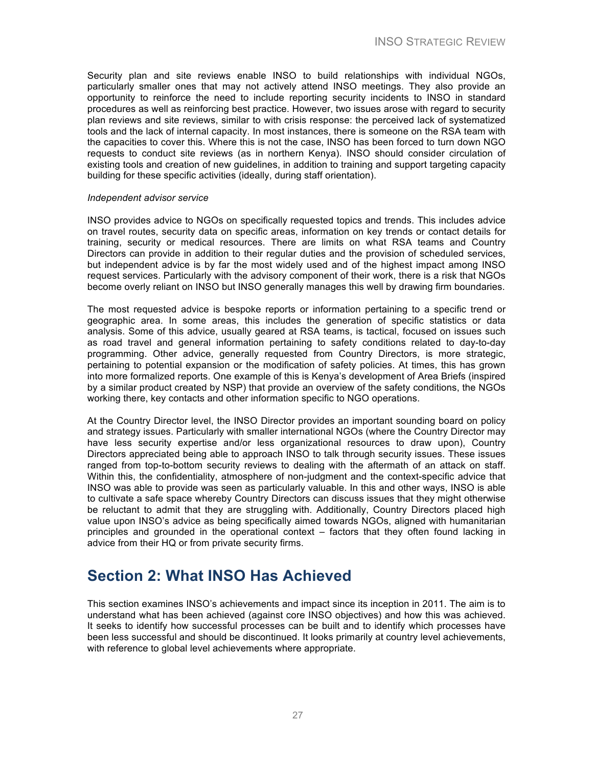Security plan and site reviews enable INSO to build relationships with individual NGOs, particularly smaller ones that may not actively attend INSO meetings. They also provide an opportunity to reinforce the need to include reporting security incidents to INSO in standard procedures as well as reinforcing best practice. However, two issues arose with regard to security plan reviews and site reviews, similar to with crisis response: the perceived lack of systematized tools and the lack of internal capacity. In most instances, there is someone on the RSA team with the capacities to cover this. Where this is not the case, INSO has been forced to turn down NGO requests to conduct site reviews (as in northern Kenya). INSO should consider circulation of existing tools and creation of new guidelines, in addition to training and support targeting capacity building for these specific activities (ideally, during staff orientation).

*Independent advisor service*

INSO provides advice to NGOs on specifically requested topics and trends. This includes advice on travel routes, security data on specific areas, information on key trends or contact details for training, security or medical resources. There are limits on what RSA teams and Country Directors can provide in addition to their regular duties and the provision of scheduled services, but independent advice is by far the most widely used and of the highest impact among INSO request services. Particularly with the advisory component of their work, there is a risk that NGOs become overly reliant on INSO but INSO generally manages this well by drawing firm boundaries.

The most requested advice is bespoke reports or information pertaining to a specific trend or geographic area. In some areas, this includes the generation of specific statistics or data analysis. Some of this advice, usually geared at RSA teams, is tactical, focused on issues such as road travel and general information pertaining to safety conditions related to day-to-day programming. Other advice, generally requested from Country Directors, is more strategic, pertaining to potential expansion or the modification of safety policies. At times, this has grown into more formalized reports. One example of this is Kenya's development of Area Briefs (inspired by a similar product created by NSP) that provide an overview of the safety conditions, the NGOs working there, key contacts and other information specific to NGO operations.

At the Country Director level, the INSO Director provides an important sounding board on policy and strategy issues. Particularly with smaller international NGOs (where the Country Director may have less security expertise and/or less organizational resources to draw upon), Country Directors appreciated being able to approach INSO to talk through security issues. These issues ranged from top-to-bottom security reviews to dealing with the aftermath of an attack on staff. Within this, the confidentiality, atmosphere of non-judgment and the context-specific advice that INSO was able to provide was seen as particularly valuable. In this and other ways, INSO is able to cultivate a safe space whereby Country Directors can discuss issues that they might otherwise be reluctant to admit that they are struggling with. Additionally, Country Directors placed high value upon INSO's advice as being specifically aimed towards NGOs, aligned with humanitarian principles and grounded in the operational context – factors that they often found lacking in advice from their HQ or from private security firms.

# Section 2: What INSO Has Achieved

This section examines INSO's achievements and impact since its inception in 2011. The aim is to understand what has been achieved (against core INSO objectives) and how this was achieved. It seeks to identify how successful processes can be built and to identify which processes have been less successful and should be discontinued. It looks primarily at country level achievements, with reference to global level achievements where appropriate.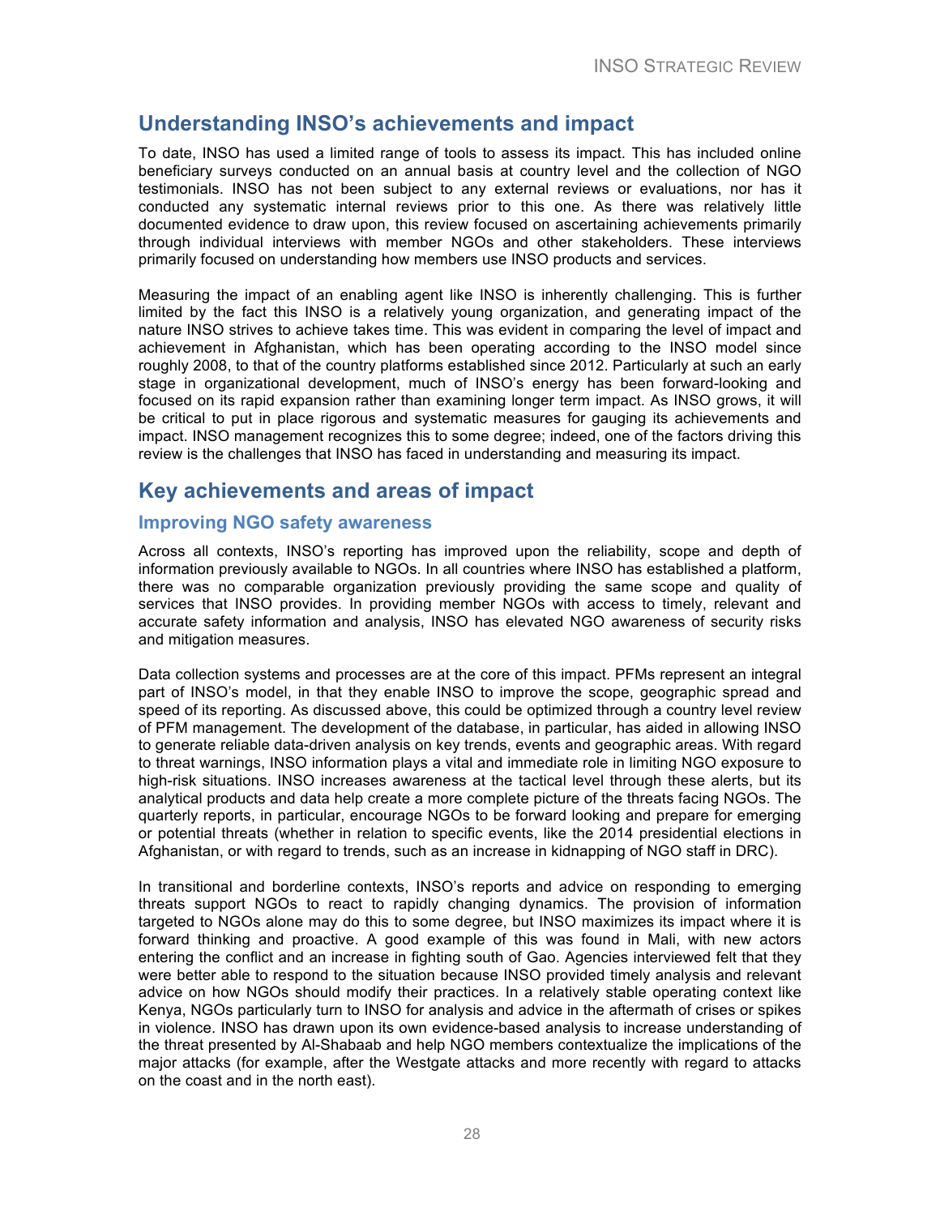## Understanding INSO's achievements and impact

To date, INSO has used a limited range of tools to assess its impact. This has included online beneficiary surveys conducted on an annual basis at country level and the collection of NGO testimonials. INSO has not been subject to any external reviews or evaluations, nor has it conducted any systematic internal reviews prior to this one. As there was relatively little documented evidence to draw upon, this review focused on ascertaining achievements primarily through individual interviews with member NGOs and other stakeholders. These interviews primarily focused on understanding how members use INSO products and services.

Measuring the impact of an enabling agent like INSO is inherently challenging. This is further limited by the fact this INSO is a relatively young organization, and generating impact of the nature INSO strives to achieve takes time. This was evident in comparing the level of impact and achievement in Afghanistan, which has been operating according to the INSO model since roughly 2008, to that of the country platforms established since 2012. Particularly at such an early stage in organizational development, much of INSO's energy has been forward-looking and focused on its rapid expansion rather than examining longer term impact. As INSO grows, it will be critical to put in place rigorous and systematic measures for gauging its achievements and impact. INSO management recognizes this to some degree; indeed, one of the factors driving this review is the challenges that INSO has faced in understanding and measuring its impact.

## Key achievements and areas of impact

### Improving NGO safety awareness

Across all contexts, INSO's reporting has improved upon the reliability, scope and depth of information previously available to NGOs. In all countries where INSO has established a platform, there was no comparable organization previously providing the same scope and quality of services that INSO provides. In providing member NGOs with access to timely, relevant and accurate safety information and analysis, INSO has elevated NGO awareness of security risks and mitigation measures.

Data collection systems and processes are at the core of this impact. PFMs represent an integral part of INSO's model, in that they enable INSO to improve the scope, geographic spread and speed of its reporting. As discussed above, this could be optimized through a country level review of PFM management. The development of the database, in particular, has aided in allowing INSO to generate reliable data-driven analysis on key trends, events and geographic areas. With regard to threat warnings, INSO information plays a vital and immediate role in limiting NGO exposure to high-risk situations. INSO increases awareness at the tactical level through these alerts, but its analytical products and data help create a more complete picture of the threats facing NGOs. The quarterly reports, in particular, encourage NGOs to be forward looking and prepare for emerging or potential threats (whether in relation to specific events, like the 2014 presidential elections in Afghanistan, or with regard to trends, such as an increase in kidnapping of NGO staff in DRC).

In transitional and borderline contexts, INSO's reports and advice on responding to emerging threats support NGOs to react to rapidly changing dynamics. The provision of information targeted to NGOs alone may do this to some degree, but INSO maximizes its impact where it is forward thinking and proactive. A good example of this was found in Mali, with new actors entering the conflict and an increase in fighting south of Gao. Agencies interviewed felt that they were better able to respond to the situation because INSO provided timely analysis and relevant advice on how NGOs should modify their practices. In a relatively stable operating context like Kenya, NGOs particularly turn to INSO for analysis and advice in the aftermath of crises or spikes in violence. INSO has drawn upon its own evidence-based analysis to increase understanding of the threat presented by Al-Shabaab and help NGO members contextualize the implications of the major attacks (for example, after the Westgate attacks and more recently with regard to attacks on the coast and in the north east).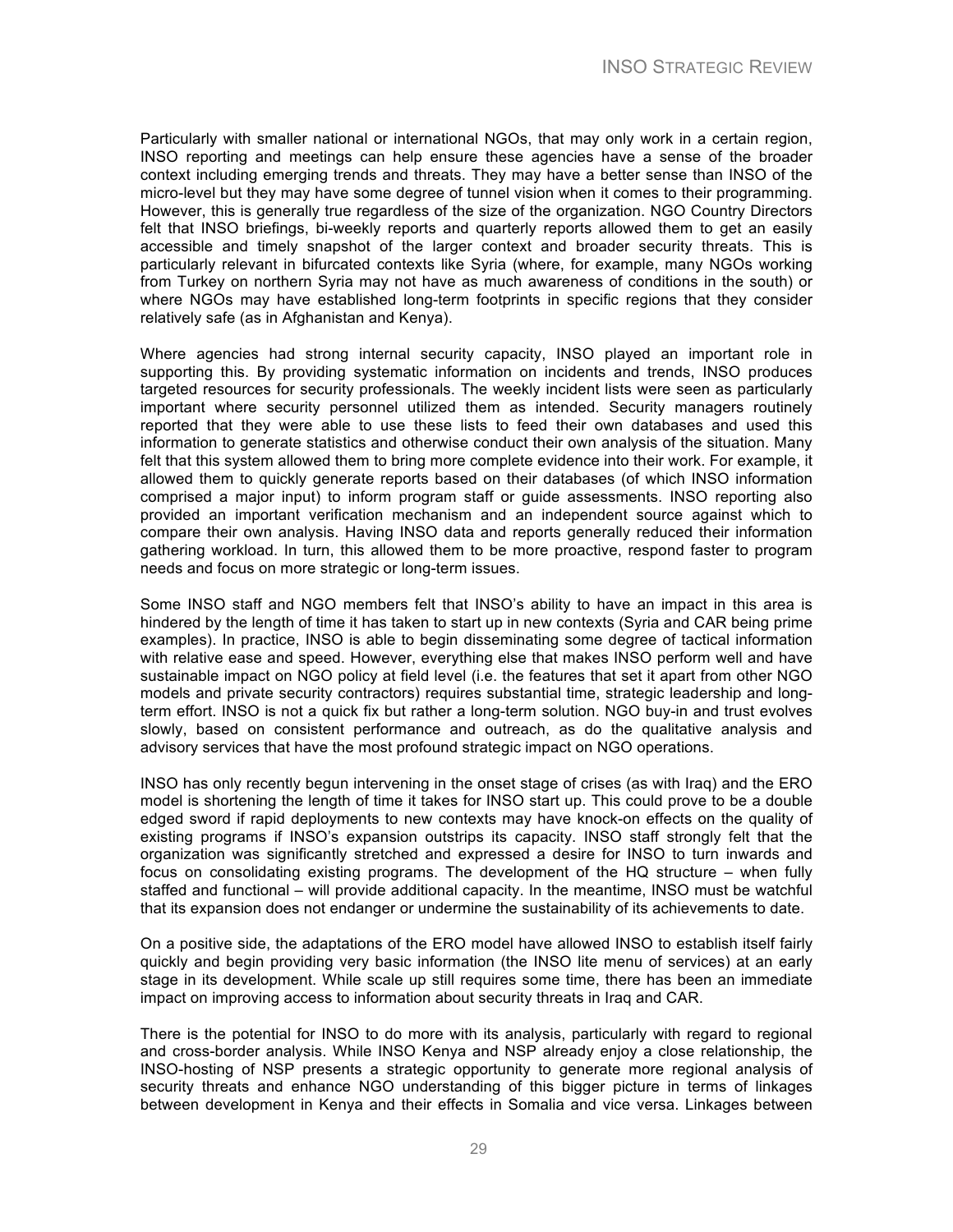Particularly with smaller national or international NGOs, that may only work in a certain region, INSO reporting and meetings can help ensure these agencies have a sense of the broader context including emerging trends and threats. They may have a better sense than INSO of the micro-level but they may have some degree of tunnel vision when it comes to their programming. However, this is generally true regardless of the size of the organization. NGO Country Directors felt that INSO briefings, bi-weekly reports and quarterly reports allowed them to get an easily accessible and timely snapshot of the larger context and broader security threats. This is particularly relevant in bifurcated contexts like Syria (where, for example, many NGOs working from Turkey on northern Syria may not have as much awareness of conditions in the south) or where NGOs may have established long-term footprints in specific regions that they consider relatively safe (as in Afghanistan and Kenya).

Where agencies had strong internal security capacity, INSO played an important role in supporting this. By providing systematic information on incidents and trends, INSO produces targeted resources for security professionals. The weekly incident lists were seen as particularly important where security personnel utilized them as intended. Security managers routinely reported that they were able to use these lists to feed their own databases and used this information to generate statistics and otherwise conduct their own analysis of the situation. Many felt that this system allowed them to bring more complete evidence into their work. For example, it allowed them to quickly generate reports based on their databases (of which INSO information comprised a major input) to inform program staff or guide assessments. INSO reporting also provided an important verification mechanism and an independent source against which to compare their own analysis. Having INSO data and reports generally reduced their information gathering workload. In turn, this allowed them to be more proactive, respond faster to program needs and focus on more strategic or long-term issues.

Some INSO staff and NGO members felt that INSO's ability to have an impact in this area is hindered by the length of time it has taken to start up in new contexts (Syria and CAR being prime examples). In practice, INSO is able to begin disseminating some degree of tactical information with relative ease and speed. However, everything else that makes INSO perform well and have sustainable impact on NGO policy at field level (i.e. the features that set it apart from other NGO models and private security contractors) requires substantial time, strategic leadership and long-term effort. INSO is not a quick fix but rather a long-term solution. NGO buy-in and trust evolves slowly, based on consistent performance and outreach, as do the qualitative analysis and advisory services that have the most profound strategic impact on NGO operations.

INSO has only recently begun intervening in the onset stage of crises (as with Iraq) and the ERO model is shortening the length of time it takes for INSO start up. This could prove to be a double edged sword if rapid deployments to new contexts may have knock-on effects on the quality of existing programs if INSO's expansion outstrips its capacity. INSO staff strongly felt that the organization was significantly stretched and expressed a desire for INSO to turn inwards and focus on consolidating existing programs. The development of the HQ structure – when fully staffed and functional – will provide additional capacity. In the meantime, INSO must be watchful that its expansion does not endanger or undermine the sustainability of its achievements to date.

On a positive side, the adaptations of the ERO model have allowed INSO to establish itself fairly quickly and begin providing very basic information (the INSO lite menu of services) at an early stage in its development. While scale up still requires some time, there has been an immediate impact on improving access to information about security threats in Iraq and CAR.

There is the potential for INSO to do more with its analysis, particularly with regard to regional and cross-border analysis. While INSO Kenya and NSP already enjoy a close relationship, the INSO-hosting of NSP presents a strategic opportunity to generate more regional analysis of security threats and enhance NGO understanding of this bigger picture in terms of linkages between development in Kenya and their effects in Somalia and vice versa. Linkages between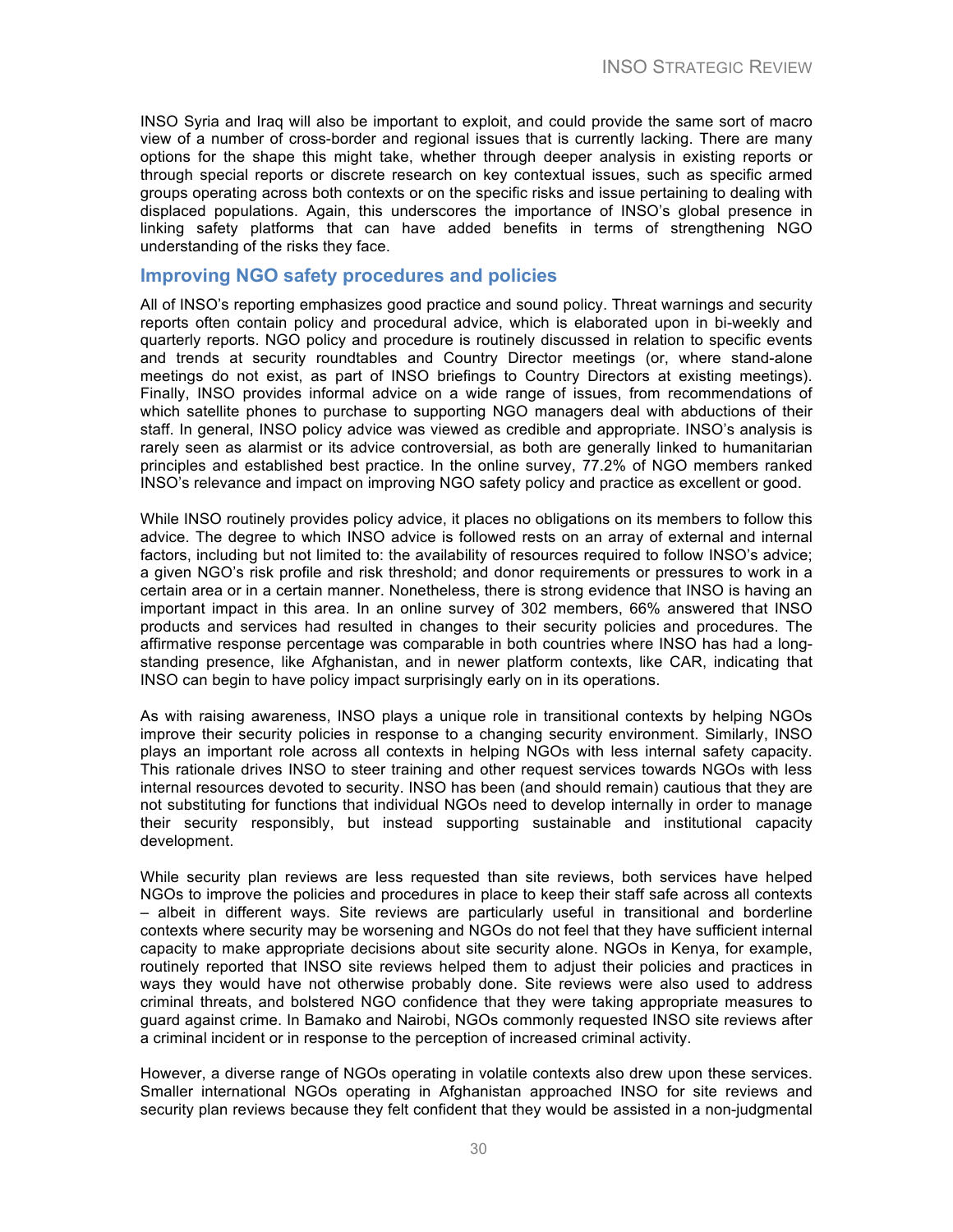INSO Syria and Iraq will also be important to exploit, and could provide the same sort of macro view of a number of cross-border and regional issues that is currently lacking. There are many options for the shape this might take, whether through deeper analysis in existing reports or through special reports or discrete research on key contextual issues, such as specific armed groups operating across both contexts or on the specific risks and issue pertaining to dealing with displaced populations. Again, this underscores the importance of INSO's global presence in linking safety platforms that can have added benefits in terms of strengthening NGO understanding of the risks they face.

## Improving NGO safety procedures and policies

All of INSO's reporting emphasizes good practice and sound policy. Threat warnings and security reports often contain policy and procedural advice, which is elaborated upon in bi-weekly and quarterly reports. NGO policy and procedure is routinely discussed in relation to specific events and trends at security roundtables and Country Director meetings (or, where stand-alone meetings do not exist, as part of INSO briefings to Country Directors at existing meetings). Finally, INSO provides informal advice on a wide range of issues, from recommendations of which satellite phones to purchase to supporting NGO managers deal with abductions of their staff. In general, INSO policy advice was viewed as credible and appropriate. INSO's analysis is rarely seen as alarmist or its advice controversial, as both are generally linked to humanitarian principles and established best practice. In the online survey, 77.2% of NGO members ranked INSO's relevance and impact on improving NGO safety policy and practice as excellent or good.

While INSO routinely provides policy advice, it places no obligations on its members to follow this advice. The degree to which INSO advice is followed rests on an array of external and internal factors, including but not limited to: the availability of resources required to follow INSO's advice; a given NGO's risk profile and risk threshold; and donor requirements or pressures to work in a certain area or in a certain manner. Nonetheless, there is strong evidence that INSO is having an important impact in this area. In an online survey of 302 members, 66% answered that INSO products and services had resulted in changes to their security policies and procedures. The affirmative response percentage was comparable in both countries where INSO has had a long-standing presence, like Afghanistan, and in newer platform contexts, like CAR, indicating that INSO can begin to have policy impact surprisingly early on in its operations.

As with raising awareness, INSO plays a unique role in transitional contexts by helping NGOs improve their security policies in response to a changing security environment. Similarly, INSO plays an important role across all contexts in helping NGOs with less internal safety capacity. This rationale drives INSO to steer training and other request services towards NGOs with less internal resources devoted to security. INSO has been (and should remain) cautious that they are not substituting for functions that individual NGOs need to develop internally in order to manage their security responsibly, but instead supporting sustainable and institutional capacity development.

While security plan reviews are less requested than site reviews, both services have helped NGOs to improve the policies and procedures in place to keep their staff safe across all contexts – albeit in different ways. Site reviews are particularly useful in transitional and borderline contexts where security may be worsening and NGOs do not feel that they have sufficient internal capacity to make appropriate decisions about site security alone. NGOs in Kenya, for example, routinely reported that INSO site reviews helped them to adjust their policies and practices in ways they would have not otherwise probably done. Site reviews were also used to address criminal threats, and bolstered NGO confidence that they were taking appropriate measures to guard against crime. In Bamako and Nairobi, NGOs commonly requested INSO site reviews after a criminal incident or in response to the perception of increased criminal activity.

However, a diverse range of NGOs operating in volatile contexts also drew upon these services. Smaller international NGOs operating in Afghanistan approached INSO for site reviews and security plan reviews because they felt confident that they would be assisted in a non-judgmental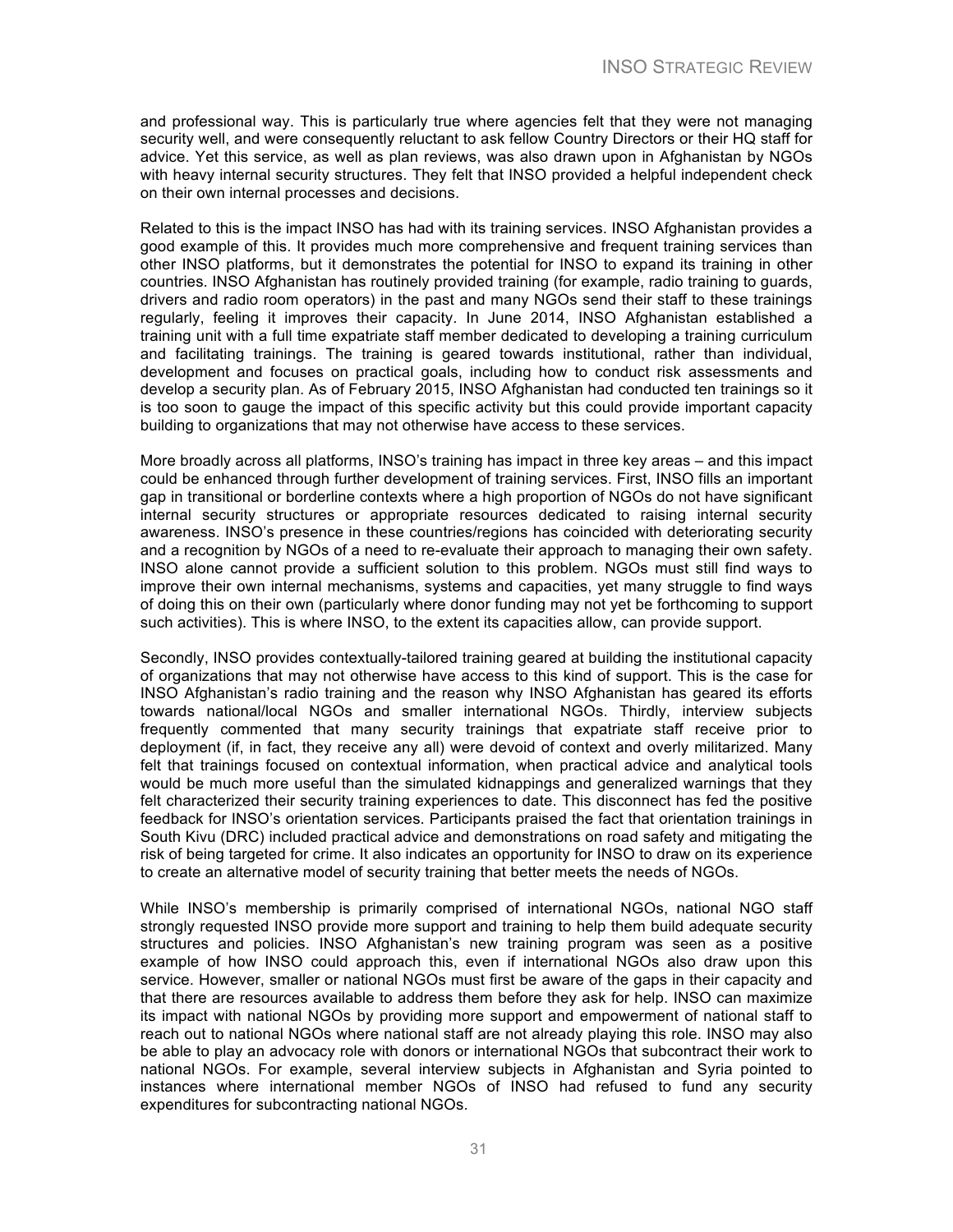and professional way. This is particularly true where agencies felt that they were not managing security well, and were consequently reluctant to ask fellow Country Directors or their HQ staff for advice. Yet this service, as well as plan reviews, was also drawn upon in Afghanistan by NGOs with heavy internal security structures. They felt that INSO provided a helpful independent check on their own internal processes and decisions.

Related to this is the impact INSO has had with its training services. INSO Afghanistan provides a good example of this. It provides much more comprehensive and frequent training services than other INSO platforms, but it demonstrates the potential for INSO to expand its training in other countries. INSO Afghanistan has routinely provided training (for example, radio training to guards, drivers and radio room operators) in the past and many NGOs send their staff to these trainings regularly, feeling it improves their capacity. In June 2014, INSO Afghanistan established a training unit with a full time expatriate staff member dedicated to developing a training curriculum and facilitating trainings. The training is geared towards institutional, rather than individual, development and focuses on practical goals, including how to conduct risk assessments and develop a security plan. As of February 2015, INSO Afghanistan had conducted ten trainings so it is too soon to gauge the impact of this specific activity but this could provide important capacity building to organizations that may not otherwise have access to these services.

More broadly across all platforms, INSO's training has impact in three key areas – and this impact could be enhanced through further development of training services. First, INSO fills an important gap in transitional or borderline contexts where a high proportion of NGOs do not have significant internal security structures or appropriate resources dedicated to raising internal security awareness. INSO's presence in these countries/regions has coincided with deteriorating security and a recognition by NGOs of a need to re-evaluate their approach to managing their own safety. INSO alone cannot provide a sufficient solution to this problem. NGOs must still find ways to improve their own internal mechanisms, systems and capacities, yet many struggle to find ways of doing this on their own (particularly where donor funding may not yet be forthcoming to support such activities). This is where INSO, to the extent its capacities allow, can provide support.

Secondly, INSO provides contextually-tailored training geared at building the institutional capacity of organizations that may not otherwise have access to this kind of support. This is the case for INSO Afghanistan's radio training and the reason why INSO Afghanistan has geared its efforts towards national/local NGOs and smaller international NGOs. Thirdly, interview subjects frequently commented that many security trainings that expatriate staff receive prior to deployment (if, in fact, they receive any all) were devoid of context and overly militarized. Many felt that trainings focused on contextual information, when practical advice and analytical tools would be much more useful than the simulated kidnappings and generalized warnings that they felt characterized their security training experiences to date. This disconnect has fed the positive feedback for INSO's orientation services. Participants praised the fact that orientation trainings in South Kivu (DRC) included practical advice and demonstrations on road safety and mitigating the risk of being targeted for crime. It also indicates an opportunity for INSO to draw on its experience to create an alternative model of security training that better meets the needs of NGOs.

While INSO's membership is primarily comprised of international NGOs, national NGO staff strongly requested INSO provide more support and training to help them build adequate security structures and policies. INSO Afghanistan's new training program was seen as a positive example of how INSO could approach this, even if international NGOs also draw upon this service. However, smaller or national NGOs must first be aware of the gaps in their capacity and that there are resources available to address them before they ask for help. INSO can maximize its impact with national NGOs by providing more support and empowerment of national staff to reach out to national NGOs where national staff are not already playing this role. INSO may also be able to play an advocacy role with donors or international NGOs that subcontract their work to national NGOs. For example, several interview subjects in Afghanistan and Syria pointed to instances where international member NGOs of INSO had refused to fund any security expenditures for subcontracting national NGOs.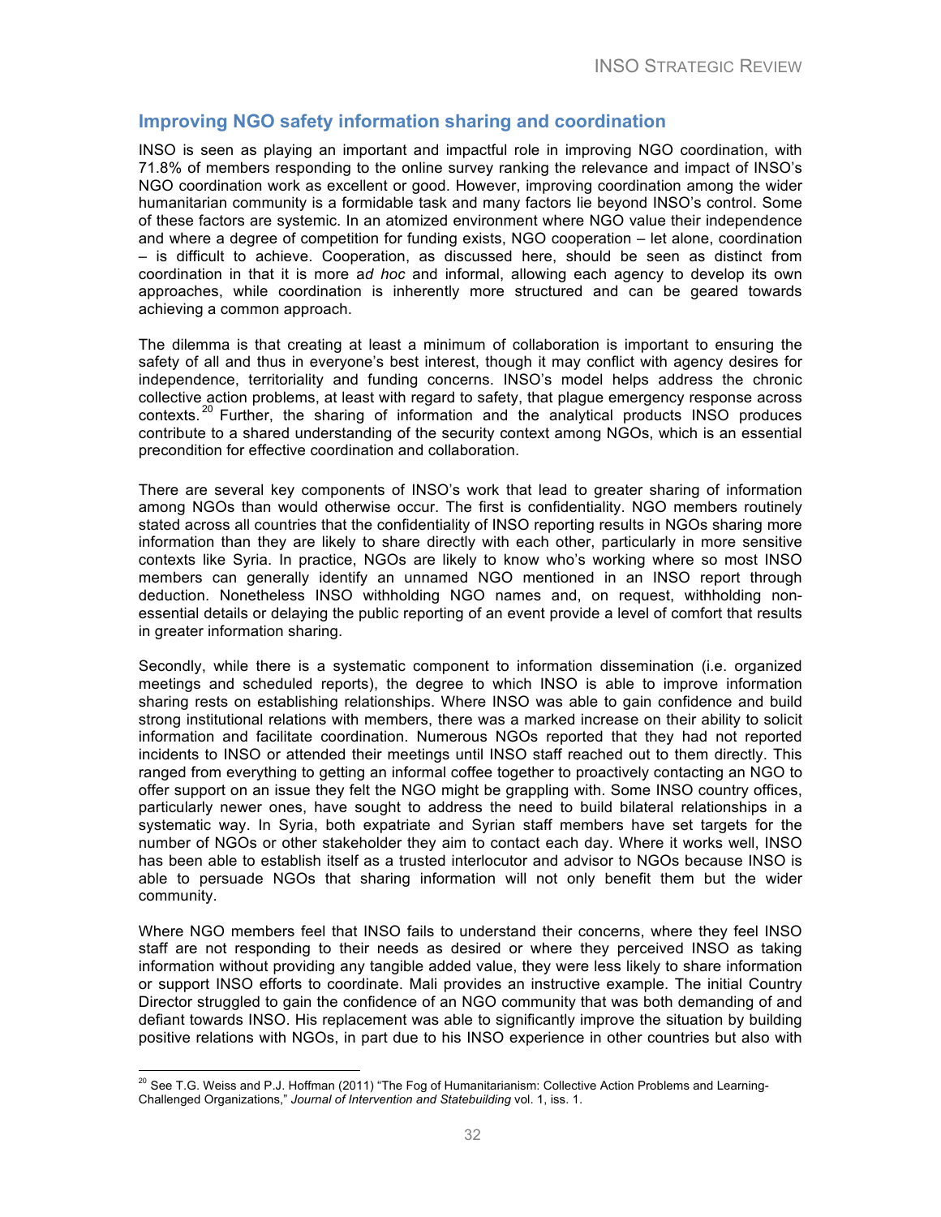## Improving NGO safety information sharing and coordination

INSO is seen as playing an important and impactful role in improving NGO coordination, with 71.8% of members responding to the online survey ranking the relevance and impact of INSO's NGO coordination work as excellent or good. However, improving coordination among the wider humanitarian community is a formidable task and many factors lie beyond INSO's control. Some of these factors are systemic. In an atomized environment where NGO value their independence and where a degree of competition for funding exists, NGO cooperation – let alone, coordination – is difficult to achieve. Cooperation, as discussed here, should be seen as distinct from coordination in that it is more *ad hoc* and informal, allowing each agency to develop its own approaches, while coordination is inherently more structured and can be geared towards achieving a common approach.

The dilemma is that creating at least a minimum of collaboration is important to ensuring the safety of all and thus in everyone's best interest, though it may conflict with agency desires for independence, territoriality and funding concerns. INSO's model helps address the chronic collective action problems, at least with regard to safety, that plague emergency response across contexts.[20] Further, the sharing of information and the analytical products INSO produces contribute to a shared understanding of the security context among NGOs, which is an essential precondition for effective coordination and collaboration.

There are several key components of INSO's work that lead to greater sharing of information among NGOs than would otherwise occur. The first is confidentiality. NGO members routinely stated across all countries that the confidentiality of INSO reporting results in NGOs sharing more information than they are likely to share directly with each other, particularly in more sensitive contexts like Syria. In practice, NGOs are likely to know who's working where so most INSO members can generally identify an unnamed NGO mentioned in an INSO report through deduction. Nonetheless INSO withholding NGO names and, on request, withholding non-essential details or delaying the public reporting of an event provide a level of comfort that results in greater information sharing.

Secondly, while there is a systematic component to information dissemination (i.e. organized meetings and scheduled reports), the degree to which INSO is able to improve information sharing rests on establishing relationships. Where INSO was able to gain confidence and build strong institutional relations with members, there was a marked increase on their ability to solicit information and facilitate coordination. Numerous NGOs reported that they had not reported incidents to INSO or attended their meetings until INSO staff reached out to them directly. This ranged from everything to getting an informal coffee together to proactively contacting an NGO to offer support on an issue they felt the NGO might be grappling with. Some INSO country offices, particularly newer ones, have sought to address the need to build bilateral relationships in a systematic way. In Syria, both expatriate and Syrian staff members have set targets for the number of NGOs or other stakeholder they aim to contact each day. Where it works well, INSO has been able to establish itself as a trusted interlocutor and advisor to NGOs because INSO is able to persuade NGOs that sharing information will not only benefit them but the wider community.

Where NGO members feel that INSO fails to understand their concerns, where they feel INSO staff are not responding to their needs as desired or where they perceived INSO as taking information without providing any tangible added value, they were less likely to share information or support INSO efforts to coordinate. Mali provides an instructive example. The initial Country Director struggled to gain the confidence of an NGO community that was both demanding of and defiant towards INSO. His replacement was able to significantly improve the situation by building positive relations with NGOs, in part due to his INSO experience in other countries but also with

[20] See T.G. Weiss and P.J. Hoffman (2011) "The Fog of Humanitarianism: Collective Action Problems and Learning-Challenged Organizations," *Journal of Intervention and Statebuilding* vol. 1, iss. 1.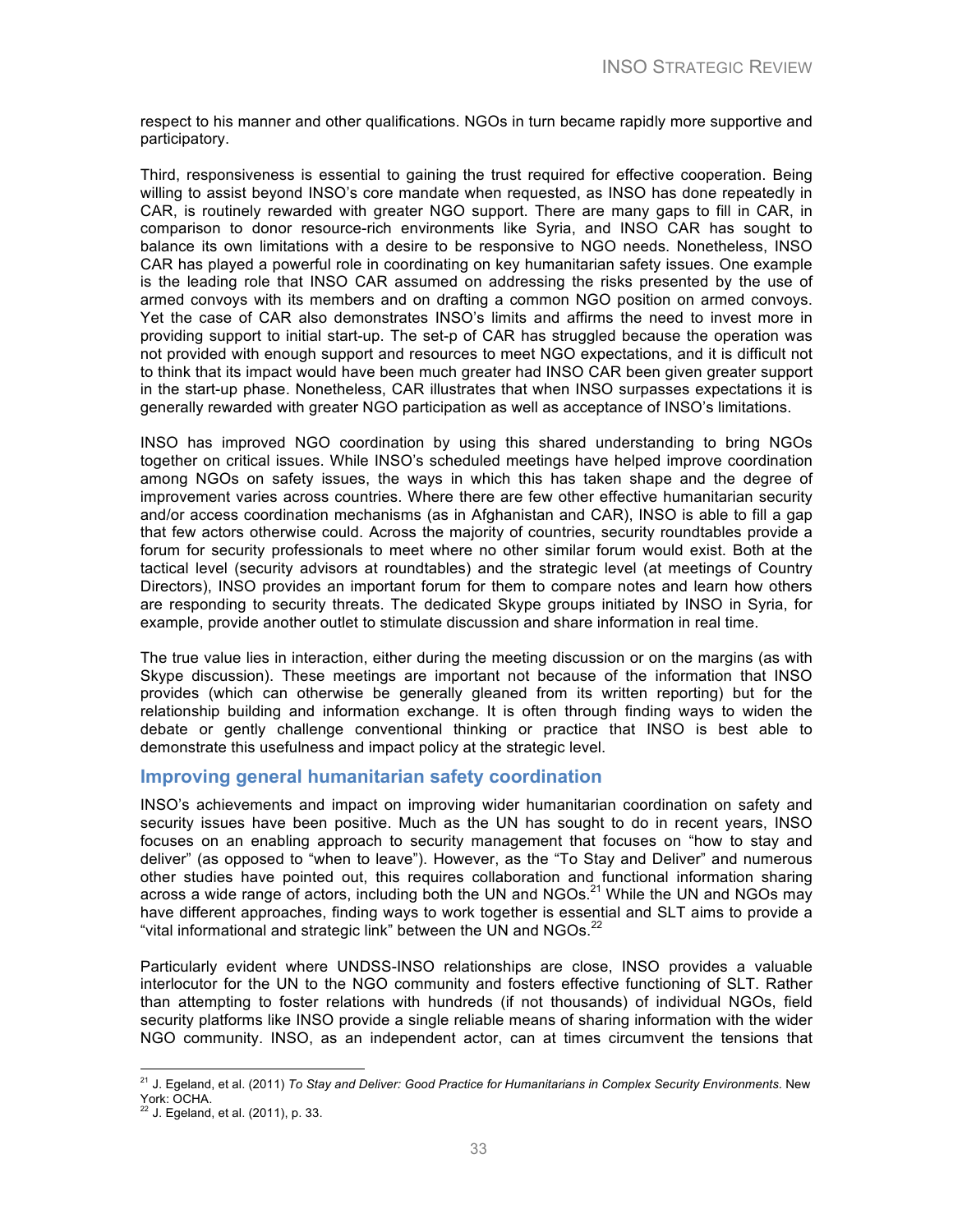respect to his manner and other qualifications. NGOs in turn became rapidly more supportive and participatory.

Third, responsiveness is essential to gaining the trust required for effective cooperation. Being willing to assist beyond INSO's core mandate when requested, as INSO has done repeatedly in CAR, is routinely rewarded with greater NGO support. There are many gaps to fill in CAR, in comparison to donor resource-rich environments like Syria, and INSO CAR has sought to balance its own limitations with a desire to be responsive to NGO needs. Nonetheless, INSO CAR has played a powerful role in coordinating on key humanitarian safety issues. One example is the leading role that INSO CAR assumed on addressing the risks presented by the use of armed convoys with its members and on drafting a common NGO position on armed convoys. Yet the case of CAR also demonstrates INSO's limits and affirms the need to invest more in providing support to initial start-up. The set-p of CAR has struggled because the operation was not provided with enough support and resources to meet NGO expectations, and it is difficult not to think that its impact would have been much greater had INSO CAR been given greater support in the start-up phase. Nonetheless, CAR illustrates that when INSO surpasses expectations it is generally rewarded with greater NGO participation as well as acceptance of INSO's limitations.

INSO has improved NGO coordination by using this shared understanding to bring NGOs together on critical issues. While INSO's scheduled meetings have helped improve coordination among NGOs on safety issues, the ways in which this has taken shape and the degree of improvement varies across countries. Where there are few other effective humanitarian security and/or access coordination mechanisms (as in Afghanistan and CAR), INSO is able to fill a gap that few actors otherwise could. Across the majority of countries, security roundtables provide a forum for security professionals to meet where no other similar forum would exist. Both at the tactical level (security advisors at roundtables) and the strategic level (at meetings of Country Directors), INSO provides an important forum for them to compare notes and learn how others are responding to security threats. The dedicated Skype groups initiated by INSO in Syria, for example, provide another outlet to stimulate discussion and share information in real time.

The true value lies in interaction, either during the meeting discussion or on the margins (as with Skype discussion). These meetings are important not because of the information that INSO provides (which can otherwise be generally gleaned from its written reporting) but for the relationship building and information exchange. It is often through finding ways to widen the debate or gently challenge conventional thinking or practice that INSO is best able to demonstrate this usefulness and impact policy at the strategic level.

## Improving general humanitarian safety coordination

INSO's achievements and impact on improving wider humanitarian coordination on safety and security issues have been positive. Much as the UN has sought to do in recent years, INSO focuses on an enabling approach to security management that focuses on "how to stay and deliver" (as opposed to "when to leave"). However, as the "To Stay and Deliver" and numerous other studies have pointed out, this requires collaboration and functional information sharing across a wide range of actors, including both the UN and NGOs.[21] While the UN and NGOs may have different approaches, finding ways to work together is essential and SLT aims to provide a "vital informational and strategic link" between the UN and NGOs.[22]

Particularly evident where UNDSS-INSO relationships are close, INSO provides a valuable interlocutor for the UN to the NGO community and fosters effective functioning of SLT. Rather than attempting to foster relations with hundreds (if not thousands) of individual NGOs, field security platforms like INSO provide a single reliable means of sharing information with the wider NGO community. INSO, as an independent actor, can at times circumvent the tensions that

---

[21] J. Egeland, et al. (2011) *To Stay and Deliver: Good Practice for Humanitarians in Complex Security Environments*. New York: OCHA.

[22] J. Egeland, et al. (2011), p. 33.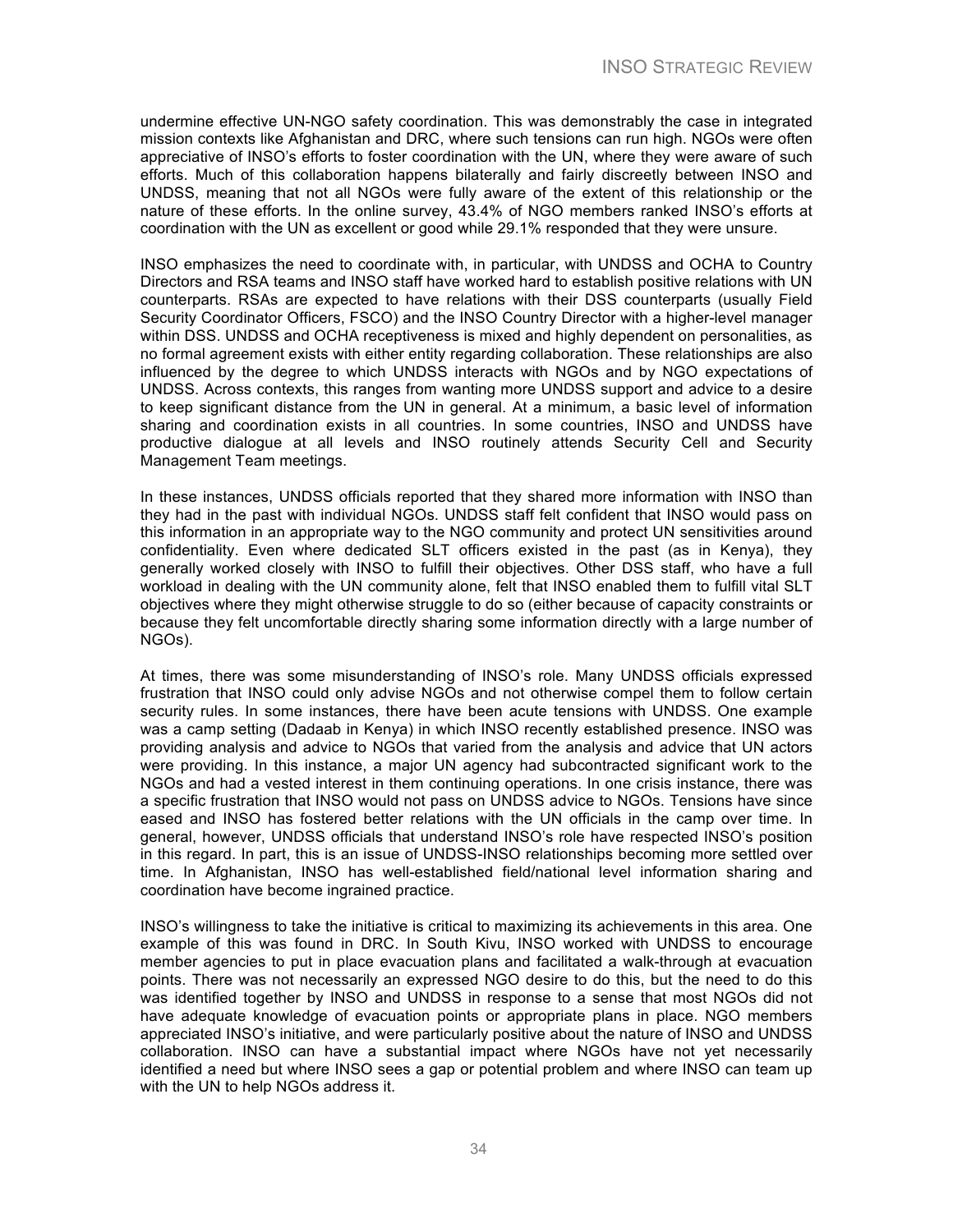undermine effective UN-NGO safety coordination. This was demonstrably the case in integrated mission contexts like Afghanistan and DRC, where such tensions can run high. NGOs were often appreciative of INSO's efforts to foster coordination with the UN, where they were aware of such efforts. Much of this collaboration happens bilaterally and fairly discreetly between INSO and UNDSS, meaning that not all NGOs were fully aware of the extent of this relationship or the nature of these efforts. In the online survey, 43.4% of NGO members ranked INSO's efforts at coordination with the UN as excellent or good while 29.1% responded that they were unsure.

INSO emphasizes the need to coordinate with, in particular, with UNDSS and OCHA to Country Directors and RSA teams and INSO staff have worked hard to establish positive relations with UN counterparts. RSAs are expected to have relations with their DSS counterparts (usually Field Security Coordinator Officers, FSCO) and the INSO Country Director with a higher-level manager within DSS. UNDSS and OCHA receptiveness is mixed and highly dependent on personalities, as no formal agreement exists with either entity regarding collaboration. These relationships are also influenced by the degree to which UNDSS interacts with NGOs and by NGO expectations of UNDSS. Across contexts, this ranges from wanting more UNDSS support and advice to a desire to keep significant distance from the UN in general. At a minimum, a basic level of information sharing and coordination exists in all countries. In some countries, INSO and UNDSS have productive dialogue at all levels and INSO routinely attends Security Cell and Security Management Team meetings.

In these instances, UNDSS officials reported that they shared more information with INSO than they had in the past with individual NGOs. UNDSS staff felt confident that INSO would pass on this information in an appropriate way to the NGO community and protect UN sensitivities around confidentiality. Even where dedicated SLT officers existed in the past (as in Kenya), they generally worked closely with INSO to fulfill their objectives. Other DSS staff, who have a full workload in dealing with the UN community alone, felt that INSO enabled them to fulfill vital SLT objectives where they might otherwise struggle to do so (either because of capacity constraints or because they felt uncomfortable directly sharing some information directly with a large number of NGOs).

At times, there was some misunderstanding of INSO's role. Many UNDSS officials expressed frustration that INSO could only advise NGOs and not otherwise compel them to follow certain security rules. In some instances, there have been acute tensions with UNDSS. One example was a camp setting (Dadaab in Kenya) in which INSO recently established presence. INSO was providing analysis and advice to NGOs that varied from the analysis and advice that UN actors were providing. In this instance, a major UN agency had subcontracted significant work to the NGOs and had a vested interest in them continuing operations. In one crisis instance, there was a specific frustration that INSO would not pass on UNDSS advice to NGOs. Tensions have since eased and INSO has fostered better relations with the UN officials in the camp over time. In general, however, UNDSS officials that understand INSO's role have respected INSO's position in this regard. In part, this is an issue of UNDSS-INSO relationships becoming more settled over time. In Afghanistan, INSO has well-established field/national level information sharing and coordination have become ingrained practice.

INSO's willingness to take the initiative is critical to maximizing its achievements in this area. One example of this was found in DRC. In South Kivu, INSO worked with UNDSS to encourage member agencies to put in place evacuation plans and facilitated a walk-through at evacuation points. There was not necessarily an expressed NGO desire to do this, but the need to do this was identified together by INSO and UNDSS in response to a sense that most NGOs did not have adequate knowledge of evacuation points or appropriate plans in place. NGO members appreciated INSO's initiative, and were particularly positive about the nature of INSO and UNDSS collaboration. INSO can have a substantial impact where NGOs have not yet necessarily identified a need but where INSO sees a gap or potential problem and where INSO can team up with the UN to help NGOs address it.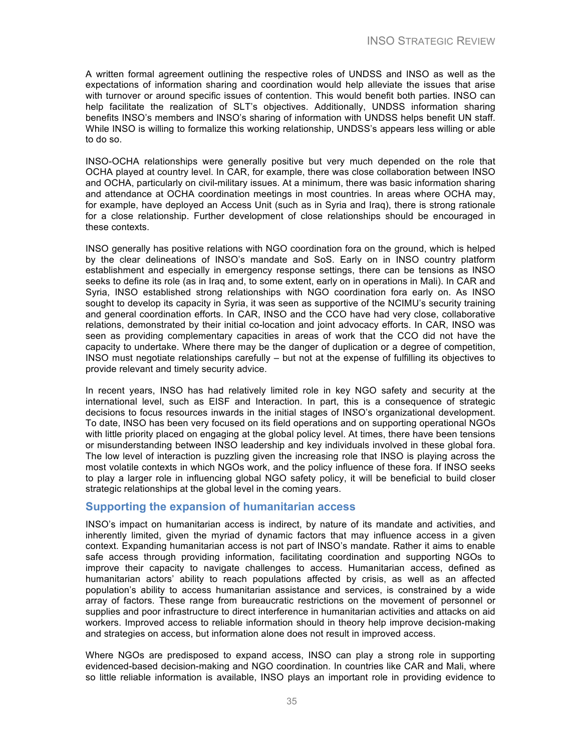A written formal agreement outlining the respective roles of UNDSS and INSO as well as the expectations of information sharing and coordination would help alleviate the issues that arise with turnover or around specific issues of contention. This would benefit both parties. INSO can help facilitate the realization of SLT's objectives. Additionally, UNDSS information sharing benefits INSO's members and INSO's sharing of information with UNDSS helps benefit UN staff. While INSO is willing to formalize this working relationship, UNDSS's appears less willing or able to do so.

INSO-OCHA relationships were generally positive but very much depended on the role that OCHA played at country level. In CAR, for example, there was close collaboration between INSO and OCHA, particularly on civil-military issues. At a minimum, there was basic information sharing and attendance at OCHA coordination meetings in most countries. In areas where OCHA may, for example, have deployed an Access Unit (such as in Syria and Iraq), there is strong rationale for a close relationship. Further development of close relationships should be encouraged in these contexts.

INSO generally has positive relations with NGO coordination fora on the ground, which is helped by the clear delineations of INSO's mandate and SoS. Early on in INSO country platform establishment and especially in emergency response settings, there can be tensions as INSO seeks to define its role (as in Iraq and, to some extent, early on in operations in Mali). In CAR and Syria, INSO established strong relationships with NGO coordination fora early on. As INSO sought to develop its capacity in Syria, it was seen as supportive of the NCIMU's security training and general coordination efforts. In CAR, INSO and the CCO have had very close, collaborative relations, demonstrated by their initial co-location and joint advocacy efforts. In CAR, INSO was seen as providing complementary capacities in areas of work that the CCO did not have the capacity to undertake. Where there may be the danger of duplication or a degree of competition, INSO must negotiate relationships carefully – but not at the expense of fulfilling its objectives to provide relevant and timely security advice.

In recent years, INSO has had relatively limited role in key NGO safety and security at the international level, such as EISF and Interaction. In part, this is a consequence of strategic decisions to focus resources inwards in the initial stages of INSO's organizational development. To date, INSO has been very focused on its field operations and on supporting operational NGOs with little priority placed on engaging at the global policy level. At times, there have been tensions or misunderstanding between INSO leadership and key individuals involved in these global fora. The low level of interaction is puzzling given the increasing role that INSO is playing across the most volatile contexts in which NGOs work, and the policy influence of these fora. If INSO seeks to play a larger role in influencing global NGO safety policy, it will be beneficial to build closer strategic relationships at the global level in the coming years.

## Supporting the expansion of humanitarian access

INSO's impact on humanitarian access is indirect, by nature of its mandate and activities, and inherently limited, given the myriad of dynamic factors that may influence access in a given context. Expanding humanitarian access is not part of INSO's mandate. Rather it aims to enable safe access through providing information, facilitating coordination and supporting NGOs to improve their capacity to navigate challenges to access. Humanitarian access, defined as humanitarian actors' ability to reach populations affected by crisis, as well as an affected population's ability to access humanitarian assistance and services, is constrained by a wide array of factors. These range from bureaucratic restrictions on the movement of personnel or supplies and poor infrastructure to direct interference in humanitarian activities and attacks on aid workers. Improved access to reliable information should in theory help improve decision-making and strategies on access, but information alone does not result in improved access.

Where NGOs are predisposed to expand access, INSO can play a strong role in supporting evidenced-based decision-making and NGO coordination. In countries like CAR and Mali, where so little reliable information is available, INSO plays an important role in providing evidence to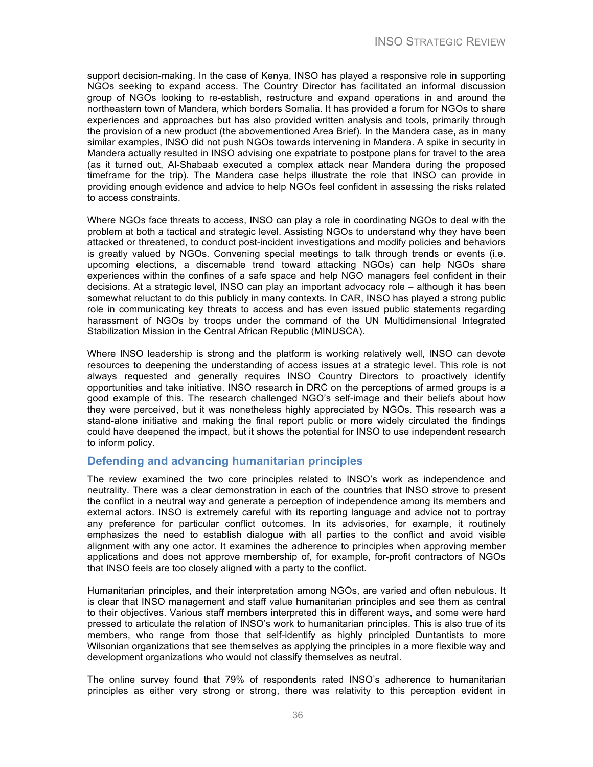support decision-making. In the case of Kenya, INSO has played a responsive role in supporting NGOs seeking to expand access. The Country Director has facilitated an informal discussion group of NGOs looking to re-establish, restructure and expand operations in and around the northeastern town of Mandera, which borders Somalia. It has provided a forum for NGOs to share experiences and approaches but has also provided written analysis and tools, primarily through the provision of a new product (the abovementioned Area Brief). In the Mandera case, as in many similar examples, INSO did not push NGOs towards intervening in Mandera. A spike in security in Mandera actually resulted in INSO advising one expatriate to postpone plans for travel to the area (as it turned out, Al-Shabaab executed a complex attack near Mandera during the proposed timeframe for the trip). The Mandera case helps illustrate the role that INSO can provide in providing enough evidence and advice to help NGOs feel confident in assessing the risks related to access constraints.

Where NGOs face threats to access, INSO can play a role in coordinating NGOs to deal with the problem at both a tactical and strategic level. Assisting NGOs to understand why they have been attacked or threatened, to conduct post-incident investigations and modify policies and behaviors is greatly valued by NGOs. Convening special meetings to talk through trends or events (i.e. upcoming elections, a discernable trend toward attacking NGOs) can help NGOs share experiences within the confines of a safe space and help NGO managers feel confident in their decisions. At a strategic level, INSO can play an important advocacy role – although it has been somewhat reluctant to do this publicly in many contexts. In CAR, INSO has played a strong public role in communicating key threats to access and has even issued public statements regarding harassment of NGOs by troops under the command of the UN Multidimensional Integrated Stabilization Mission in the Central African Republic (MINUSCA).

Where INSO leadership is strong and the platform is working relatively well, INSO can devote resources to deepening the understanding of access issues at a strategic level. This role is not always requested and generally requires INSO Country Directors to proactively identify opportunities and take initiative. INSO research in DRC on the perceptions of armed groups is a good example of this. The research challenged NGO's self-image and their beliefs about how they were perceived, but it was nonetheless highly appreciated by NGOs. This research was a stand-alone initiative and making the final report public or more widely circulated the findings could have deepened the impact, but it shows the potential for INSO to use independent research to inform policy.

## Defending and advancing humanitarian principles

The review examined the two core principles related to INSO's work as independence and neutrality. There was a clear demonstration in each of the countries that INSO strove to present the conflict in a neutral way and generate a perception of independence among its members and external actors. INSO is extremely careful with its reporting language and advice not to portray any preference for particular conflict outcomes. In its advisories, for example, it routinely emphasizes the need to establish dialogue with all parties to the conflict and avoid visible alignment with any one actor. It examines the adherence to principles when approving member applications and does not approve membership of, for example, for-profit contractors of NGOs that INSO feels are too closely aligned with a party to the conflict.

Humanitarian principles, and their interpretation among NGOs, are varied and often nebulous. It is clear that INSO management and staff value humanitarian principles and see them as central to their objectives. Various staff members interpreted this in different ways, and some were hard pressed to articulate the relation of INSO's work to humanitarian principles. This is also true of its members, who range from those that self-identify as highly principled Duntantists to more Wilsonian organizations that see themselves as applying the principles in a more flexible way and development organizations who would not classify themselves as neutral.

The online survey found that 79% of respondents rated INSO's adherence to humanitarian principles as either very strong or strong, there was relativity to this perception evident in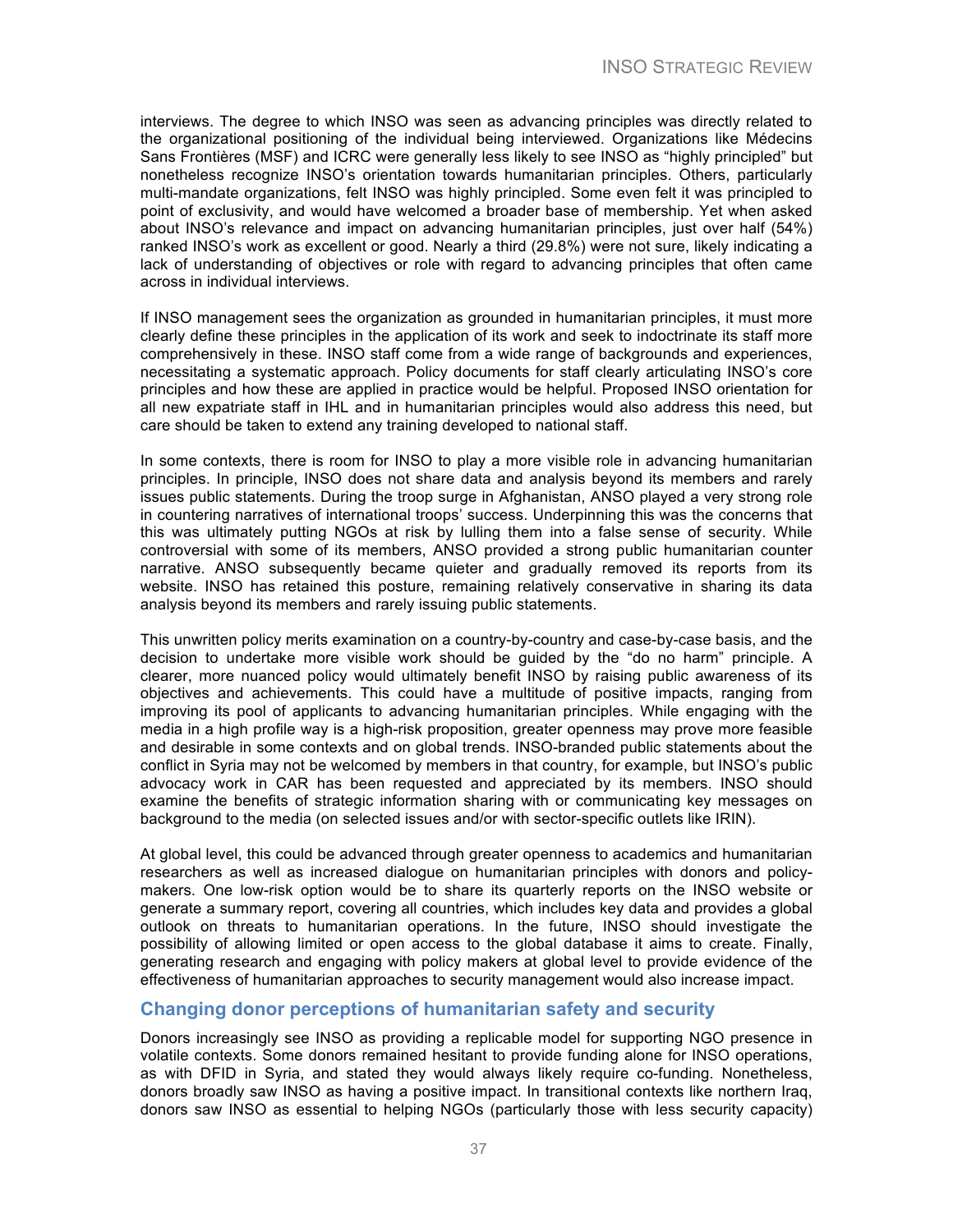interviews. The degree to which INSO was seen as advancing principles was directly related to the organizational positioning of the individual being interviewed. Organizations like Médecins Sans Frontières (MSF) and ICRC were generally less likely to see INSO as "highly principled" but nonetheless recognize INSO's orientation towards humanitarian principles. Others, particularly multi-mandate organizations, felt INSO was highly principled. Some even felt it was principled to point of exclusivity, and would have welcomed a broader base of membership. Yet when asked about INSO's relevance and impact on advancing humanitarian principles, just over half (54%) ranked INSO's work as excellent or good. Nearly a third (29.8%) were not sure, likely indicating a lack of understanding of objectives or role with regard to advancing principles that often came across in individual interviews.

If INSO management sees the organization as grounded in humanitarian principles, it must more clearly define these principles in the application of its work and seek to indoctrinate its staff more comprehensively in these. INSO staff come from a wide range of backgrounds and experiences, necessitating a systematic approach. Policy documents for staff clearly articulating INSO's core principles and how these are applied in practice would be helpful. Proposed INSO orientation for all new expatriate staff in IHL and in humanitarian principles would also address this need, but care should be taken to extend any training developed to national staff.

In some contexts, there is room for INSO to play a more visible role in advancing humanitarian principles. In principle, INSO does not share data and analysis beyond its members and rarely issues public statements. During the troop surge in Afghanistan, ANSO played a very strong role in countering narratives of international troops' success. Underpinning this was the concerns that this was ultimately putting NGOs at risk by lulling them into a false sense of security. While controversial with some of its members, ANSO provided a strong public humanitarian counter narrative. ANSO subsequently became quieter and gradually removed its reports from its website. INSO has retained this posture, remaining relatively conservative in sharing its data analysis beyond its members and rarely issuing public statements.

This unwritten policy merits examination on a country-by-country and case-by-case basis, and the decision to undertake more visible work should be guided by the "do no harm" principle. A clearer, more nuanced policy would ultimately benefit INSO by raising public awareness of its objectives and achievements. This could have a multitude of positive impacts, ranging from improving its pool of applicants to advancing humanitarian principles. While engaging with the media in a high profile way is a high-risk proposition, greater openness may prove more feasible and desirable in some contexts and on global trends. INSO-branded public statements about the conflict in Syria may not be welcomed by members in that country, for example, but INSO's public advocacy work in CAR has been requested and appreciated by its members. INSO should examine the benefits of strategic information sharing with or communicating key messages on background to the media (on selected issues and/or with sector-specific outlets like IRIN).

At global level, this could be advanced through greater openness to academics and humanitarian researchers as well as increased dialogue on humanitarian principles with donors and policy-makers. One low-risk option would be to share its quarterly reports on the INSO website or generate a summary report, covering all countries, which includes key data and provides a global outlook on threats to humanitarian operations. In the future, INSO should investigate the possibility of allowing limited or open access to the global database it aims to create. Finally, generating research and engaging with policy makers at global level to provide evidence of the effectiveness of humanitarian approaches to security management would also increase impact.

### Changing donor perceptions of humanitarian safety and security

Donors increasingly see INSO as providing a replicable model for supporting NGO presence in volatile contexts. Some donors remained hesitant to provide funding alone for INSO operations, as with DFID in Syria, and stated they would always likely require co-funding. Nonetheless, donors broadly saw INSO as having a positive impact. In transitional contexts like northern Iraq, donors saw INSO as essential to helping NGOs (particularly those with less security capacity)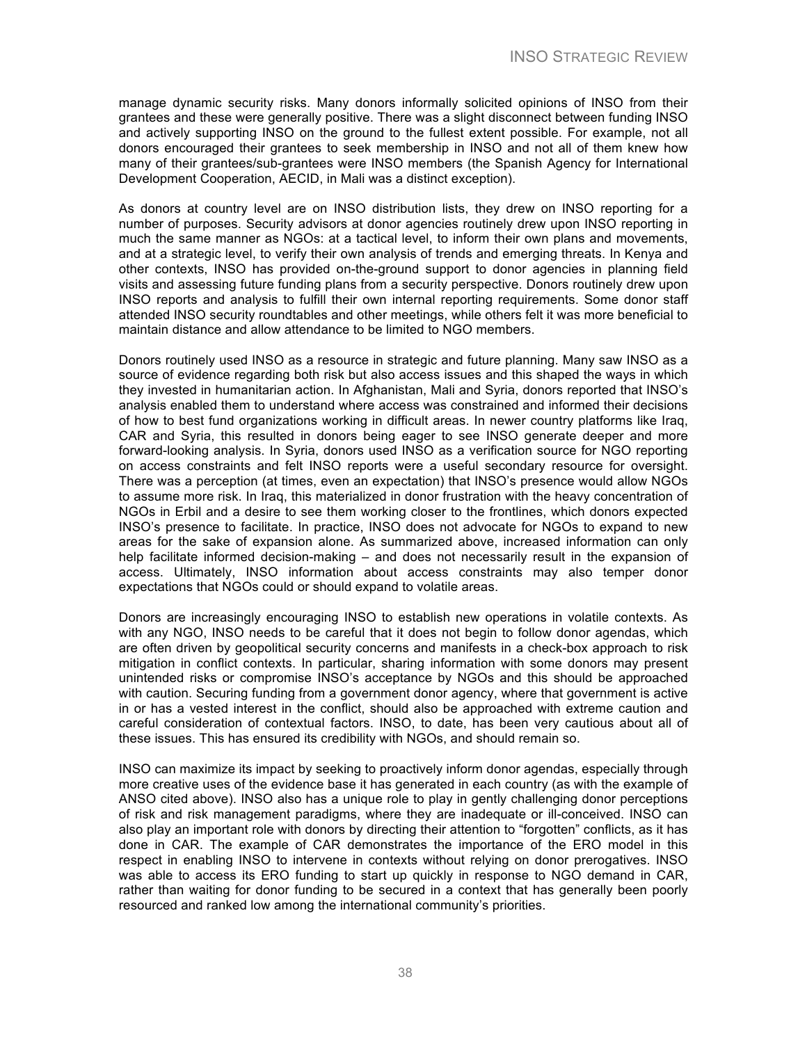manage dynamic security risks. Many donors informally solicited opinions of INSO from their grantees and these were generally positive. There was a slight disconnect between funding INSO and actively supporting INSO on the ground to the fullest extent possible. For example, not all donors encouraged their grantees to seek membership in INSO and not all of them knew how many of their grantees/sub-grantees were INSO members (the Spanish Agency for International Development Cooperation, AECID, in Mali was a distinct exception).

As donors at country level are on INSO distribution lists, they drew on INSO reporting for a number of purposes. Security advisors at donor agencies routinely drew upon INSO reporting in much the same manner as NGOs: at a tactical level, to inform their own plans and movements, and at a strategic level, to verify their own analysis of trends and emerging threats. In Kenya and other contexts, INSO has provided on-the-ground support to donor agencies in planning field visits and assessing future funding plans from a security perspective. Donors routinely drew upon INSO reports and analysis to fulfill their own internal reporting requirements. Some donor staff attended INSO security roundtables and other meetings, while others felt it was more beneficial to maintain distance and allow attendance to be limited to NGO members.

Donors routinely used INSO as a resource in strategic and future planning. Many saw INSO as a source of evidence regarding both risk but also access issues and this shaped the ways in which they invested in humanitarian action. In Afghanistan, Mali and Syria, donors reported that INSO's analysis enabled them to understand where access was constrained and informed their decisions of how to best fund organizations working in difficult areas. In newer country platforms like Iraq, CAR and Syria, this resulted in donors being eager to see INSO generate deeper and more forward-looking analysis. In Syria, donors used INSO as a verification source for NGO reporting on access constraints and felt INSO reports were a useful secondary resource for oversight. There was a perception (at times, even an expectation) that INSO's presence would allow NGOs to assume more risk. In Iraq, this materialized in donor frustration with the heavy concentration of NGOs in Erbil and a desire to see them working closer to the frontlines, which donors expected INSO's presence to facilitate. In practice, INSO does not advocate for NGOs to expand to new areas for the sake of expansion alone. As summarized above, increased information can only help facilitate informed decision-making – and does not necessarily result in the expansion of access. Ultimately, INSO information about access constraints may also temper donor expectations that NGOs could or should expand to volatile areas.

Donors are increasingly encouraging INSO to establish new operations in volatile contexts. As with any NGO, INSO needs to be careful that it does not begin to follow donor agendas, which are often driven by geopolitical security concerns and manifests in a check-box approach to risk mitigation in conflict contexts. In particular, sharing information with some donors may present unintended risks or compromise INSO's acceptance by NGOs and this should be approached with caution. Securing funding from a government donor agency, where that government is active in or has a vested interest in the conflict, should also be approached with extreme caution and careful consideration of contextual factors. INSO, to date, has been very cautious about all of these issues. This has ensured its credibility with NGOs, and should remain so.

INSO can maximize its impact by seeking to proactively inform donor agendas, especially through more creative uses of the evidence base it has generated in each country (as with the example of ANSO cited above). INSO also has a unique role to play in gently challenging donor perceptions of risk and risk management paradigms, where they are inadequate or ill-conceived. INSO can also play an important role with donors by directing their attention to "forgotten" conflicts, as it has done in CAR. The example of CAR demonstrates the importance of the ERO model in this respect in enabling INSO to intervene in contexts without relying on donor prerogatives. INSO was able to access its ERO funding to start up quickly in response to NGO demand in CAR, rather than waiting for donor funding to be secured in a context that has generally been poorly resourced and ranked low among the international community's priorities.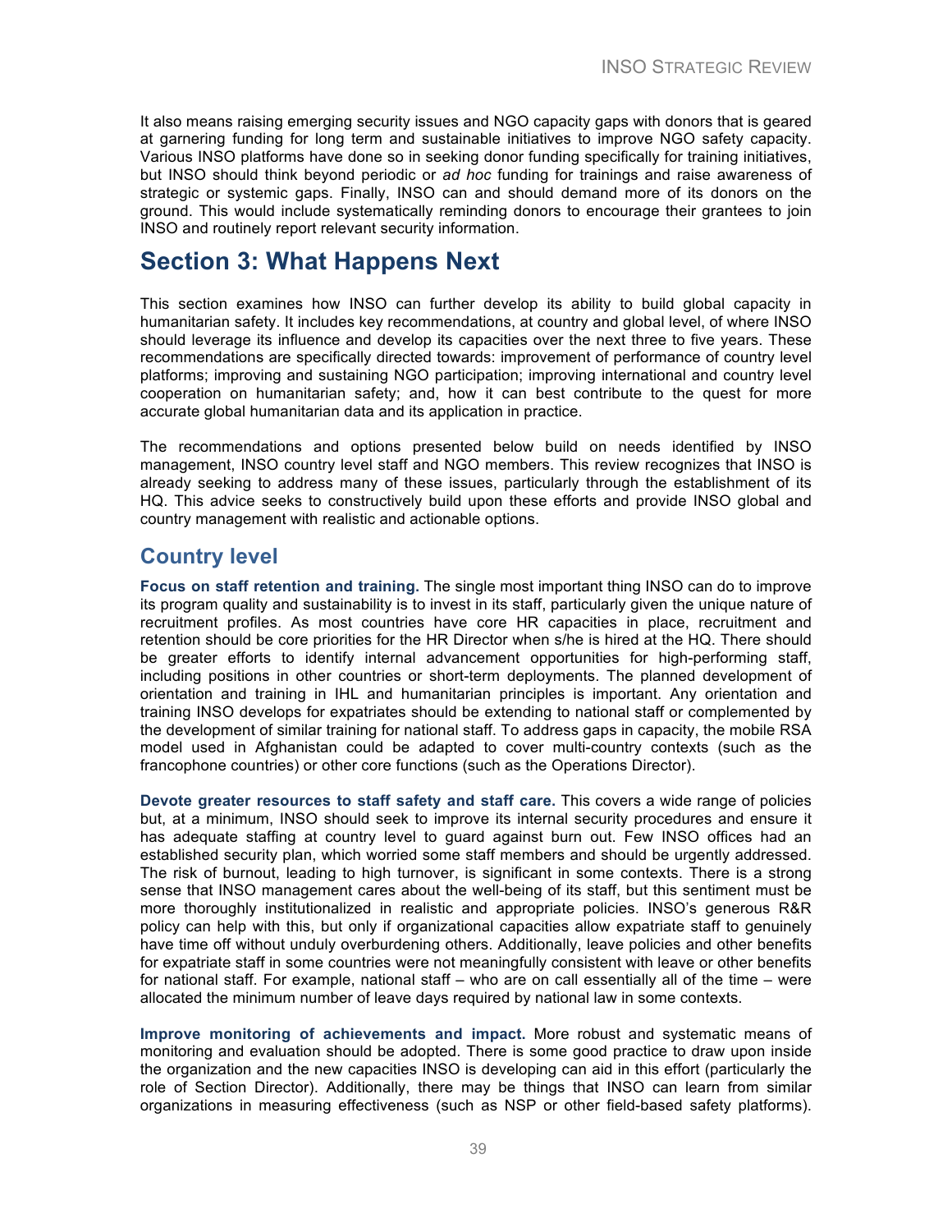It also means raising emerging security issues and NGO capacity gaps with donors that is geared at garnering funding for long term and sustainable initiatives to improve NGO safety capacity. Various INSO platforms have done so in seeking donor funding specifically for training initiatives, but INSO should think beyond periodic or *ad hoc* funding for trainings and raise awareness of strategic or systemic gaps. Finally, INSO can and should demand more of its donors on the ground. This would include systematically reminding donors to encourage their grantees to join INSO and routinely report relevant security information.

# Section 3: What Happens Next

This section examines how INSO can further develop its ability to build global capacity in humanitarian safety. It includes key recommendations, at country and global level, of where INSO should leverage its influence and develop its capacities over the next three to five years. These recommendations are specifically directed towards: improvement of performance of country level platforms; improving and sustaining NGO participation; improving international and country level cooperation on humanitarian safety; and, how it can best contribute to the quest for more accurate global humanitarian data and its application in practice.

The recommendations and options presented below build on needs identified by INSO management, INSO country level staff and NGO members. This review recognizes that INSO is already seeking to address many of these issues, particularly through the establishment of its HQ. This advice seeks to constructively build upon these efforts and provide INSO global and country management with realistic and actionable options.

## Country level

**Focus on staff retention and training.** The single most important thing INSO can do to improve its program quality and sustainability is to invest in its staff, particularly given the unique nature of recruitment profiles. As most countries have core HR capacities in place, recruitment and retention should be core priorities for the HR Director when s/he is hired at the HQ. There should be greater efforts to identify internal advancement opportunities for high-performing staff, including positions in other countries or short-term deployments. The planned development of orientation and training in IHL and humanitarian principles is important. Any orientation and training INSO develops for expatriates should be extending to national staff or complemented by the development of similar training for national staff. To address gaps in capacity, the mobile RSA model used in Afghanistan could be adapted to cover multi-country contexts (such as the francophone countries) or other core functions (such as the Operations Director).

**Devote greater resources to staff safety and staff care.** This covers a wide range of policies but, at a minimum, INSO should seek to improve its internal security procedures and ensure it has adequate staffing at country level to guard against burn out. Few INSO offices had an established security plan, which worried some staff members and should be urgently addressed. The risk of burnout, leading to high turnover, is significant in some contexts. There is a strong sense that INSO management cares about the well-being of its staff, but this sentiment must be more thoroughly institutionalized in realistic and appropriate policies. INSO's generous R&R policy can help with this, but only if organizational capacities allow expatriate staff to genuinely have time off without unduly overburdening others. Additionally, leave policies and other benefits for expatriate staff in some countries were not meaningfully consistent with leave or other benefits for national staff. For example, national staff – who are on call essentially all of the time – were allocated the minimum number of leave days required by national law in some contexts.

**Improve monitoring of achievements and impact.** More robust and systematic means of monitoring and evaluation should be adopted. There is some good practice to draw upon inside the organization and the new capacities INSO is developing can aid in this effort (particularly the role of Section Director). Additionally, there may be things that INSO can learn from similar organizations in measuring effectiveness (such as NSP or other field-based safety platforms).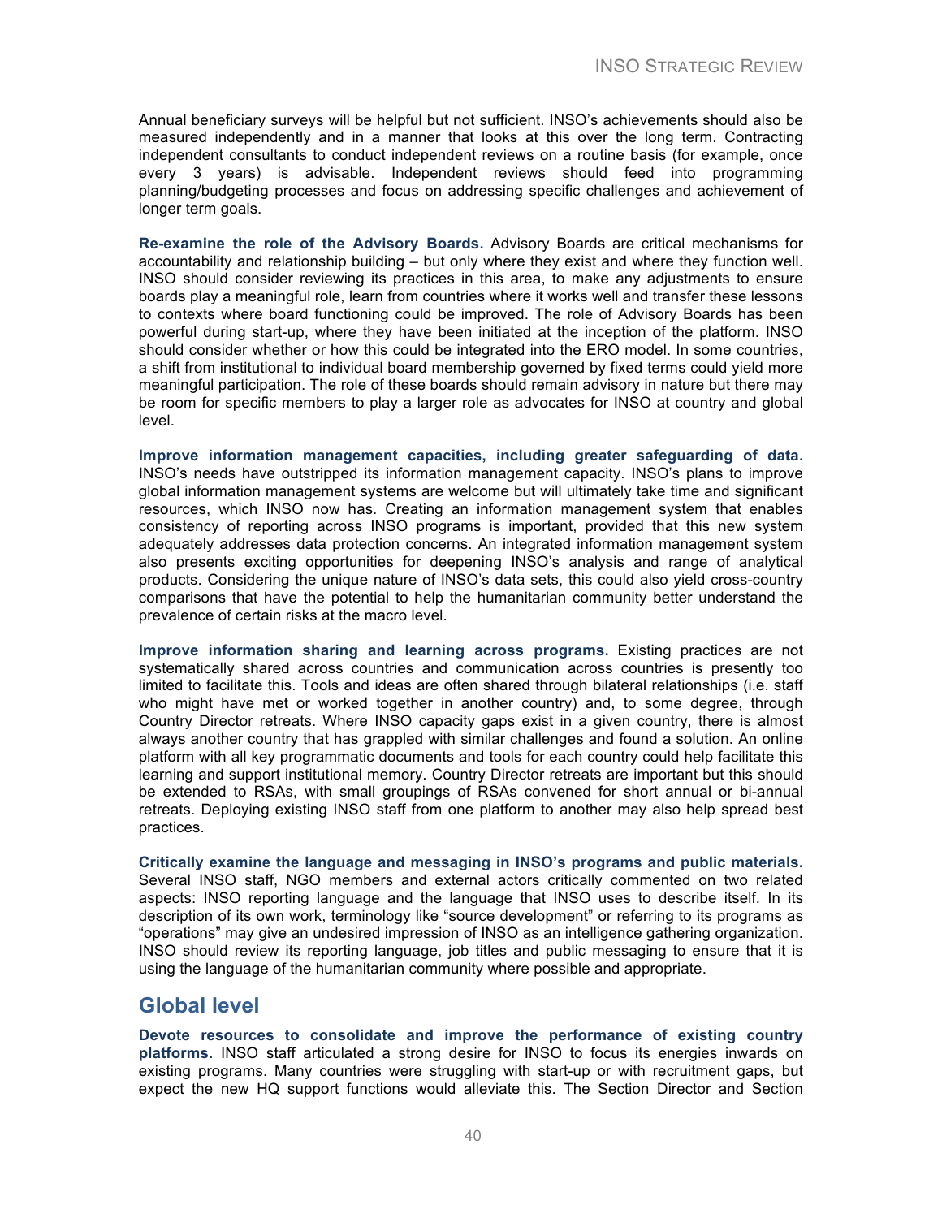Annual beneficiary surveys will be helpful but not sufficient. INSO's achievements should also be measured independently and in a manner that looks at this over the long term. Contracting independent consultants to conduct independent reviews on a routine basis (for example, once every 3 years) is advisable. Independent reviews should feed into programming planning/budgeting processes and focus on addressing specific challenges and achievement of longer term goals.

**Re-examine the role of the Advisory Boards.** Advisory Boards are critical mechanisms for accountability and relationship building – but only where they exist and where they function well. INSO should consider reviewing its practices in this area, to make any adjustments to ensure boards play a meaningful role, learn from countries where it works well and transfer these lessons to contexts where board functioning could be improved. The role of Advisory Boards has been powerful during start-up, where they have been initiated at the inception of the platform. INSO should consider whether or how this could be integrated into the ERO model. In some countries, a shift from institutional to individual board membership governed by fixed terms could yield more meaningful participation. The role of these boards should remain advisory in nature but there may be room for specific members to play a larger role as advocates for INSO at country and global level.

**Improve information management capacities, including greater safeguarding of data.** INSO's needs have outstripped its information management capacity. INSO's plans to improve global information management systems are welcome but will ultimately take time and significant resources, which INSO now has. Creating an information management system that enables consistency of reporting across INSO programs is important, provided that this new system adequately addresses data protection concerns. An integrated information management system also presents exciting opportunities for deepening INSO's analysis and range of analytical products. Considering the unique nature of INSO's data sets, this could also yield cross-country comparisons that have the potential to help the humanitarian community better understand the prevalence of certain risks at the macro level.

**Improve information sharing and learning across programs.** Existing practices are not systematically shared across countries and communication across countries is presently too limited to facilitate this. Tools and ideas are often shared through bilateral relationships (i.e. staff who might have met or worked together in another country) and, to some degree, through Country Director retreats. Where INSO capacity gaps exist in a given country, there is almost always another country that has grappled with similar challenges and found a solution. An online platform with all key programmatic documents and tools for each country could help facilitate this learning and support institutional memory. Country Director retreats are important but this should be extended to RSAs, with small groupings of RSAs convened for short annual or bi-annual retreats. Deploying existing INSO staff from one platform to another may also help spread best practices.

**Critically examine the language and messaging in INSO's programs and public materials.** Several INSO staff, NGO members and external actors critically commented on two related aspects: INSO reporting language and the language that INSO uses to describe itself. In its description of its own work, terminology like "source development" or referring to its programs as "operations" may give an undesired impression of INSO as an intelligence gathering organization. INSO should review its reporting language, job titles and public messaging to ensure that it is using the language of the humanitarian community where possible and appropriate.

## Global level

**Devote resources to consolidate and improve the performance of existing country platforms.** INSO staff articulated a strong desire for INSO to focus its energies inwards on existing programs. Many countries were struggling with start-up or with recruitment gaps, but expect the new HQ support functions would alleviate this. The Section Director and Section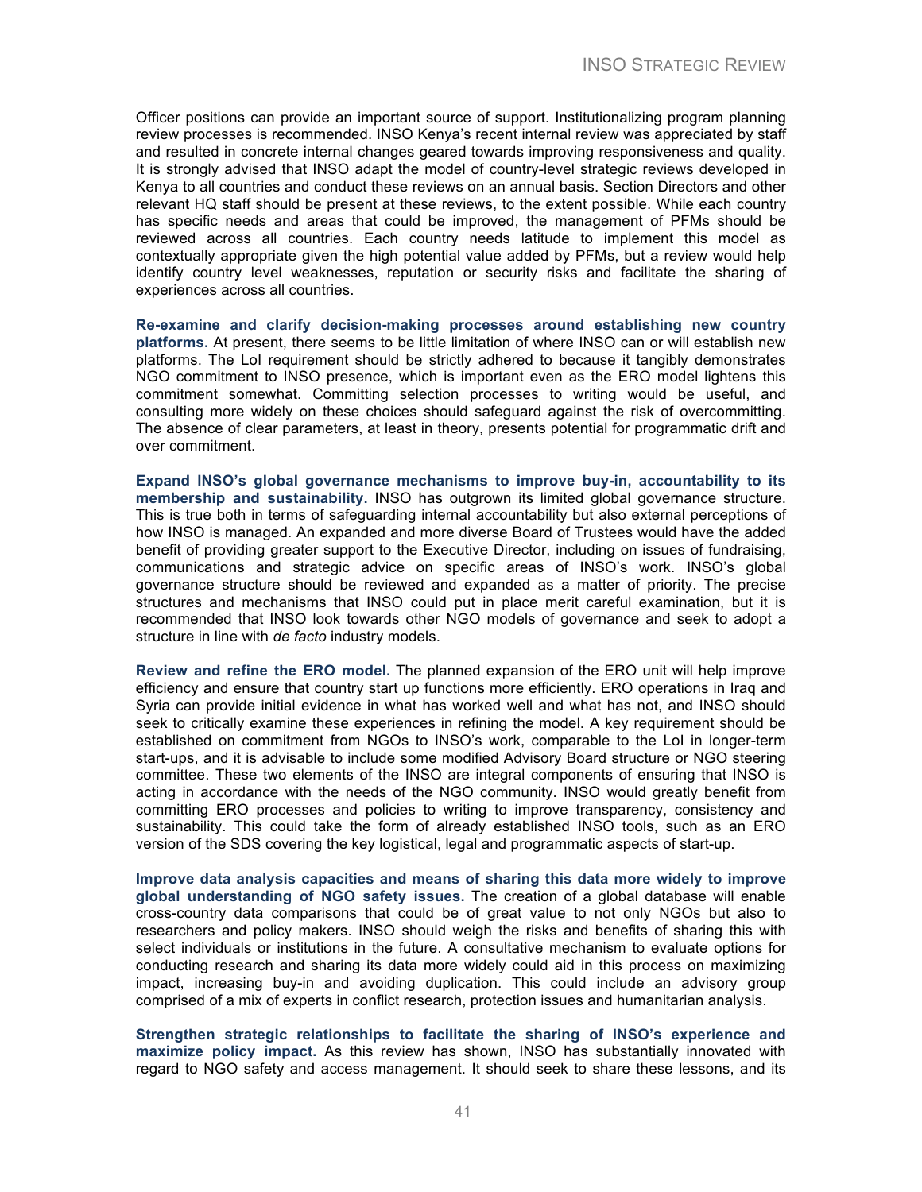Officer positions can provide an important source of support. Institutionalizing program planning review processes is recommended. INSO Kenya's recent internal review was appreciated by staff and resulted in concrete internal changes geared towards improving responsiveness and quality. It is strongly advised that INSO adapt the model of country-level strategic reviews developed in Kenya to all countries and conduct these reviews on an annual basis. Section Directors and other relevant HQ staff should be present at these reviews, to the extent possible. While each country has specific needs and areas that could be improved, the management of PFMs should be reviewed across all countries. Each country needs latitude to implement this model as contextually appropriate given the high potential value added by PFMs, but a review would help identify country level weaknesses, reputation or security risks and facilitate the sharing of experiences across all countries.

**Re-examine and clarify decision-making processes around establishing new country platforms.** At present, there seems to be little limitation of where INSO can or will establish new platforms. The LoI requirement should be strictly adhered to because it tangibly demonstrates NGO commitment to INSO presence, which is important even as the ERO model lightens this commitment somewhat. Committing selection processes to writing would be useful, and consulting more widely on these choices should safeguard against the risk of overcommitting. The absence of clear parameters, at least in theory, presents potential for programmatic drift and over commitment.

**Expand INSO's global governance mechanisms to improve buy-in, accountability to its membership and sustainability.** INSO has outgrown its limited global governance structure. This is true both in terms of safeguarding internal accountability but also external perceptions of how INSO is managed. An expanded and more diverse Board of Trustees would have the added benefit of providing greater support to the Executive Director, including on issues of fundraising, communications and strategic advice on specific areas of INSO's work. INSO's global governance structure should be reviewed and expanded as a matter of priority. The precise structures and mechanisms that INSO could put in place merit careful examination, but it is recommended that INSO look towards other NGO models of governance and seek to adopt a structure in line with *de facto* industry models.

**Review and refine the ERO model.** The planned expansion of the ERO unit will help improve efficiency and ensure that country start up functions more efficiently. ERO operations in Iraq and Syria can provide initial evidence in what has worked well and what has not, and INSO should seek to critically examine these experiences in refining the model. A key requirement should be established on commitment from NGOs to INSO's work, comparable to the LoI in longer-term start-ups, and it is advisable to include some modified Advisory Board structure or NGO steering committee. These two elements of the INSO are integral components of ensuring that INSO is acting in accordance with the needs of the NGO community. INSO would greatly benefit from committing ERO processes and policies to writing to improve transparency, consistency and sustainability. This could take the form of already established INSO tools, such as an ERO version of the SDS covering the key logistical, legal and programmatic aspects of start-up.

**Improve data analysis capacities and means of sharing this data more widely to improve global understanding of NGO safety issues.** The creation of a global database will enable cross-country data comparisons that could be of great value to not only NGOs but also to researchers and policy makers. INSO should weigh the risks and benefits of sharing this with select individuals or institutions in the future. A consultative mechanism to evaluate options for conducting research and sharing its data more widely could aid in this process on maximizing impact, increasing buy-in and avoiding duplication. This could include an advisory group comprised of a mix of experts in conflict research, protection issues and humanitarian analysis.

**Strengthen strategic relationships to facilitate the sharing of INSO's experience and maximize policy impact.** As this review has shown, INSO has substantially innovated with regard to NGO safety and access management. It should seek to share these lessons, and its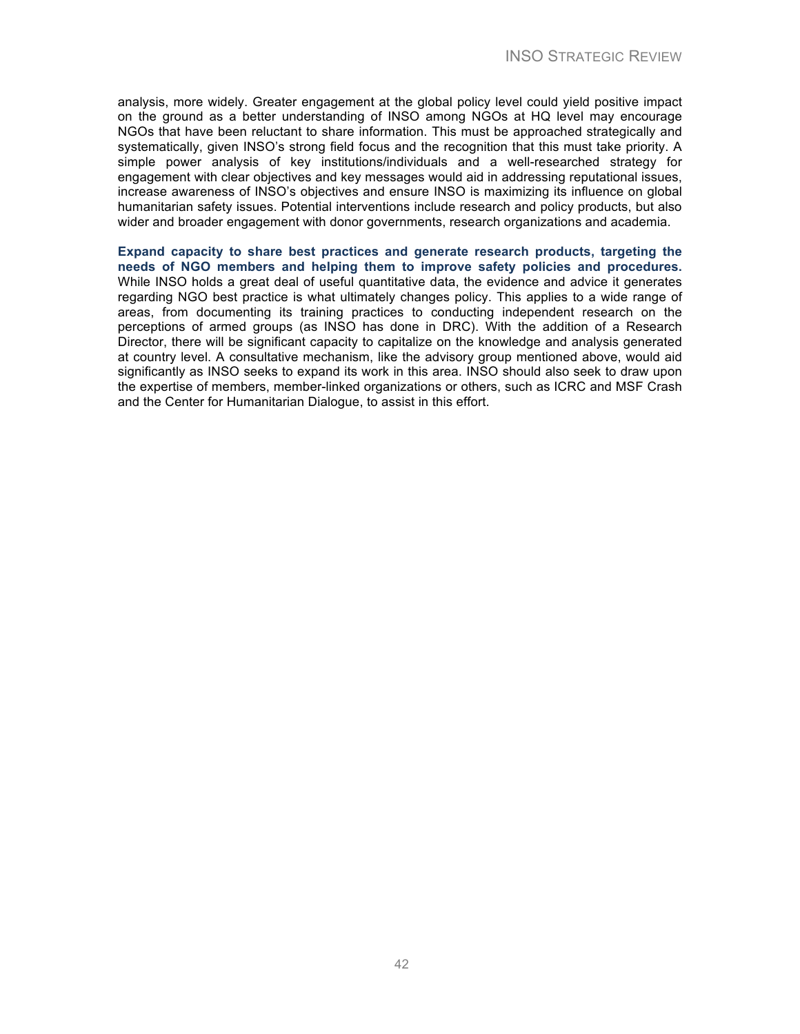analysis, more widely. Greater engagement at the global policy level could yield positive impact on the ground as a better understanding of INSO among NGOs at HQ level may encourage NGOs that have been reluctant to share information. This must be approached strategically and systematically, given INSO's strong field focus and the recognition that this must take priority. A simple power analysis of key institutions/individuals and a well-researched strategy for engagement with clear objectives and key messages would aid in addressing reputational issues, increase awareness of INSO's objectives and ensure INSO is maximizing its influence on global humanitarian safety issues. Potential interventions include research and policy products, but also wider and broader engagement with donor governments, research organizations and academia.

**Expand capacity to share best practices and generate research products, targeting the needs of NGO members and helping them to improve safety policies and procedures.** While INSO holds a great deal of useful quantitative data, the evidence and advice it generates regarding NGO best practice is what ultimately changes policy. This applies to a wide range of areas, from documenting its training practices to conducting independent research on the perceptions of armed groups (as INSO has done in DRC). With the addition of a Research Director, there will be significant capacity to capitalize on the knowledge and analysis generated at country level. A consultative mechanism, like the advisory group mentioned above, would aid significantly as INSO seeks to expand its work in this area. INSO should also seek to draw upon the expertise of members, member-linked organizations or others, such as ICRC and MSF Crash and the Center for Humanitarian Dialogue, to assist in this effort.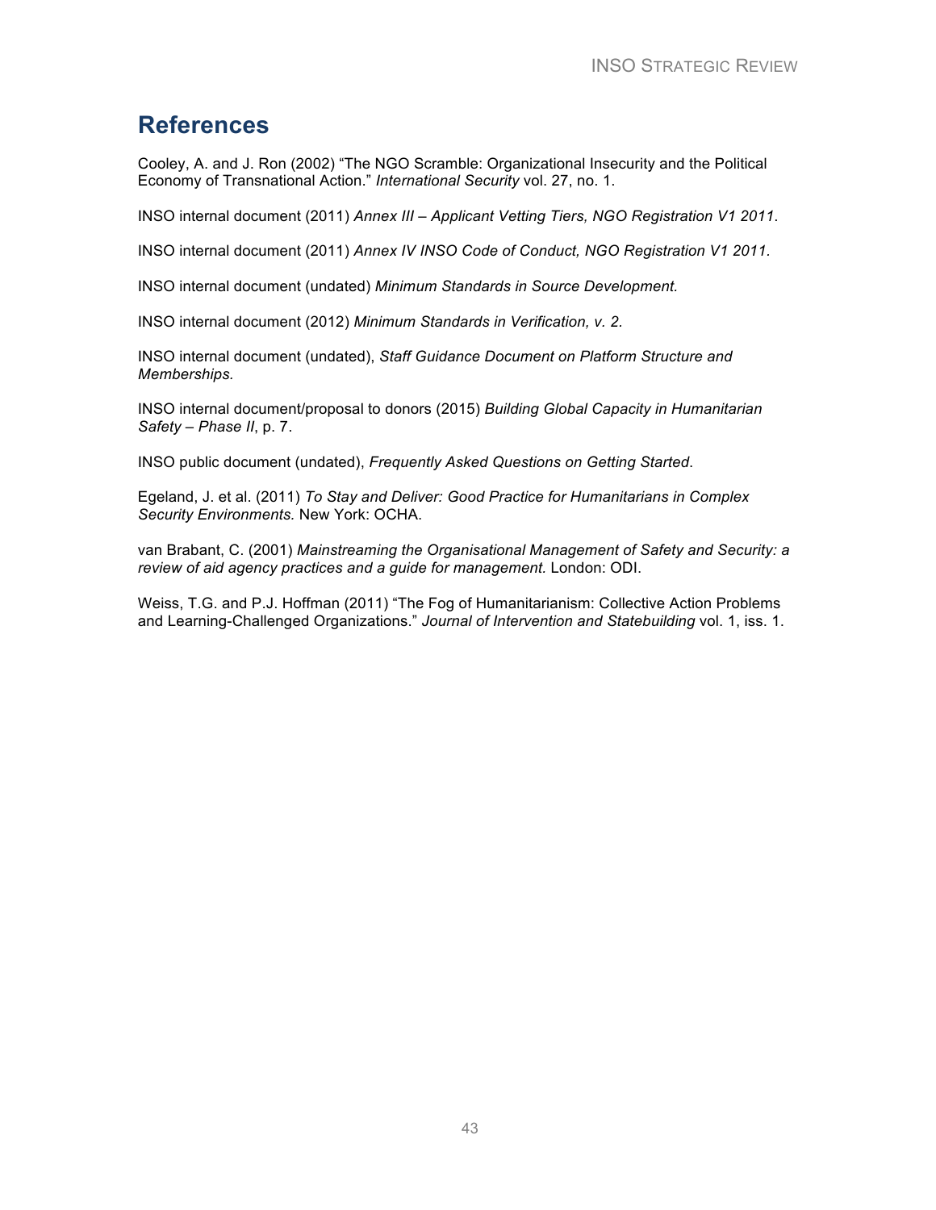## References

Cooley, A. and J. Ron (2002) "The NGO Scramble: Organizational Insecurity and the Political Economy of Transnational Action." *International Security* vol. 27, no. 1.

INSO internal document (2011) *Annex III – Applicant Vetting Tiers, NGO Registration V1 2011*.

INSO internal document (2011) *Annex IV INSO Code of Conduct, NGO Registration V1 2011.*

INSO internal document (undated) *Minimum Standards in Source Development.*

INSO internal document (2012) *Minimum Standards in Verification, v. 2.*

INSO internal document (undated), *Staff Guidance Document on Platform Structure and Memberships.*

INSO internal document/proposal to donors (2015) *Building Global Capacity in Humanitarian Safety – Phase II*, p. 7.

INSO public document (undated), *Frequently Asked Questions on Getting Started*.

Egeland, J. et al. (2011) *To Stay and Deliver: Good Practice for Humanitarians in Complex Security Environments.* New York: OCHA.

van Brabant, C. (2001) *Mainstreaming the Organisational Management of Safety and Security: a review of aid agency practices and a guide for management.* London: ODI.

Weiss, T.G. and P.J. Hoffman (2011) "The Fog of Humanitarianism: Collective Action Problems and Learning-Challenged Organizations." *Journal of Intervention and Statebuilding* vol. 1, iss. 1.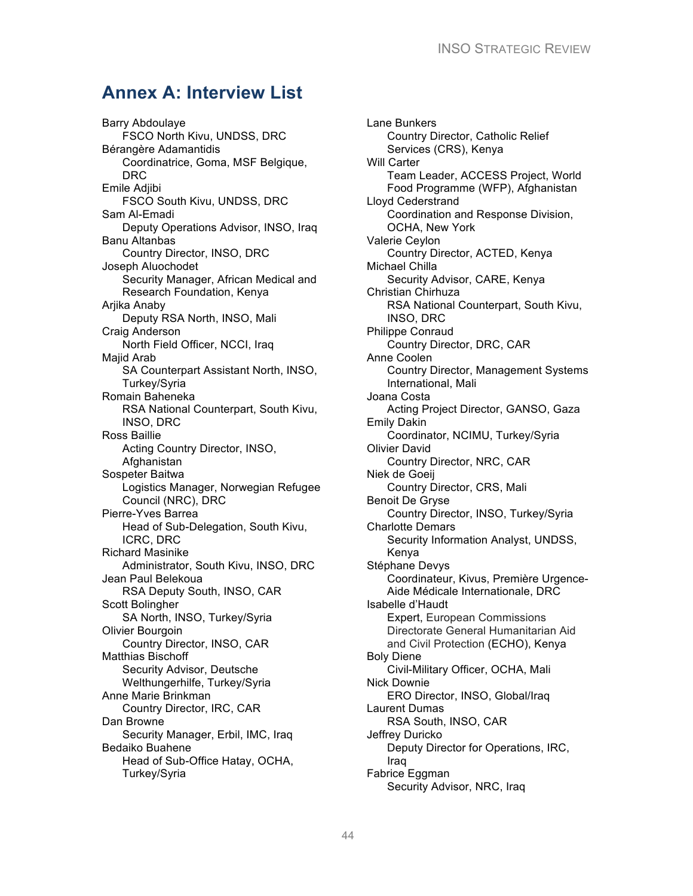# Annex A: Interview List

Barry Abdoulaye
FSCO North Kivu, UNDSS, DRC

Bérangère Adamantidis
Coordinatrice, Goma, MSF Belgique, DRC

Emile Adjibi
FSCO South Kivu, UNDSS, DRC

Sam Al-Emadi
Deputy Operations Advisor, INSO, Iraq

Banu Altanbas
Country Director, INSO, DRC

Joseph Aluochodet
Security Manager, African Medical and Research Foundation, Kenya

Arjika Anaby
Deputy RSA North, INSO, Mali

Craig Anderson
North Field Officer, NCCI, Iraq

Majid Arab
SA Counterpart Assistant North, INSO, Turkey/Syria

Romain Baheneka
RSA National Counterpart, South Kivu, INSO, DRC

Ross Baillie
Acting Country Director, INSO, Afghanistan

Sospeter Baitwa
Logistics Manager, Norwegian Refugee Council (NRC), DRC

Pierre-Yves Barrea
Head of Sub-Delegation, South Kivu, ICRC, DRC

Richard Masinike
Administrator, South Kivu, INSO, DRC

Jean Paul Belekoua
RSA Deputy South, INSO, CAR

Scott Bolingher
SA North, INSO, Turkey/Syria

Olivier Bourgoin
Country Director, INSO, CAR

Matthias Bischoff
Security Advisor, Deutsche Welthungerhilfe, Turkey/Syria

Anne Marie Brinkman
Country Director, IRC, CAR

Dan Browne
Security Manager, Erbil, IMC, Iraq

Bedaiko Buahene
Head of Sub-Office Hatay, OCHA, Turkey/Syria

Lane Bunkers
Country Director, Catholic Relief Services (CRS), Kenya

Will Carter
Team Leader, ACCESS Project, World Food Programme (WFP), Afghanistan

Lloyd Cederstrand
Coordination and Response Division, OCHA, New York

Valerie Ceylon
Country Director, ACTED, Kenya

Michael Chilla
Security Advisor, CARE, Kenya

Christian Chirhuza
RSA National Counterpart, South Kivu, INSO, DRC

Philippe Conraud
Country Director, DRC, CAR

Anne Coolen
Country Director, Management Systems International, Mali

Joana Costa
Acting Project Director, GANSO, Gaza

Emily Dakin
Coordinator, NCIMU, Turkey/Syria

Olivier David
Country Director, NRC, CAR

Niek de Goeij
Country Director, CRS, Mali

Benoit De Gryse
Country Director, INSO, Turkey/Syria

Charlotte Demars
Security Information Analyst, UNDSS, Kenya

Stéphane Devys
Coordinateur, Kivus, Première Urgence-Aide Médicale Internationale, DRC

Isabelle d'Haudt
Expert, European Commissions Directorate General Humanitarian Aid and Civil Protection (ECHO), Kenya

Boly Diene
Civil-Military Officer, OCHA, Mali

Nick Downie
ERO Director, INSO, Global/Iraq

Laurent Dumas
RSA South, INSO, CAR

Jeffrey Duricko
Deputy Director for Operations, IRC, Iraq

Fabrice Eggman
Security Advisor, NRC, Iraq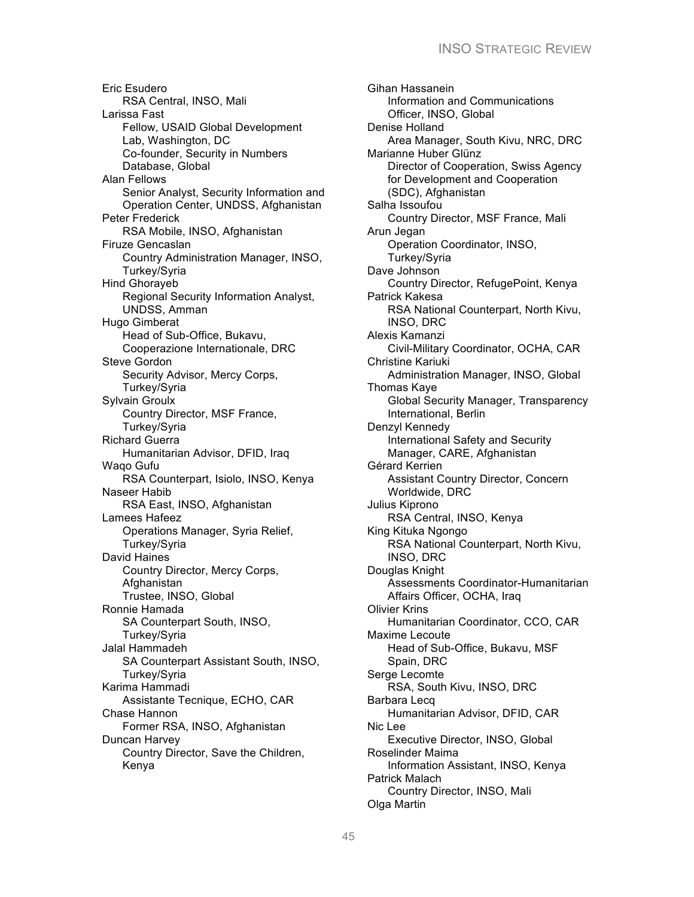Eric Esudero
    RSA Central, INSO, Mali

Larissa Fast
    Fellow, USAID Global Development Lab, Washington, DC
    Co-founder, Security in Numbers Database, Global

Alan Fellows
    Senior Analyst, Security Information and Operation Center, UNDSS, Afghanistan

Peter Frederick
    RSA Mobile, INSO, Afghanistan

Firuze Gencaslan
    Country Administration Manager, INSO, Turkey/Syria

Hind Ghorayeb
    Regional Security Information Analyst, UNDSS, Amman

Hugo Gimberat
    Head of Sub-Office, Bukavu, Cooperazione Internationale, DRC

Steve Gordon
    Security Advisor, Mercy Corps, Turkey/Syria

Sylvain Groulx
    Country Director, MSF France, Turkey/Syria

Richard Guerra
    Humanitarian Advisor, DFID, Iraq

Waqo Gufu
    RSA Counterpart, Isiolo, INSO, Kenya

Naseer Habib
    RSA East, INSO, Afghanistan

Lamees Hafeez
    Operations Manager, Syria Relief, Turkey/Syria

David Haines
    Country Director, Mercy Corps, Afghanistan
    Trustee, INSO, Global

Ronnie Hamada
    SA Counterpart South, INSO, Turkey/Syria

Jalal Hammadeh
    SA Counterpart Assistant South, INSO, Turkey/Syria

Karima Hammadi
    Assistante Tecnique, ECHO, CAR

Chase Hannon
    Former RSA, INSO, Afghanistan

Duncan Harvey
    Country Director, Save the Children, Kenya

Gihan Hassanein
    Information and Communications Officer, INSO, Global

Denise Holland
    Area Manager, South Kivu, NRC, DRC

Marianne Huber Glünz
    Director of Cooperation, Swiss Agency for Development and Cooperation (SDC), Afghanistan

Salha Issoufou
    Country Director, MSF France, Mali

Arun Jegan
    Operation Coordinator, INSO, Turkey/Syria

Dave Johnson
    Country Director, RefugePoint, Kenya

Patrick Kakesa
    RSA National Counterpart, North Kivu, INSO, DRC

Alexis Kamanzi
    Civil-Military Coordinator, OCHA, CAR

Christine Kariuki
    Administration Manager, INSO, Global

Thomas Kaye
    Global Security Manager, Transparency International, Berlin

Denzyl Kennedy
    International Safety and Security Manager, CARE, Afghanistan

Gérard Kerrien
    Assistant Country Director, Concern Worldwide, DRC

Julius Kiprono
    RSA Central, INSO, Kenya

King Kituka Ngongo
    RSA National Counterpart, North Kivu, INSO, DRC

Douglas Knight
    Assessments Coordinator-Humanitarian Affairs Officer, OCHA, Iraq

Olivier Krins
    Humanitarian Coordinator, CCO, CAR

Maxime Lecoute
    Head of Sub-Office, Bukavu, MSF Spain, DRC

Serge Lecomte
    RSA, South Kivu, INSO, DRC

Barbara Lecq
    Humanitarian Advisor, DFID, CAR

Nic Lee
    Executive Director, INSO, Global

Roselinder Maima
    Information Assistant, INSO, Kenya

Patrick Malach
    Country Director, INSO, Mali

Olga Martin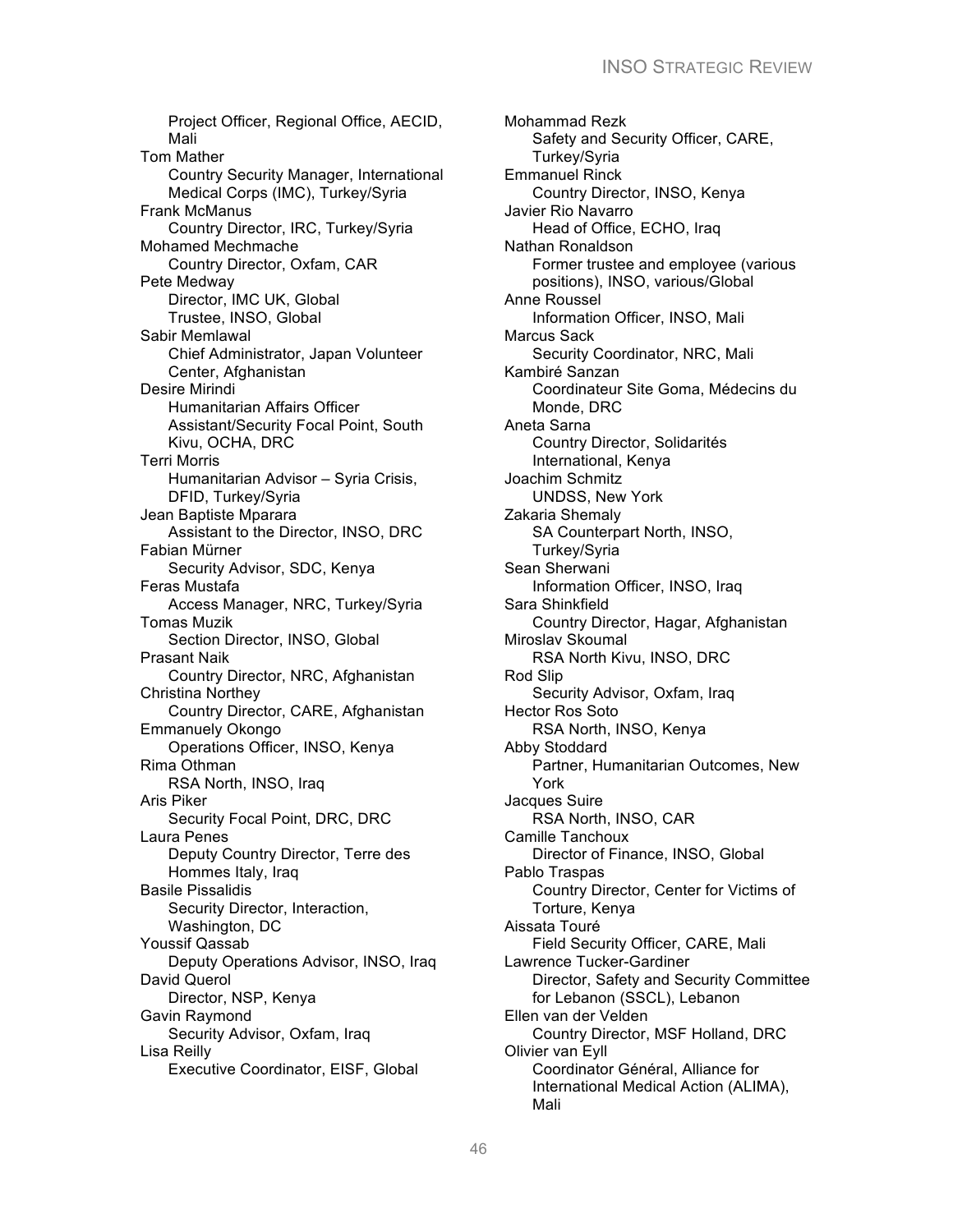Project Officer, Regional Office, AECID, Mali

Tom Mather
Country Security Manager, International Medical Corps (IMC), Turkey/Syria

Frank McManus
Country Director, IRC, Turkey/Syria

Mohamed Mechmache
Country Director, Oxfam, CAR

Pete Medway
Director, IMC UK, Global
Trustee, INSO, Global

Sabir Memlawal
Chief Administrator, Japan Volunteer Center, Afghanistan

Desire Mirindi
Humanitarian Affairs Officer Assistant/Security Focal Point, South Kivu, OCHA, DRC

Terri Morris
Humanitarian Advisor – Syria Crisis, DFID, Turkey/Syria

Jean Baptiste Mparara
Assistant to the Director, INSO, DRC

Fabian Mürner
Security Advisor, SDC, Kenya

Feras Mustafa
Access Manager, NRC, Turkey/Syria

Tomas Muzik
Section Director, INSO, Global

Prasant Naik
Country Director, NRC, Afghanistan

Christina Northey
Country Director, CARE, Afghanistan

Emmanuely Okongo
Operations Officer, INSO, Kenya

Rima Othman
RSA North, INSO, Iraq

Aris Piker
Security Focal Point, DRC, DRC

Laura Penes
Deputy Country Director, Terre des Hommes Italy, Iraq

Basile Pissalidis
Security Director, Interaction, Washington, DC

Youssif Qassab
Deputy Operations Advisor, INSO, Iraq

David Querol
Director, NSP, Kenya

Gavin Raymond
Security Advisor, Oxfam, Iraq

Lisa Reilly
Executive Coordinator, EISF, Global

Mohammad Rezk
Safety and Security Officer, CARE, Turkey/Syria

Emmanuel Rinck
Country Director, INSO, Kenya

Javier Rio Navarro
Head of Office, ECHO, Iraq

Nathan Ronaldson
Former trustee and employee (various positions), INSO, various/Global

Anne Roussel
Information Officer, INSO, Mali

Marcus Sack
Security Coordinator, NRC, Mali

Kambiré Sanzan
Coordinateur Site Goma, Médecins du Monde, DRC

Aneta Sarna
Country Director, Solidarités International, Kenya

Joachim Schmitz
UNDSS, New York

Zakaria Shemaly
SA Counterpart North, INSO, Turkey/Syria

Sean Sherwani
Information Officer, INSO, Iraq

Sara Shinkfield
Country Director, Hagar, Afghanistan

Miroslav Skoumal
RSA North Kivu, INSO, DRC

Rod Slip
Security Advisor, Oxfam, Iraq

Hector Ros Soto
RSA North, INSO, Kenya

Abby Stoddard
Partner, Humanitarian Outcomes, New York

Jacques Suire
RSA North, INSO, CAR

Camille Tanchoux
Director of Finance, INSO, Global

Pablo Traspas
Country Director, Center for Victims of Torture, Kenya

Aissata Touré
Field Security Officer, CARE, Mali

Lawrence Tucker-Gardiner
Director, Safety and Security Committee for Lebanon (SSCL), Lebanon

Ellen van der Velden
Country Director, MSF Holland, DRC

Olivier van Eyll
Coordinator Général, Alliance for International Medical Action (ALIMA), Mali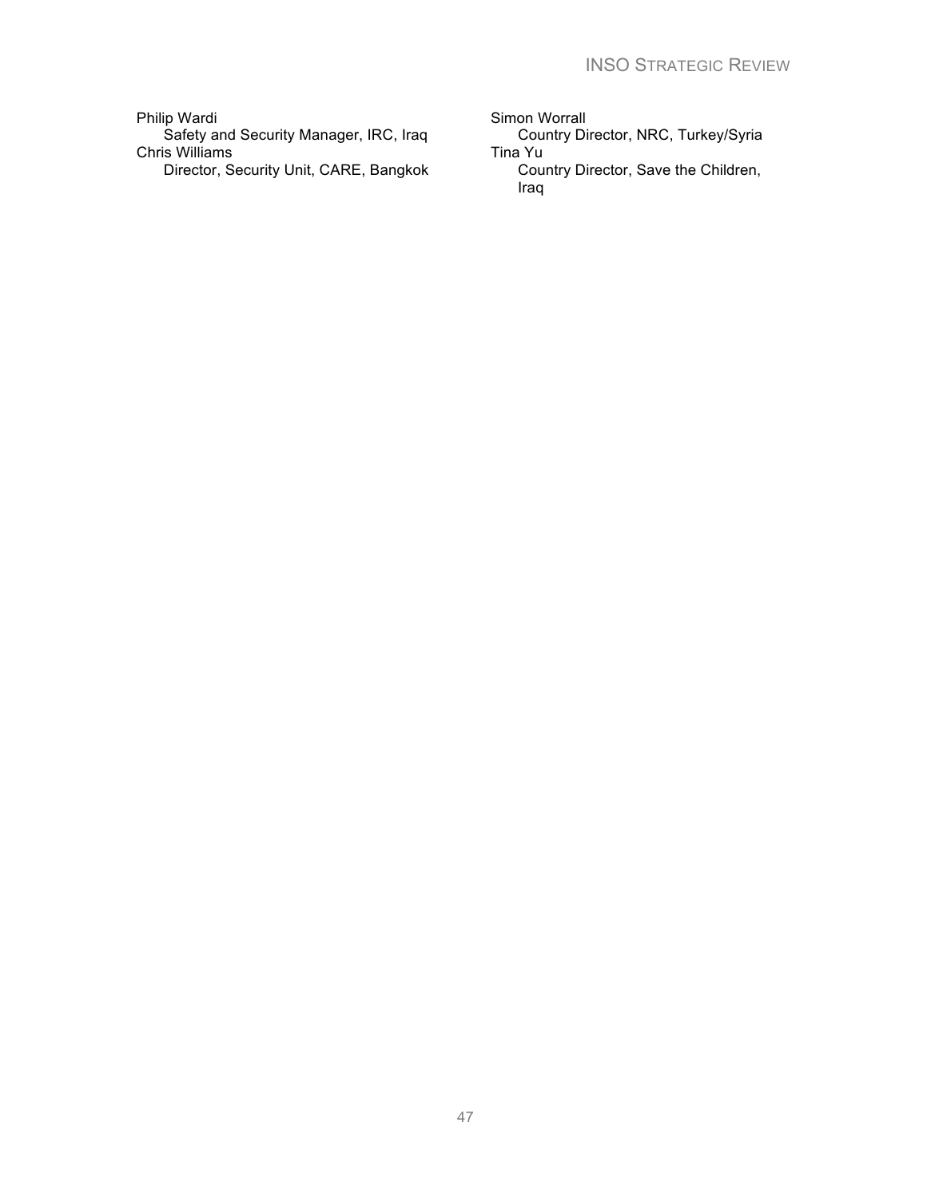Philip Wardi
    Safety and Security Manager, IRC, Iraq

Chris Williams
    Director, Security Unit, CARE, Bangkok

Simon Worrall
    Country Director, NRC, Turkey/Syria

Tina Yu
    Country Director, Save the Children, Iraq